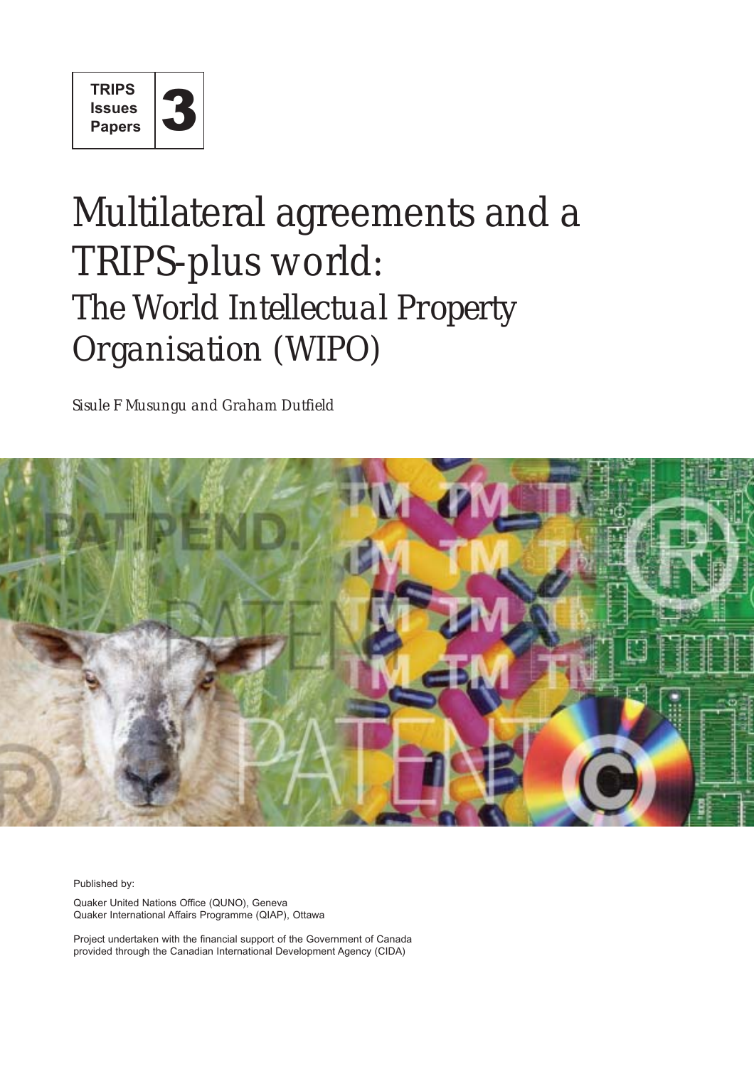**TRIPS Issues Papers 3**

# Multilateral agreements and a TRIPS-plus world:

## *The World Intellectual Property Organisation (WIPO)*

*Sisule F Musungu and Graham Dutfield*

Published by:

Quaker United Nations Office (QUNO), Geneva
Quaker International Affairs Programme (QIAP), Ottawa

Project undertaken with the financial support of the Government of Canada provided through the Canadian International Development Agency (CIDA)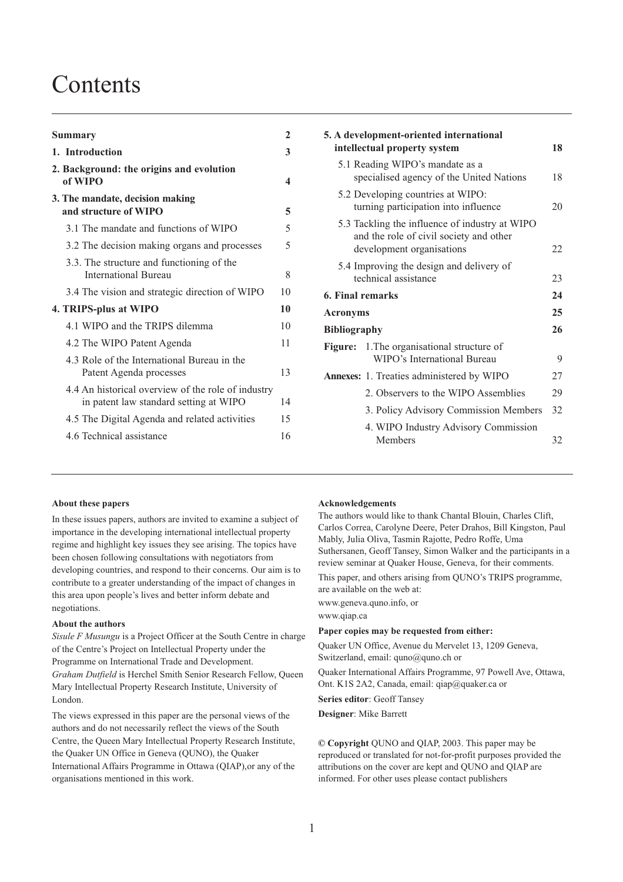# Contents

| | |
|---|---|
| **Summary** | **2** |
| **1. Introduction** | **3** |
| **2. Background: the origins and evolution of WIPO** | **4** |
| **3. The mandate, decision making and structure of WIPO** | **5** |
| 3.1 The mandate and functions of WIPO | 5 |
| 3.2 The decision making organs and processes | 5 |
| 3.3. The structure and functioning of the International Bureau | 8 |
| 3.4 The vision and strategic direction of WIPO | 10 |
| **4. TRIPS-plus at WIPO** | **10** |
| 4.1 WIPO and the TRIPS dilemma | 10 |
| 4.2 The WIPO Patent Agenda | 11 |
| 4.3 Role of the International Bureau in the Patent Agenda processes | 13 |
| 4.4 An historical overview of the role of industry in patent law standard setting at WIPO | 14 |
| 4.5 The Digital Agenda and related activities | 15 |
| 4.6 Technical assistance | 16 |
| **5. A development-oriented international intellectual property system** | **18** |
| 5.1 Reading WIPO's mandate as a specialised agency of the United Nations | 18 |
| 5.2 Developing countries at WIPO: turning participation into influence | 20 |
| 5.3 Tackling the influence of industry at WIPO and the role of civil society and other development organisations | 22 |
| 5.4 Improving the design and delivery of technical assistance | 23 |
| **6. Final remarks** | **24** |
| **Acronyms** | **25** |
| **Bibliography** | **26** |
| **Figure:** 1.The organisational structure of WIPO's International Bureau | 9 |
| **Annexes:** 1. Treaties administered by WIPO | 27 |
| 2. Observers to the WIPO Assemblies | 29 |
| 3. Policy Advisory Commission Members | 32 |
| 4. WIPO Industry Advisory Commission Members | 32 |

**About these papers**

In these issues papers, authors are invited to examine a subject of importance in the developing international intellectual property regime and highlight key issues they see arising. The topics have been chosen following consultations with negotiators from developing countries, and respond to their concerns. Our aim is to contribute to a greater understanding of the impact of changes in this area upon people's lives and better inform debate and negotiations.

**About the authors**

*Sisule F Musungu* is a Project Officer at the South Centre in charge of the Centre's Project on Intellectual Property under the Programme on International Trade and Development.
*Graham Dutfield* is Herchel Smith Senior Research Fellow, Queen Mary Intellectual Property Research Institute, University of London.

The views expressed in this paper are the personal views of the authors and do not necessarily reflect the views of the South Centre, the Queen Mary Intellectual Property Research Institute, the Quaker UN Office in Geneva (QUNO), the Quaker International Affairs Programme in Ottawa (QIAP),or any of the organisations mentioned in this work.

**Acknowledgements**

The authors would like to thank Chantal Blouin, Charles Clift, Carlos Correa, Carolyne Deere, Peter Drahos, Bill Kingston, Paul Mably, Julia Oliva, Tasmin Rajotte, Pedro Roffe, Uma Suthersanen, Geoff Tansey, Simon Walker and the participants in a review seminar at Quaker House, Geneva, for their comments.

This paper, and others arising from QUNO's TRIPS programme, are available on the web at:

www.geneva.quno.info, or

www.qiap.ca

**Paper copies may be requested from either:**

Quaker UN Office, Avenue du Mervelet 13, 1209 Geneva, Switzerland, email: quno@quno.ch or

Quaker International Affairs Programme, 97 Powell Ave, Ottawa, Ont. K1S 2A2, Canada, email: qiap@quaker.ca or

**Series editor**: Geoff Tansey

**Designer**: Mike Barrett

**© Copyright** QUNO and QIAP, 2003. This paper may be reproduced or translated for not-for-profit purposes provided the attributions on the cover are kept and QUNO and QIAP are informed. For other uses please contact publishers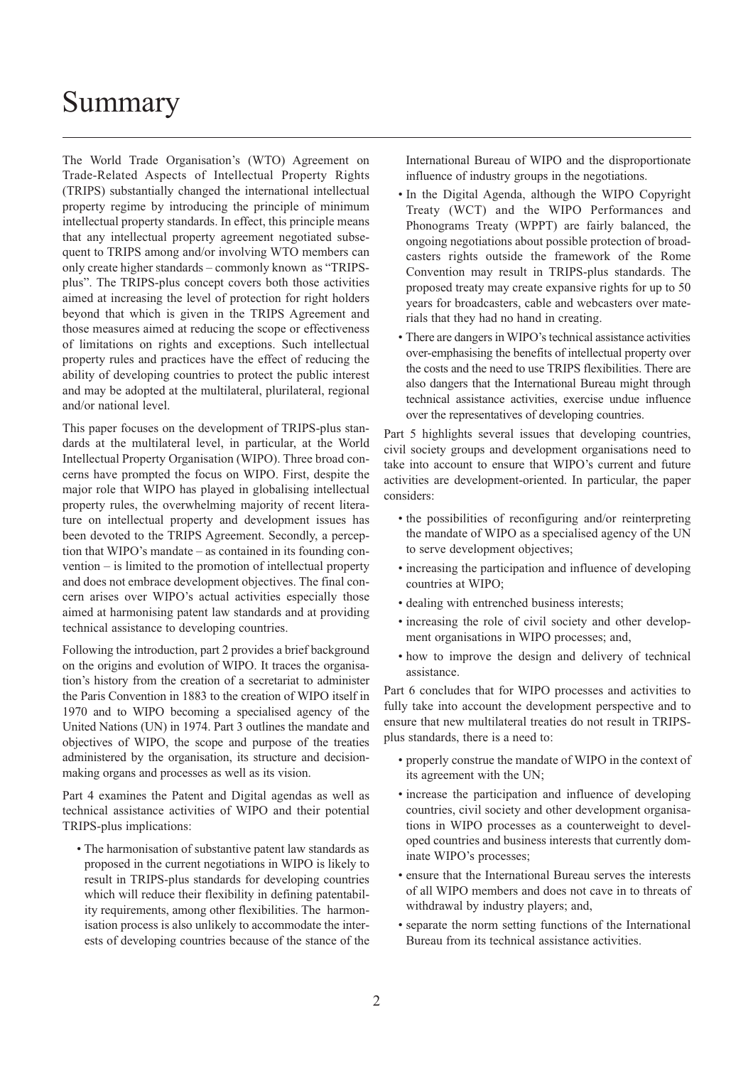# Summary

The World Trade Organisation's (WTO) Agreement on Trade-Related Aspects of Intellectual Property Rights (TRIPS) substantially changed the international intellectual property regime by introducing the principle of minimum intellectual property standards. In effect, this principle means that any intellectual property agreement negotiated subsequent to TRIPS among and/or involving WTO members can only create higher standards – commonly known as "TRIPS-plus". The TRIPS-plus concept covers both those activities aimed at increasing the level of protection for right holders beyond that which is given in the TRIPS Agreement and those measures aimed at reducing the scope or effectiveness of limitations on rights and exceptions. Such intellectual property rules and practices have the effect of reducing the ability of developing countries to protect the public interest and may be adopted at the multilateral, plurilateral, regional and/or national level.

This paper focuses on the development of TRIPS-plus standards at the multilateral level, in particular, at the World Intellectual Property Organisation (WIPO). Three broad concerns have prompted the focus on WIPO. First, despite the major role that WIPO has played in globalising intellectual property rules, the overwhelming majority of recent literature on intellectual property and development issues has been devoted to the TRIPS Agreement. Secondly, a perception that WIPO's mandate – as contained in its founding convention – is limited to the promotion of intellectual property and does not embrace development objectives. The final concern arises over WIPO's actual activities especially those aimed at harmonising patent law standards and at providing technical assistance to developing countries.

Following the introduction, part 2 provides a brief background on the origins and evolution of WIPO. It traces the organisation's history from the creation of a secretariat to administer the Paris Convention in 1883 to the creation of WIPO itself in 1970 and to WIPO becoming a specialised agency of the United Nations (UN) in 1974. Part 3 outlines the mandate and objectives of WIPO, the scope and purpose of the treaties administered by the organisation, its structure and decision-making organs and processes as well as its vision.

Part 4 examines the Patent and Digital agendas as well as technical assistance activities of WIPO and their potential TRIPS-plus implications:

- The harmonisation of substantive patent law standards as proposed in the current negotiations in WIPO is likely to result in TRIPS-plus standards for developing countries which will reduce their flexibility in defining patentability requirements, among other flexibilities. The harmonisation process is also unlikely to accommodate the interests of developing countries because of the stance of the International Bureau of WIPO and the disproportionate influence of industry groups in the negotiations.
- In the Digital Agenda, although the WIPO Copyright Treaty (WCT) and the WIPO Performances and Phonograms Treaty (WPPT) are fairly balanced, the ongoing negotiations about possible protection of broadcasters rights outside the framework of the Rome Convention may result in TRIPS-plus standards. The proposed treaty may create expansive rights for up to 50 years for broadcasters, cable and webcasters over materials that they had no hand in creating.
- There are dangers in WIPO's technical assistance activities over-emphasising the benefits of intellectual property over the costs and the need to use TRIPS flexibilities. There are also dangers that the International Bureau might through technical assistance activities, exercise undue influence over the representatives of developing countries.

Part 5 highlights several issues that developing countries, civil society groups and development organisations need to take into account to ensure that WIPO's current and future activities are development-oriented. In particular, the paper considers:

- the possibilities of reconfiguring and/or reinterpreting the mandate of WIPO as a specialised agency of the UN to serve development objectives;
- increasing the participation and influence of developing countries at WIPO;
- dealing with entrenched business interests;
- increasing the role of civil society and other development organisations in WIPO processes; and,
- how to improve the design and delivery of technical assistance.

Part 6 concludes that for WIPO processes and activities to fully take into account the development perspective and to ensure that new multilateral treaties do not result in TRIPS-plus standards, there is a need to:

- properly construe the mandate of WIPO in the context of its agreement with the UN;
- increase the participation and influence of developing countries, civil society and other development organisations in WIPO processes as a counterweight to developed countries and business interests that currently dominate WIPO's processes;
- ensure that the International Bureau serves the interests of all WIPO members and does not cave in to threats of withdrawal by industry players; and,
- separate the norm setting functions of the International Bureau from its technical assistance activities.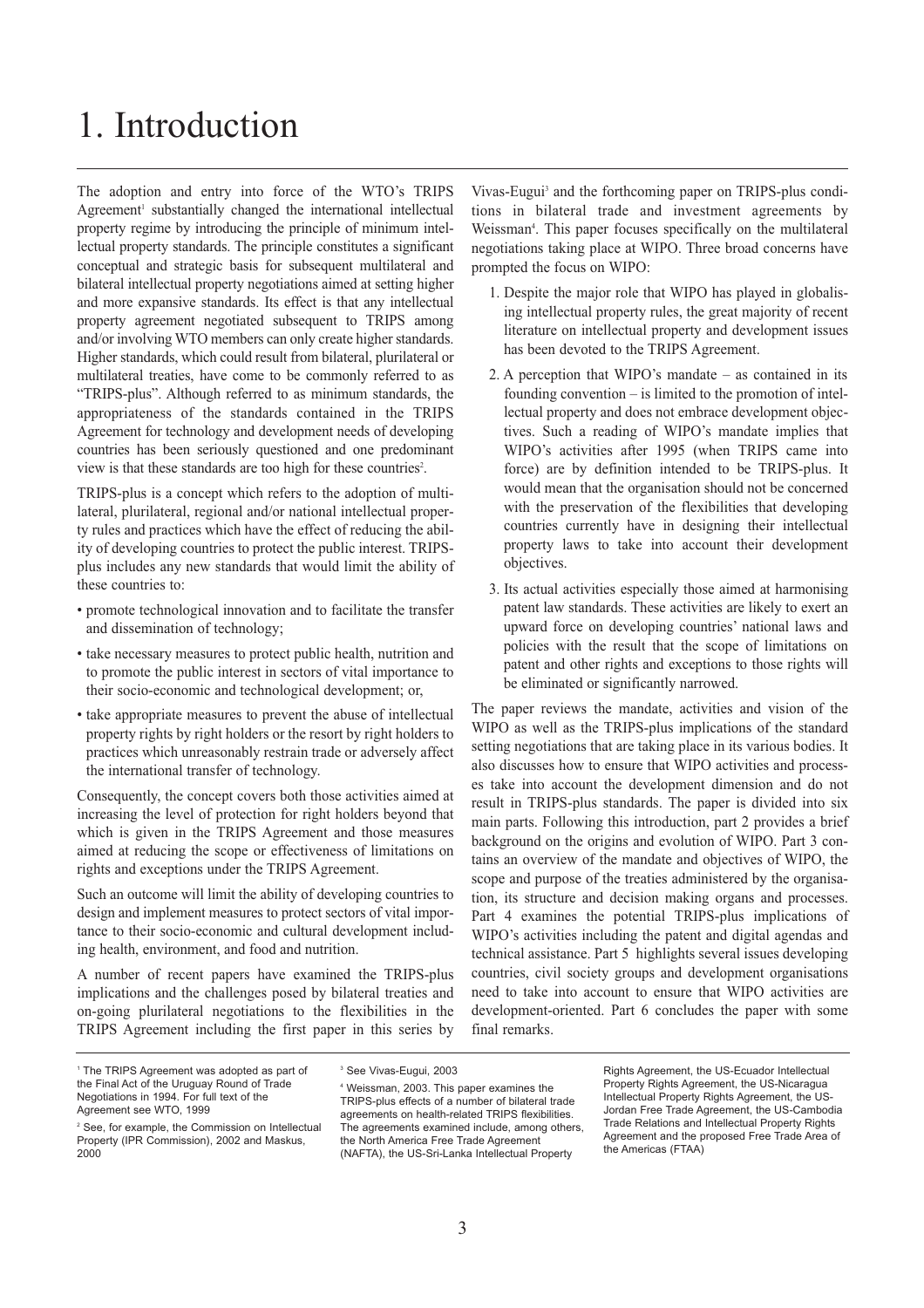# 1. Introduction

The adoption and entry into force of the WTO's TRIPS Agreement[1] substantially changed the international intellectual property regime by introducing the principle of minimum intellectual property standards. The principle constitutes a significant conceptual and strategic basis for subsequent multilateral and bilateral intellectual property negotiations aimed at setting higher and more expansive standards. Its effect is that any intellectual property agreement negotiated subsequent to TRIPS among and/or involving WTO members can only create higher standards. Higher standards, which could result from bilateral, plurilateral or multilateral treaties, have come to be commonly referred to as "TRIPS-plus". Although referred to as minimum standards, the appropriateness of the standards contained in the TRIPS Agreement for technology and development needs of developing countries has been seriously questioned and one predominant view is that these standards are too high for these countries[2].

TRIPS-plus is a concept which refers to the adoption of multilateral, plurilateral, regional and/or national intellectual property rules and practices which have the effect of reducing the ability of developing countries to protect the public interest. TRIPS-plus includes any new standards that would limit the ability of these countries to:

- promote technological innovation and to facilitate the transfer and dissemination of technology;
- take necessary measures to protect public health, nutrition and to promote the public interest in sectors of vital importance to their socio-economic and technological development; or,
- take appropriate measures to prevent the abuse of intellectual property rights by right holders or the resort by right holders to practices which unreasonably restrain trade or adversely affect the international transfer of technology.

Consequently, the concept covers both those activities aimed at increasing the level of protection for right holders beyond that which is given in the TRIPS Agreement and those measures aimed at reducing the scope or effectiveness of limitations on rights and exceptions under the TRIPS Agreement.

Such an outcome will limit the ability of developing countries to design and implement measures to protect sectors of vital importance to their socio-economic and cultural development including health, environment, and food and nutrition.

A number of recent papers have examined the TRIPS-plus implications and the challenges posed by bilateral treaties and on-going plurilateral negotiations to the flexibilities in the TRIPS Agreement including the first paper in this series by Vivas-Eugui[3] and the forthcoming paper on TRIPS-plus conditions in bilateral trade and investment agreements by Weissman[4]. This paper focuses specifically on the multilateral negotiations taking place at WIPO. Three broad concerns have prompted the focus on WIPO:

1. Despite the major role that WIPO has played in globalising intellectual property rules, the great majority of recent literature on intellectual property and development issues has been devoted to the TRIPS Agreement.
2. A perception that WIPO's mandate – as contained in its founding convention – is limited to the promotion of intellectual property and does not embrace development objectives. Such a reading of WIPO's mandate implies that WIPO's activities after 1995 (when TRIPS came into force) are by definition intended to be TRIPS-plus. It would mean that the organisation should not be concerned with the preservation of the flexibilities that developing countries currently have in designing their intellectual property laws to take into account their development objectives.
3. Its actual activities especially those aimed at harmonising patent law standards. These activities are likely to exert an upward force on developing countries' national laws and policies with the result that the scope of limitations on patent and other rights and exceptions to those rights will be eliminated or significantly narrowed.

The paper reviews the mandate, activities and vision of the WIPO as well as the TRIPS-plus implications of the standard setting negotiations that are taking place in its various bodies. It also discusses how to ensure that WIPO activities and processes take into account the development dimension and do not result in TRIPS-plus standards. The paper is divided into six main parts. Following this introduction, part 2 provides a brief background on the origins and evolution of WIPO. Part 3 contains an overview of the mandate and objectives of WIPO, the scope and purpose of the treaties administered by the organisation, its structure and decision making organs and processes. Part 4 examines the potential TRIPS-plus implications of WIPO's activities including the patent and digital agendas and technical assistance. Part 5 highlights several issues developing countries, civil society groups and development organisations need to take into account to ensure that WIPO activities are development-oriented. Part 6 concludes the paper with some final remarks.

---

[1] The TRIPS Agreement was adopted as part of the Final Act of the Uruguay Round of Trade Negotiations in 1994. For full text of the Agreement see WTO, 1999

[2] See, for example, the Commission on Intellectual Property (IPR Commission), 2002 and Maskus, 2000

[3] See Vivas-Eugui, 2003

[4] Weissman, 2003. This paper examines the TRIPS-plus effects of a number of bilateral trade agreements on health-related TRIPS flexibilities. The agreements examined include, among others, the North America Free Trade Agreement (NAFTA), the US-Sri-Lanka Intellectual Property Rights Agreement, the US-Ecuador Intellectual Property Rights Agreement, the US-Nicaragua Intellectual Property Rights Agreement, the US-Jordan Free Trade Agreement, the US-Cambodia Trade Relations and Intellectual Property Rights Agreement and the proposed Free Trade Area of the Americas (FTAA)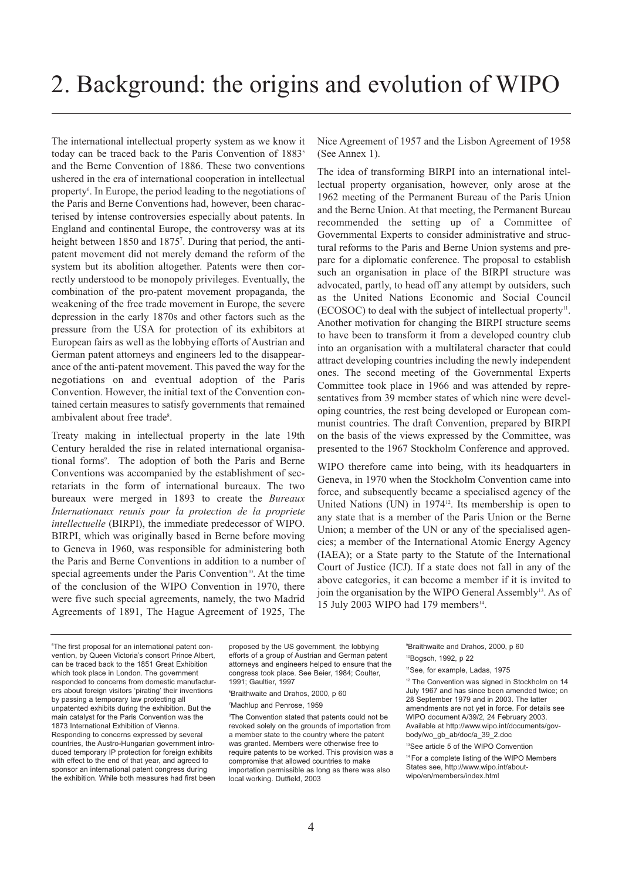# 2. Background: the origins and evolution of WIPO

The international intellectual property system as we know it today can be traced back to the Paris Convention of 1883[5] and the Berne Convention of 1886. These two conventions ushered in the era of international cooperation in intellectual property[6]. In Europe, the period leading to the negotiations of the Paris and Berne Conventions had, however, been characterised by intense controversies especially about patents. In England and continental Europe, the controversy was at its height between 1850 and 1875[7]. During that period, the anti-patent movement did not merely demand the reform of the system but its abolition altogether. Patents were then correctly understood to be monopoly privileges. Eventually, the combination of the pro-patent movement propaganda, the weakening of the free trade movement in Europe, the severe depression in the early 1870s and other factors such as the pressure from the USA for protection of its exhibitors at European fairs as well as the lobbying efforts of Austrian and German patent attorneys and engineers led to the disappearance of the anti-patent movement. This paved the way for the negotiations on and eventual adoption of the Paris Convention. However, the initial text of the Convention contained certain measures to satisfy governments that remained ambivalent about free trade[8].

Treaty making in intellectual property in the late 19th Century heralded the rise in related international organisational forms[9]. The adoption of both the Paris and Berne Conventions was accompanied by the establishment of secretariats in the form of international bureaux. The two bureaux were merged in 1893 to create the *Bureaux Internationaux reunis pour la protection de la propriete intellectuelle* (BIRPI), the immediate predecessor of WIPO. BIRPI, which was originally based in Berne before moving to Geneva in 1960, was responsible for administering both the Paris and Berne Conventions in addition to a number of special agreements under the Paris Convention[10]. At the time of the conclusion of the WIPO Convention in 1970, there were five such special agreements, namely, the two Madrid Agreements of 1891, The Hague Agreement of 1925, The Nice Agreement of 1957 and the Lisbon Agreement of 1958 (See Annex 1).

The idea of transforming BIRPI into an international intellectual property organisation, however, only arose at the 1962 meeting of the Permanent Bureau of the Paris Union and the Berne Union. At that meeting, the Permanent Bureau recommended the setting up of a Committee of Governmental Experts to consider administrative and structural reforms to the Paris and Berne Union systems and prepare for a diplomatic conference. The proposal to establish such an organisation in place of the BIRPI structure was advocated, partly, to head off any attempt by outsiders, such as the United Nations Economic and Social Council (ECOSOC) to deal with the subject of intellectual property[11]. Another motivation for changing the BIRPI structure seems to have been to transform it from a developed country club into an organisation with a multilateral character that could attract developing countries including the newly independent ones. The second meeting of the Governmental Experts Committee took place in 1966 and was attended by representatives from 39 member states of which nine were developing countries, the rest being developed or European communist countries. The draft Convention, prepared by BIRPI on the basis of the views expressed by the Committee, was presented to the 1967 Stockholm Conference and approved.

WIPO therefore came into being, with its headquarters in Geneva, in 1970 when the Stockholm Convention came into force, and subsequently became a specialised agency of the United Nations (UN) in 1974[12]. Its membership is open to any state that is a member of the Paris Union or the Berne Union; a member of the UN or any of the specialised agencies; a member of the International Atomic Energy Agency (IAEA); or a State party to the Statute of the International Court of Justice (ICJ). If a state does not fall in any of the above categories, it can become a member if it is invited to join the organisation by the WIPO General Assembly[13]. As of 15 July 2003 WIPO had 179 members[14].

---

[5] The first proposal for an international patent convention, by Queen Victoria's consort Prince Albert, can be traced back to the 1851 Great Exhibition which took place in London. The government responded to concerns from domestic manufacturers about foreign visitors 'pirating' their inventions by passing a temporary law protecting all unpatented exhibits during the exhibition. But the main catalyst for the Paris Convention was the 1873 International Exhibition of Vienna. Responding to concerns expressed by several countries, the Austro-Hungarian government introduced temporary IP protection for foreign exhibits with effect to the end of that year, and agreed to sponsor an international patent congress during the exhibition. While both measures had first been proposed by the US government, the lobbying efforts of a group of Austrian and German patent attorneys and engineers helped to ensure that the congress took place. See Beier, 1984; Coulter, 1991; Gaultier, 1997

[6] Braithwaite and Drahos, 2000, p 60

[7] Machlup and Penrose, 1959

[8] The Convention stated that patents could not be revoked solely on the grounds of importation from a member state to the country where the patent was granted. Members were otherwise free to require patents to be worked. This provision was a compromise that allowed countries to make importation permissible as long as there was also local working. Dutfield, 2003

[9] Braithwaite and Drahos, 2000, p 60

[10] Bogsch, 1992, p 22

[11] See, for example, Ladas, 1975

[12] The Convention was signed in Stockholm on 14 July 1967 and has since been amended twice; on 28 September 1979 and in 2003. The latter amendments are not yet in force. For details see WIPO document A/39/2, 24 February 2003. Available at http://www.wipo.int/documents/govbody/wo_gb_ab/doc/a_39_2.doc

[13] See article 5 of the WIPO Convention

[14] For a complete listing of the WIPO Members States see, http://www.wipo.int/aboutwipo/en/members/index.html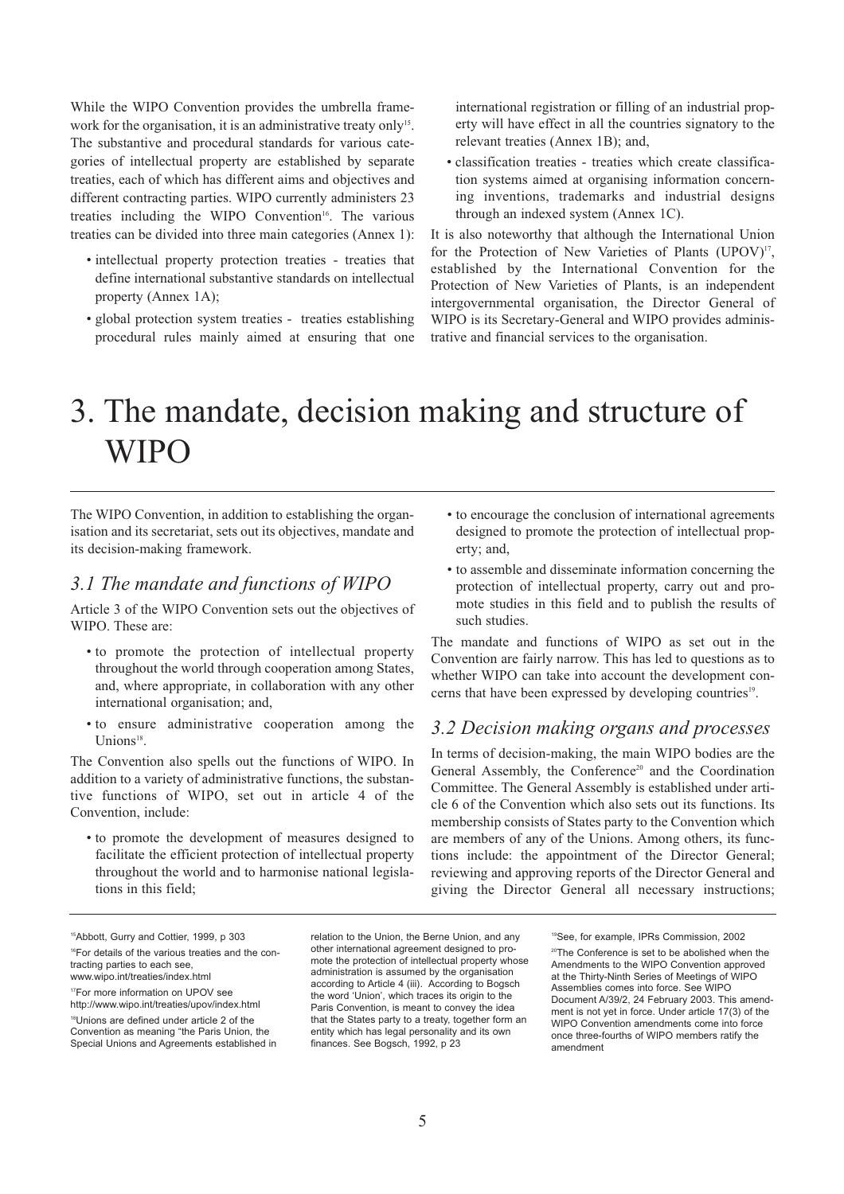While the WIPO Convention provides the umbrella framework for the organisation, it is an administrative treaty only[15]. The substantive and procedural standards for various categories of intellectual property are established by separate treaties, each of which has different aims and objectives and different contracting parties. WIPO currently administers 23 treaties including the WIPO Convention[16]. The various treaties can be divided into three main categories (Annex 1):

- intellectual property protection treaties - treaties that define international substantive standards on intellectual property (Annex 1A);
- global protection system treaties - treaties establishing procedural rules mainly aimed at ensuring that one international registration or filling of an industrial property will have effect in all the countries signatory to the relevant treaties (Annex 1B); and,
- classification treaties - treaties which create classification systems aimed at organising information concerning inventions, trademarks and industrial designs through an indexed system (Annex 1C).

It is also noteworthy that although the International Union for the Protection of New Varieties of Plants (UPOV)[17], established by the International Convention for the Protection of New Varieties of Plants, is an independent intergovernmental organisation, the Director General of WIPO is its Secretary-General and WIPO provides administrative and financial services to the organisation.

# 3. The mandate, decision making and structure of WIPO

The WIPO Convention, in addition to establishing the organisation and its secretariat, sets out its objectives, mandate and its decision-making framework.

## *3.1 The mandate and functions of WIPO*

Article 3 of the WIPO Convention sets out the objectives of WIPO. These are:

- to promote the protection of intellectual property throughout the world through cooperation among States, and, where appropriate, in collaboration with any other international organisation; and,
- to ensure administrative cooperation among the Unions[18].

The Convention also spells out the functions of WIPO. In addition to a variety of administrative functions, the substantive functions of WIPO, set out in article 4 of the Convention, include:

- to promote the development of measures designed to facilitate the efficient protection of intellectual property throughout the world and to harmonise national legislations in this field;
- to encourage the conclusion of international agreements designed to promote the protection of intellectual property; and,
- to assemble and disseminate information concerning the protection of intellectual property, carry out and promote studies in this field and to publish the results of such studies.

The mandate and functions of WIPO as set out in the Convention are fairly narrow. This has led to questions as to whether WIPO can take into account the development concerns that have been expressed by developing countries[19].

## *3.2 Decision making organs and processes*

In terms of decision-making, the main WIPO bodies are the General Assembly, the Conference[20] and the Coordination Committee. The General Assembly is established under article 6 of the Convention which also sets out its functions. Its membership consists of States party to the Convention which are members of any of the Unions. Among others, its functions include: the appointment of the Director General; reviewing and approving reports of the Director General and giving the Director General all necessary instructions;

---

[15] Abbott, Gurry and Cottier, 1999, p 303

[16] For details of the various treaties and the contracting parties to each see, www.wipo.int/treaties/index.html

[17] For more information on UPOV see http://www.wipo.int/treaties/upov/index.html

[18] Unions are defined under article 2 of the Convention as meaning "the Paris Union, the Special Unions and Agreements established in relation to the Union, the Berne Union, and any other international agreement designed to promote the protection of intellectual property whose administration is assumed by the organisation according to Article 4 (iii). According to Bogsch the word 'Union', which traces its origin to the Paris Convention, is meant to convey the idea that the States party to a treaty, together form an entity which has legal personality and its own finances. See Bogsch, 1992, p 23

[19] See, for example, IPRs Commission, 2002

[20] The Conference is set to be abolished when the Amendments to the WIPO Convention approved at the Thirty-Ninth Series of Meetings of WIPO Assemblies comes into force. See WIPO Document A/39/2, 24 February 2003. This amendment is not yet in force. Under article 17(3) of the WIPO Convention amendments come into force once three-fourths of WIPO members ratify the amendment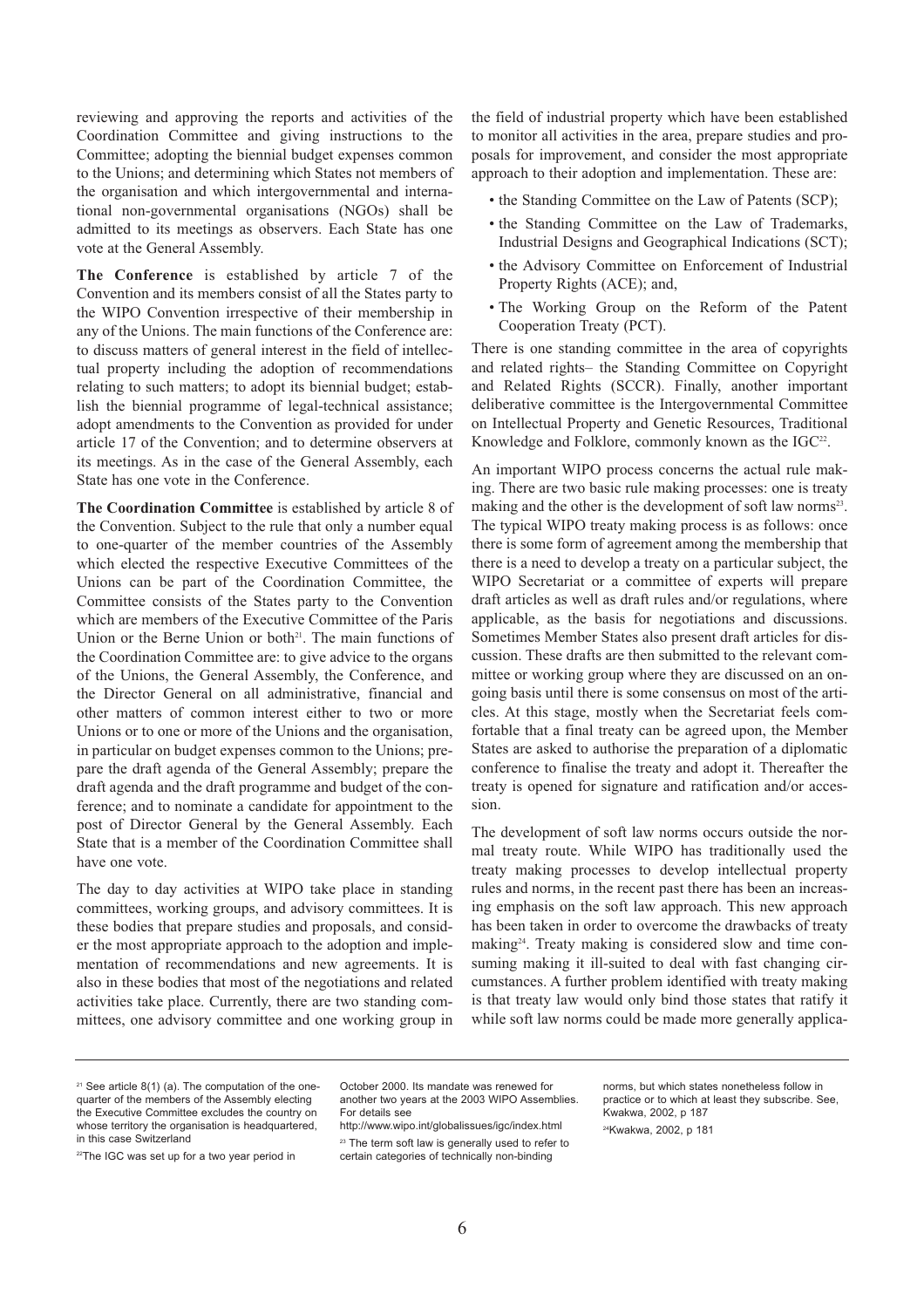reviewing and approving the reports and activities of the Coordination Committee and giving instructions to the Committee; adopting the biennial budget expenses common to the Unions; and determining which States not members of the organisation and which intergovernmental and international non-governmental organisations (NGOs) shall be admitted to its meetings as observers. Each State has one vote at the General Assembly.

**The Conference** is established by article 7 of the Convention and its members consist of all the States party to the WIPO Convention irrespective of their membership in any of the Unions. The main functions of the Conference are: to discuss matters of general interest in the field of intellectual property including the adoption of recommendations relating to such matters; to adopt its biennial budget; establish the biennial programme of legal-technical assistance; adopt amendments to the Convention as provided for under article 17 of the Convention; and to determine observers at its meetings. As in the case of the General Assembly, each State has one vote in the Conference.

**The Coordination Committee** is established by article 8 of the Convention. Subject to the rule that only a number equal to one-quarter of the member countries of the Assembly which elected the respective Executive Committees of the Unions can be part of the Coordination Committee, the Committee consists of the States party to the Convention which are members of the Executive Committee of the Paris Union or the Berne Union or both[21]. The main functions of the Coordination Committee are: to give advice to the organs of the Unions, the General Assembly, the Conference, and the Director General on all administrative, financial and other matters of common interest either to two or more Unions or to one or more of the Unions and the organisation, in particular on budget expenses common to the Unions; prepare the draft agenda of the General Assembly; prepare the draft agenda and the draft programme and budget of the conference; and to nominate a candidate for appointment to the post of Director General by the General Assembly. Each State that is a member of the Coordination Committee shall have one vote.

The day to day activities at WIPO take place in standing committees, working groups, and advisory committees. It is these bodies that prepare studies and proposals, and consider the most appropriate approach to the adoption and implementation of recommendations and new agreements. It is also in these bodies that most of the negotiations and related activities take place. Currently, there are two standing committees, one advisory committee and one working group in the field of industrial property which have been established to monitor all activities in the area, prepare studies and proposals for improvement, and consider the most appropriate approach to their adoption and implementation. These are:

- the Standing Committee on the Law of Patents (SCP);
- the Standing Committee on the Law of Trademarks, Industrial Designs and Geographical Indications (SCT);
- the Advisory Committee on Enforcement of Industrial Property Rights (ACE); and,
- The Working Group on the Reform of the Patent Cooperation Treaty (PCT).

There is one standing committee in the area of copyrights and related rights– the Standing Committee on Copyright and Related Rights (SCCR). Finally, another important deliberative committee is the Intergovernmental Committee on Intellectual Property and Genetic Resources, Traditional Knowledge and Folklore, commonly known as the IGC[22].

An important WIPO process concerns the actual rule making. There are two basic rule making processes: one is treaty making and the other is the development of soft law norms[23]. The typical WIPO treaty making process is as follows: once there is some form of agreement among the membership that there is a need to develop a treaty on a particular subject, the WIPO Secretariat or a committee of experts will prepare draft articles as well as draft rules and/or regulations, where applicable, as the basis for negotiations and discussions. Sometimes Member States also present draft articles for discussion. These drafts are then submitted to the relevant committee or working group where they are discussed on an ongoing basis until there is some consensus on most of the articles. At this stage, mostly when the Secretariat feels comfortable that a final treaty can be agreed upon, the Member States are asked to authorise the preparation of a diplomatic conference to finalise the treaty and adopt it. Thereafter the treaty is opened for signature and ratification and/or accession.

The development of soft law norms occurs outside the normal treaty route. While WIPO has traditionally used the treaty making processes to develop intellectual property rules and norms, in the recent past there has been an increasing emphasis on the soft law approach. This new approach has been taken in order to overcome the drawbacks of treaty making[24]. Treaty making is considered slow and time consuming making it ill-suited to deal with fast changing circumstances. A further problem identified with treaty making is that treaty law would only bind those states that ratify it while soft law norms could be made more generally applica-

---

[21] See article 8(1) (a). The computation of the one-quarter of the members of the Assembly electing the Executive Committee excludes the country on whose territory the organisation is headquartered, in this case Switzerland

[22] The IGC was set up for a two year period in October 2000. Its mandate was renewed for another two years at the 2003 WIPO Assemblies. For details see http://www.wipo.int/globalissues/igc/index.html

[23] The term soft law is generally used to refer to certain categories of technically non-binding norms, but which states nonetheless follow in practice or to which at least they subscribe. See, Kwakwa, 2002, p 187

[24] Kwakwa, 2002, p 181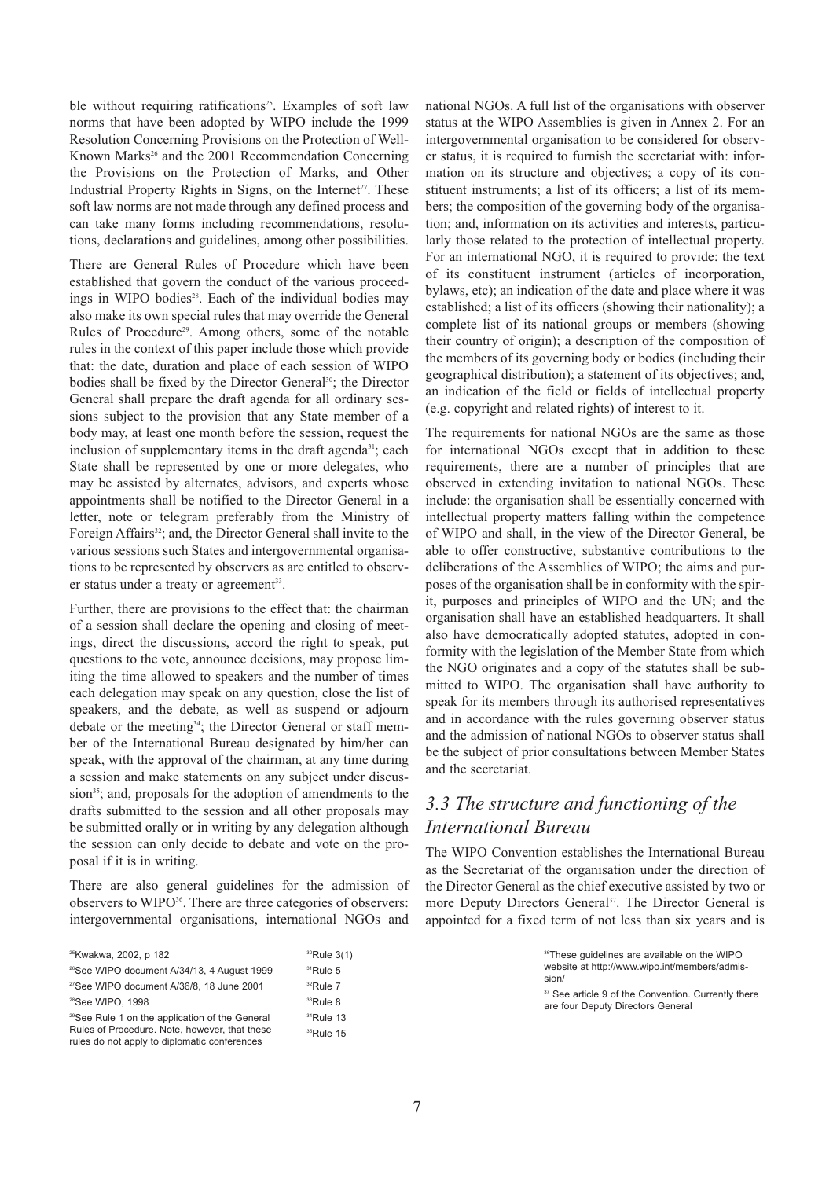ble without requiring ratifications[25]. Examples of soft law norms that have been adopted by WIPO include the 1999 Resolution Concerning Provisions on the Protection of Well-Known Marks[26] and the 2001 Recommendation Concerning the Provisions on the Protection of Marks, and Other Industrial Property Rights in Signs, on the Internet[27]. These soft law norms are not made through any defined process and can take many forms including recommendations, resolutions, declarations and guidelines, among other possibilities.

There are General Rules of Procedure which have been established that govern the conduct of the various proceedings in WIPO bodies[28]. Each of the individual bodies may also make its own special rules that may override the General Rules of Procedure[29]. Among others, some of the notable rules in the context of this paper include those which provide that: the date, duration and place of each session of WIPO bodies shall be fixed by the Director General[30]; the Director General shall prepare the draft agenda for all ordinary sessions subject to the provision that any State member of a body may, at least one month before the session, request the inclusion of supplementary items in the draft agenda[31]; each State shall be represented by one or more delegates, who may be assisted by alternates, advisors, and experts whose appointments shall be notified to the Director General in a letter, note or telegram preferably from the Ministry of Foreign Affairs[32]; and, the Director General shall invite to the various sessions such States and intergovernmental organisations to be represented by observers as are entitled to observer status under a treaty or agreement[33].

Further, there are provisions to the effect that: the chairman of a session shall declare the opening and closing of meetings, direct the discussions, accord the right to speak, put questions to the vote, announce decisions, may propose limiting the time allowed to speakers and the number of times each delegation may speak on any question, close the list of speakers, and the debate, as well as suspend or adjourn debate or the meeting[34]; the Director General or staff member of the International Bureau designated by him/her can speak, with the approval of the chairman, at any time during a session and make statements on any subject under discussion[35]; and, proposals for the adoption of amendments to the drafts submitted to the session and all other proposals may be submitted orally or in writing by any delegation although the session can only decide to debate and vote on the proposal if it is in writing.

There are also general guidelines for the admission of observers to WIPO[36]. There are three categories of observers: intergovernmental organisations, international NGOs and national NGOs. A full list of the organisations with observer status at the WIPO Assemblies is given in Annex 2. For an intergovernmental organisation to be considered for observer status, it is required to furnish the secretariat with: information on its structure and objectives; a copy of its constituent instruments; a list of its officers; a list of its members; the composition of the governing body of the organisation; and, information on its activities and interests, particularly those related to the protection of intellectual property. For an international NGO, it is required to provide: the text of its constituent instrument (articles of incorporation, bylaws, etc); an indication of the date and place where it was established; a list of its officers (showing their nationality); a complete list of its national groups or members (showing their country of origin); a description of the composition of the members of its governing body or bodies (including their geographical distribution); a statement of its objectives; and, an indication of the field or fields of intellectual property (e.g. copyright and related rights) of interest to it.

The requirements for national NGOs are the same as those for international NGOs except that in addition to these requirements, there are a number of principles that are observed in extending invitation to national NGOs. These include: the organisation shall be essentially concerned with intellectual property matters falling within the competence of WIPO and shall, in the view of the Director General, be able to offer constructive, substantive contributions to the deliberations of the Assemblies of WIPO; the aims and purposes of the organisation shall be in conformity with the spirit, purposes and principles of WIPO and the UN; and the organisation shall have an established headquarters. It shall also have democratically adopted statutes, adopted in conformity with the legislation of the Member State from which the NGO originates and a copy of the statutes shall be submitted to WIPO. The organisation shall have authority to speak for its members through its authorised representatives and in accordance with the rules governing observer status and the admission of national NGOs to observer status shall be the subject of prior consultations between Member States and the secretariat.

## *3.3 The structure and functioning of the International Bureau*

The WIPO Convention establishes the International Bureau as the Secretariat of the organisation under the direction of the Director General as the chief executive assisted by two or more Deputy Directors General[37]. The Director General is appointed for a fixed term of not less than six years and is

---

[25] Kwakwa, 2002, p 182

[26] See WIPO document A/34/13, 4 August 1999

[27] See WIPO document A/36/8, 18 June 2001

[28] See WIPO, 1998

[29] See Rule 1 on the application of the General Rules of Procedure. Note, however, that these rules do not apply to diplomatic conferences

[30] Rule 3(1)

[31] Rule 5

[32] Rule 7

[33] Rule 8

[34] Rule 13

[35] Rule 15

[36] These guidelines are available on the WIPO website at http://www.wipo.int/members/admission/

[37] See article 9 of the Convention. Currently there are four Deputy Directors General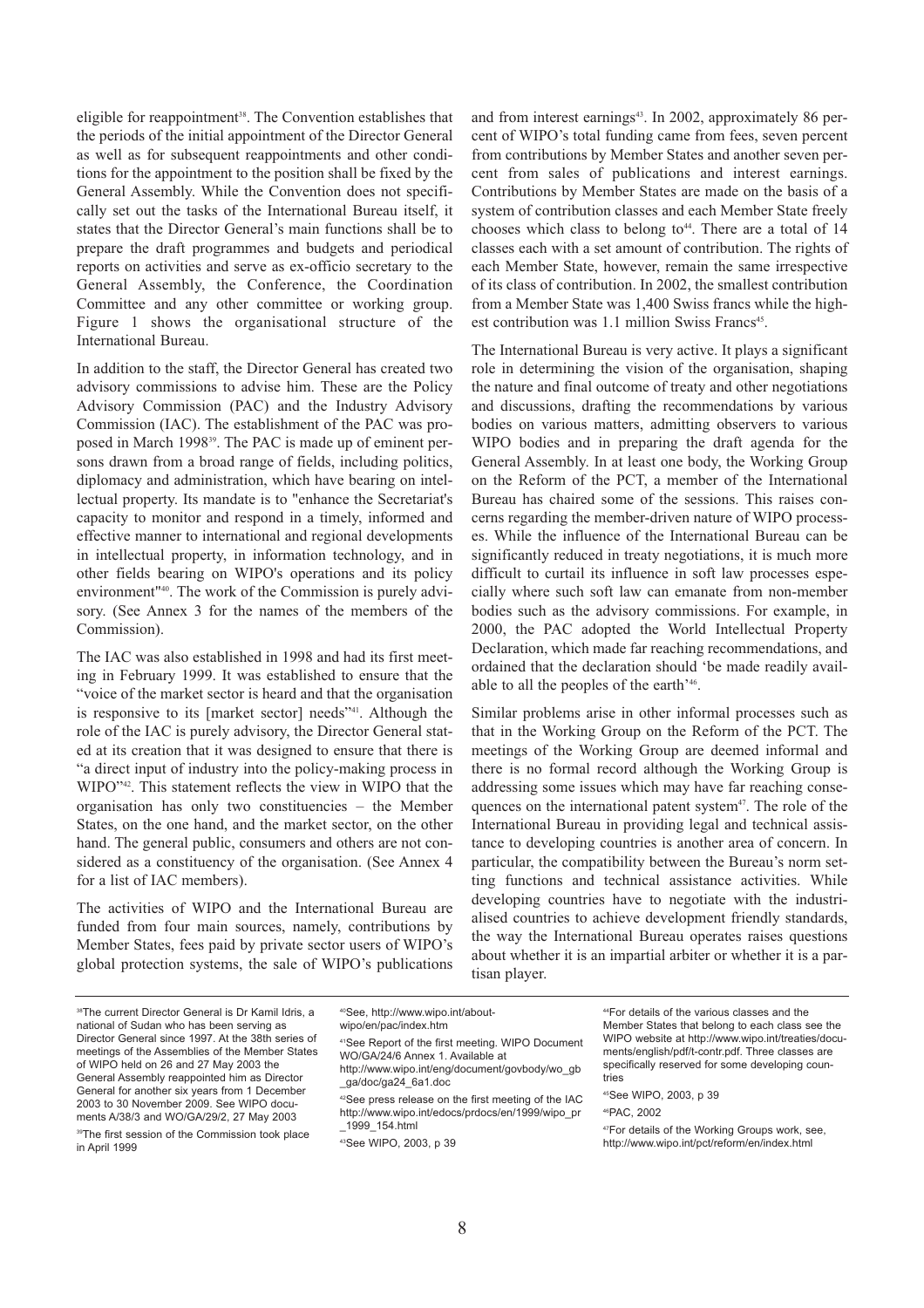eligible for reappointment[38]. The Convention establishes that the periods of the initial appointment of the Director General as well as for subsequent reappointments and other conditions for the appointment to the position shall be fixed by the General Assembly. While the Convention does not specifically set out the tasks of the International Bureau itself, it states that the Director General's main functions shall be to prepare the draft programmes and budgets and periodical reports on activities and serve as ex-officio secretary to the General Assembly, the Conference, the Coordination Committee and any other committee or working group. Figure 1 shows the organisational structure of the International Bureau.

In addition to the staff, the Director General has created two advisory commissions to advise him. These are the Policy Advisory Commission (PAC) and the Industry Advisory Commission (IAC). The establishment of the PAC was proposed in March 1998[39]. The PAC is made up of eminent persons drawn from a broad range of fields, including politics, diplomacy and administration, which have bearing on intellectual property. Its mandate is to "enhance the Secretariat's capacity to monitor and respond in a timely, informed and effective manner to international and regional developments in intellectual property, in information technology, and in other fields bearing on WIPO's operations and its policy environment"[40]. The work of the Commission is purely advisory. (See Annex 3 for the names of the members of the Commission).

The IAC was also established in 1998 and had its first meeting in February 1999. It was established to ensure that the "voice of the market sector is heard and that the organisation is responsive to its [market sector] needs"[41]. Although the role of the IAC is purely advisory, the Director General stated at its creation that it was designed to ensure that there is "a direct input of industry into the policy-making process in WIPO"[42]. This statement reflects the view in WIPO that the organisation has only two constituencies – the Member States, on the one hand, and the market sector, on the other hand. The general public, consumers and others are not considered as a constituency of the organisation. (See Annex 4 for a list of IAC members).

The activities of WIPO and the International Bureau are funded from four main sources, namely, contributions by Member States, fees paid by private sector users of WIPO's global protection systems, the sale of WIPO's publications and from interest earnings[43]. In 2002, approximately 86 percent of WIPO's total funding came from fees, seven percent from contributions by Member States and another seven percent from sales of publications and interest earnings. Contributions by Member States are made on the basis of a system of contribution classes and each Member State freely chooses which class to belong to[44]. There are a total of 14 classes each with a set amount of contribution. The rights of each Member State, however, remain the same irrespective of its class of contribution. In 2002, the smallest contribution from a Member State was 1,400 Swiss francs while the highest contribution was 1.1 million Swiss Francs[45].

The International Bureau is very active. It plays a significant role in determining the vision of the organisation, shaping the nature and final outcome of treaty and other negotiations and discussions, drafting the recommendations by various bodies on various matters, admitting observers to various WIPO bodies and in preparing the draft agenda for the General Assembly. In at least one body, the Working Group on the Reform of the PCT, a member of the International Bureau has chaired some of the sessions. This raises concerns regarding the member-driven nature of WIPO processes. While the influence of the International Bureau can be significantly reduced in treaty negotiations, it is much more difficult to curtail its influence in soft law processes especially where such soft law can emanate from non-member bodies such as the advisory commissions. For example, in 2000, the PAC adopted the World Intellectual Property Declaration, which made far reaching recommendations, and ordained that the declaration should 'be made readily available to all the peoples of the earth'[46].

Similar problems arise in other informal processes such as that in the Working Group on the Reform of the PCT. The meetings of the Working Group are deemed informal and there is no formal record although the Working Group is addressing some issues which may have far reaching consequences on the international patent system[47]. The role of the International Bureau in providing legal and technical assistance to developing countries is another area of concern. In particular, the compatibility between the Bureau's norm setting functions and technical assistance activities. While developing countries have to negotiate with the industrialised countries to achieve development friendly standards, the way the International Bureau operates raises questions about whether it is an impartial arbiter or whether it is a partisan player.

---

[38] The current Director General is Dr Kamil Idris, a national of Sudan who has been serving as Director General since 1997. At the 38th series of meetings of the Assemblies of the Member States of WIPO held on 26 and 27 May 2003 the General Assembly reappointed him as Director General for another six years from 1 December 2003 to 30 November 2009. See WIPO documents A/38/3 and WO/GA/29/2, 27 May 2003

[39] The first session of the Commission took place in April 1999

[40] See, http://www.wipo.int/about-wipo/en/pac/index.htm

[41] See Report of the first meeting. WIPO Document WO/GA/24/6 Annex 1. Available at http://www.wipo.int/eng/document/govbody/wo_gb_ga/doc/ga24_6a1.doc

[42] See press release on the first meeting of the IAC http://www.wipo.int/edocs/prdocs/en/1999/wipo_pr_1999_154.html

[43] See WIPO, 2003, p 39

[44] For details of the various classes and the Member States that belong to each class see the WIPO website at http://www.wipo.int/treaties/documents/english/pdf/t-contr.pdf. Three classes are specifically reserved for some developing countries

[45] See WIPO, 2003, p 39

[46] PAC, 2002

[47] For details of the Working Groups work, see, http://www.wipo.int/pct/reform/en/index.html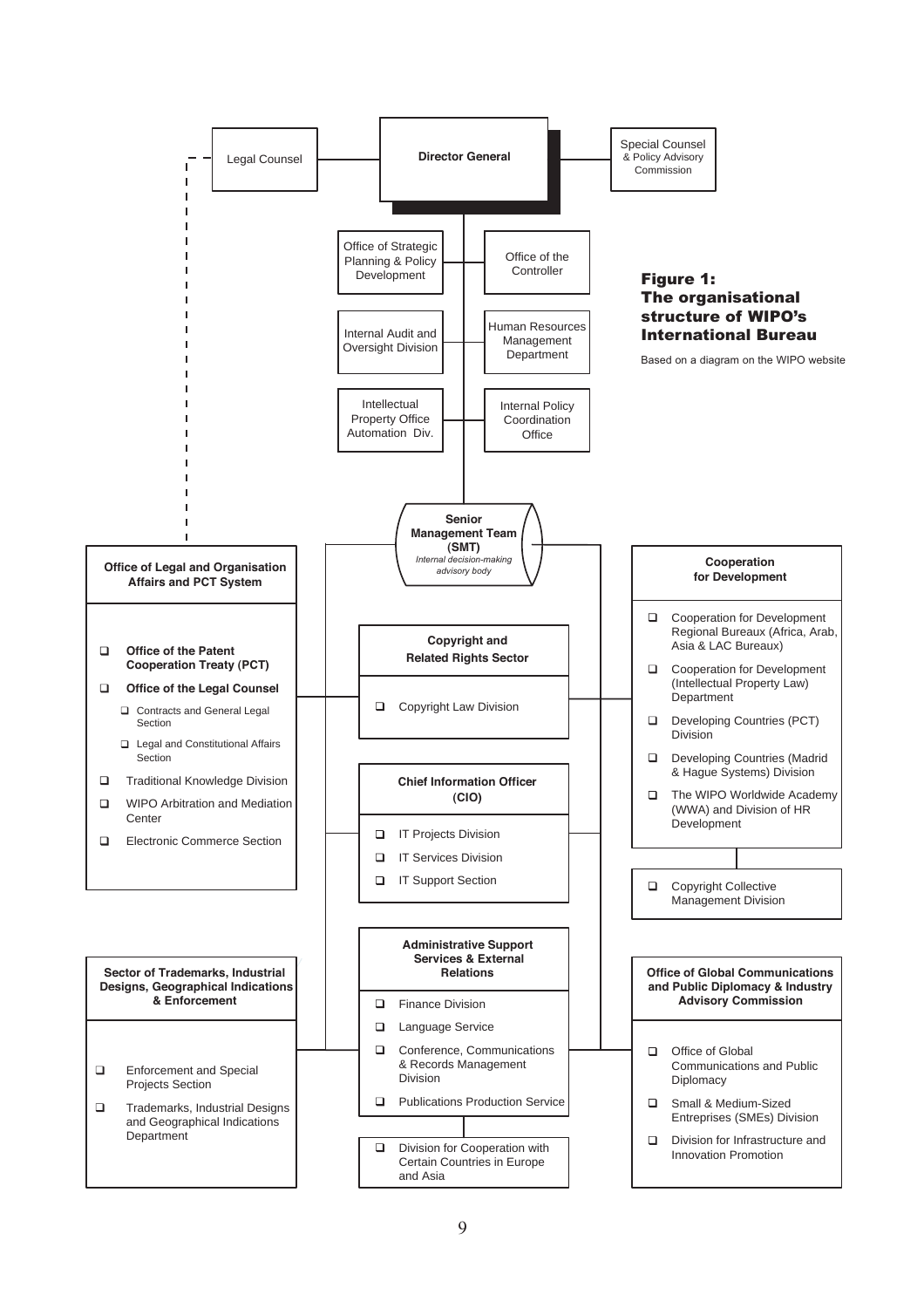**Figure 1: The organisational structure of WIPO's International Bureau**

Based on a diagram on the WIPO website

**Director General**

- Legal Counsel
- Special Counsel & Policy Advisory Commission
- Office of Strategic Planning & Policy Development
- Office of the Controller
- Internal Audit and Oversight Division
- Human Resources Management Department
- Intellectual Property Office Automation Div.
- Internal Policy Coordination Office

**Senior Management Team (SMT)**
*Internal decision-making advisory body*

**Office of Legal and Organisation Affairs and PCT System**

- **Office of the Patent Cooperation Treaty (PCT)**
- **Office of the Legal Counsel**
  - Contracts and General Legal Section
  - Legal and Constitutional Affairs Section
- Traditional Knowledge Division
- WIPO Arbitration and Mediation Center
- Electronic Commerce Section

**Copyright and Related Rights Sector**

- Copyright Law Division

**Chief Information Officer (CIO)**

- IT Projects Division
- IT Services Division
- IT Support Section

**Cooperation for Development**

- Cooperation for Development Regional Bureaux (Africa, Arab, Asia & LAC Bureaux)
- Cooperation for Development (Intellectual Property Law) Department
- Developing Countries (PCT) Division
- Developing Countries (Madrid & Hague Systems) Division
- The WIPO Worldwide Academy (WWA) and Division of HR Development

- Copyright Collective Management Division

**Sector of Trademarks, Industrial Designs, Geographical Indications & Enforcement**

- Enforcement and Special Projects Section
- Trademarks, Industrial Designs and Geographical Indications Department

**Administrative Support Services & External Relations**

- Finance Division
- Language Service
- Conference, Communications & Records Management Division
- Publications Production Service

- Division for Cooperation with Certain Countries in Europe and Asia

**Office of Global Communications and Public Diplomacy & Industry Advisory Commission**

- Office of Global Communications and Public Diplomacy
- Small & Medium-Sized Entreprises (SMEs) Division
- Division for Infrastructure and Innovation Promotion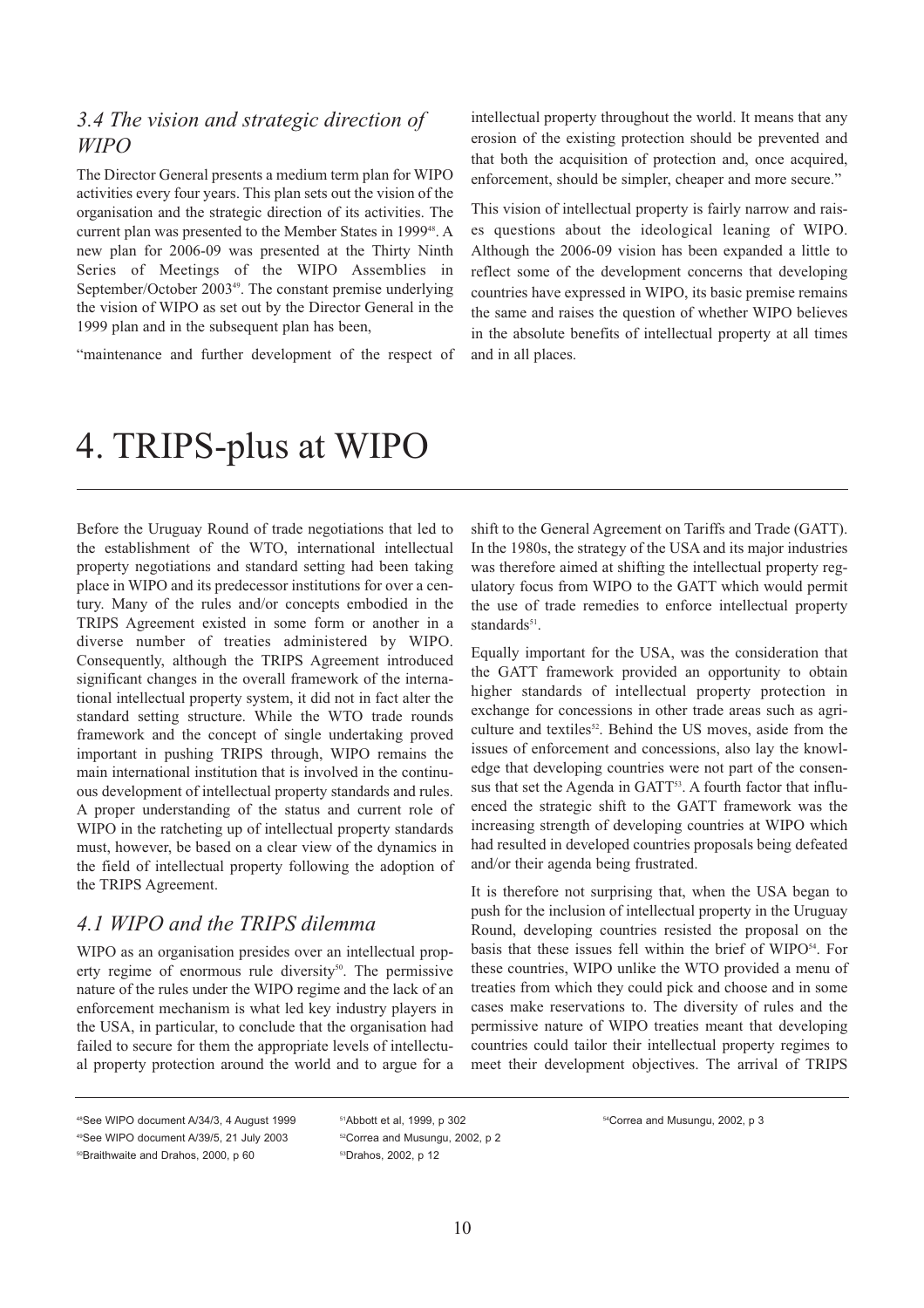### 3.4 The vision and strategic direction of WIPO

The Director General presents a medium term plan for WIPO activities every four years. This plan sets out the vision of the organisation and the strategic direction of its activities. The current plan was presented to the Member States in 1999[48]. A new plan for 2006-09 was presented at the Thirty Ninth Series of Meetings of the WIPO Assemblies in September/October 2003[49]. The constant premise underlying the vision of WIPO as set out by the Director General in the 1999 plan and in the subsequent plan has been,

"maintenance and further development of the respect of intellectual property throughout the world. It means that any erosion of the existing protection should be prevented and that both the acquisition of protection and, once acquired, enforcement, should be simpler, cheaper and more secure."

This vision of intellectual property is fairly narrow and raises questions about the ideological leaning of WIPO. Although the 2006-09 vision has been expanded a little to reflect some of the development concerns that developing countries have expressed in WIPO, its basic premise remains the same and raises the question of whether WIPO believes in the absolute benefits of intellectual property at all times and in all places.

# 4. TRIPS-plus at WIPO

Before the Uruguay Round of trade negotiations that led to the establishment of the WTO, international intellectual property negotiations and standard setting had been taking place in WIPO and its predecessor institutions for over a century. Many of the rules and/or concepts embodied in the TRIPS Agreement existed in some form or another in a diverse number of treaties administered by WIPO. Consequently, although the TRIPS Agreement introduced significant changes in the overall framework of the international intellectual property system, it did not in fact alter the standard setting structure. While the WTO trade rounds framework and the concept of single undertaking proved important in pushing TRIPS through, WIPO remains the main international institution that is involved in the continuous development of intellectual property standards and rules. A proper understanding of the status and current role of WIPO in the ratcheting up of intellectual property standards must, however, be based on a clear view of the dynamics in the field of intellectual property following the adoption of the TRIPS Agreement.

### 4.1 WIPO and the TRIPS dilemma

WIPO as an organisation presides over an intellectual property regime of enormous rule diversity[50]. The permissive nature of the rules under the WIPO regime and the lack of an enforcement mechanism is what led key industry players in the USA, in particular, to conclude that the organisation had failed to secure for them the appropriate levels of intellectual property protection around the world and to argue for a shift to the General Agreement on Tariffs and Trade (GATT). In the 1980s, the strategy of the USA and its major industries was therefore aimed at shifting the intellectual property regulatory focus from WIPO to the GATT which would permit the use of trade remedies to enforce intellectual property standards[51].

Equally important for the USA, was the consideration that the GATT framework provided an opportunity to obtain higher standards of intellectual property protection in exchange for concessions in other trade areas such as agriculture and textiles[52]. Behind the US moves, aside from the issues of enforcement and concessions, also lay the knowledge that developing countries were not part of the consensus that set the Agenda in GATT[53]. A fourth factor that influenced the strategic shift to the GATT framework was the increasing strength of developing countries at WIPO which had resulted in developed countries proposals being defeated and/or their agenda being frustrated.

It is therefore not surprising that, when the USA began to push for the inclusion of intellectual property in the Uruguay Round, developing countries resisted the proposal on the basis that these issues fell within the brief of WIPO[54]. For these countries, WIPO unlike the WTO provided a menu of treaties from which they could pick and choose and in some cases make reservations to. The diversity of rules and the permissive nature of WIPO treaties meant that developing countries could tailor their intellectual property regimes to meet their development objectives. The arrival of TRIPS

---

[48] See WIPO document A/34/3, 4 August 1999
[49] See WIPO document A/39/5, 21 July 2003
[50] Braithwaite and Drahos, 2000, p 60
[51] Abbott et al, 1999, p 302
[52] Correa and Musungu, 2002, p 2
[53] Drahos, 2002, p 12
[54] Correa and Musungu, 2002, p 3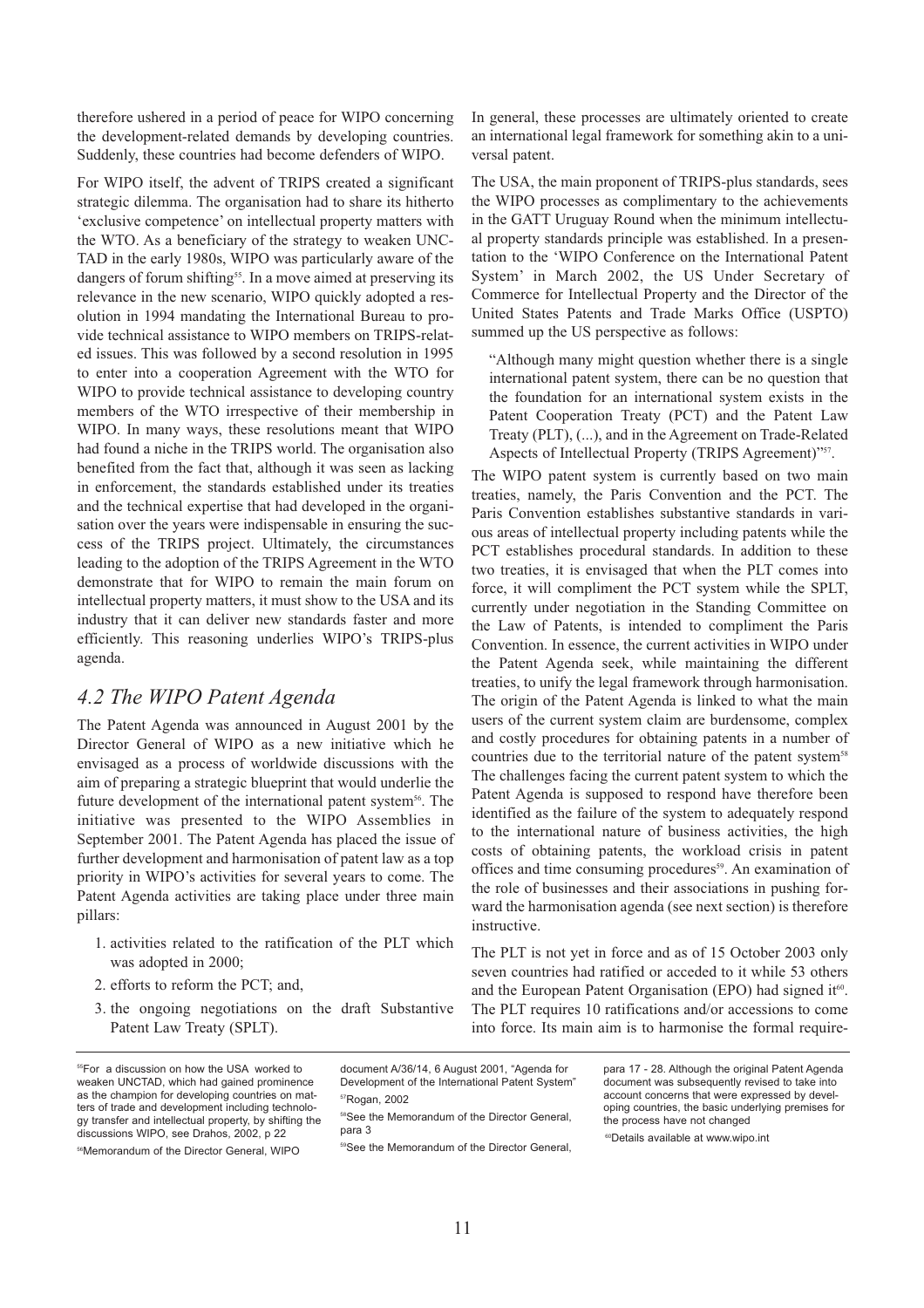therefore ushered in a period of peace for WIPO concerning the development-related demands by developing countries. Suddenly, these countries had become defenders of WIPO.

For WIPO itself, the advent of TRIPS created a significant strategic dilemma. The organisation had to share its hitherto 'exclusive competence' on intellectual property matters with the WTO. As a beneficiary of the strategy to weaken UNCTAD in the early 1980s, WIPO was particularly aware of the dangers of forum shifting[55]. In a move aimed at preserving its relevance in the new scenario, WIPO quickly adopted a resolution in 1994 mandating the International Bureau to provide technical assistance to WIPO members on TRIPS-related issues. This was followed by a second resolution in 1995 to enter into a cooperation Agreement with the WTO for WIPO to provide technical assistance to developing country members of the WTO irrespective of their membership in WIPO. In many ways, these resolutions meant that WIPO had found a niche in the TRIPS world. The organisation also benefited from the fact that, although it was seen as lacking in enforcement, the standards established under its treaties and the technical expertise that had developed in the organisation over the years were indispensable in ensuring the success of the TRIPS project. Ultimately, the circumstances leading to the adoption of the TRIPS Agreement in the WTO demonstrate that for WIPO to remain the main forum on intellectual property matters, it must show to the USA and its industry that it can deliver new standards faster and more efficiently. This reasoning underlies WIPO's TRIPS-plus agenda.

## *4.2 The WIPO Patent Agenda*

The Patent Agenda was announced in August 2001 by the Director General of WIPO as a new initiative which he envisaged as a process of worldwide discussions with the aim of preparing a strategic blueprint that would underlie the future development of the international patent system[56]. The initiative was presented to the WIPO Assemblies in September 2001. The Patent Agenda has placed the issue of further development and harmonisation of patent law as a top priority in WIPO's activities for several years to come. The Patent Agenda activities are taking place under three main pillars:

1. activities related to the ratification of the PLT which was adopted in 2000;
2. efforts to reform the PCT; and,
3. the ongoing negotiations on the draft Substantive Patent Law Treaty (SPLT).

In general, these processes are ultimately oriented to create an international legal framework for something akin to a universal patent.

The USA, the main proponent of TRIPS-plus standards, sees the WIPO processes as complimentary to the achievements in the GATT Uruguay Round when the minimum intellectual property standards principle was established. In a presentation to the 'WIPO Conference on the International Patent System' in March 2002, the US Under Secretary of Commerce for Intellectual Property and the Director of the United States Patents and Trade Marks Office (USPTO) summed up the US perspective as follows:

> "Although many might question whether there is a single international patent system, there can be no question that the foundation for an international system exists in the Patent Cooperation Treaty (PCT) and the Patent Law Treaty (PLT), (...), and in the Agreement on Trade-Related Aspects of Intellectual Property (TRIPS Agreement)"[57].

The WIPO patent system is currently based on two main treaties, namely, the Paris Convention and the PCT. The Paris Convention establishes substantive standards in various areas of intellectual property including patents while the PCT establishes procedural standards. In addition to these two treaties, it is envisaged that when the PLT comes into force, it will compliment the PCT system while the SPLT, currently under negotiation in the Standing Committee on the Law of Patents, is intended to compliment the Paris Convention. In essence, the current activities in WIPO under the Patent Agenda seek, while maintaining the different treaties, to unify the legal framework through harmonisation. The origin of the Patent Agenda is linked to what the main users of the current system claim are burdensome, complex and costly procedures for obtaining patents in a number of countries due to the territorial nature of the patent system[58] The challenges facing the current patent system to which the Patent Agenda is supposed to respond have therefore been identified as the failure of the system to adequately respond to the international nature of business activities, the high costs of obtaining patents, the workload crisis in patent offices and time consuming procedures[59]. An examination of the role of businesses and their associations in pushing forward the harmonisation agenda (see next section) is therefore instructive.

The PLT is not yet in force and as of 15 October 2003 only seven countries had ratified or acceded to it while 53 others and the European Patent Organisation (EPO) had signed it[60]. The PLT requires 10 ratifications and/or accessions to come into force. Its main aim is to harmonise the formal require-

---

[55] For a discussion on how the USA worked to weaken UNCTAD, which had gained prominence as the champion for developing countries on matters of trade and development including technology transfer and intellectual property, by shifting the discussions WIPO, see Drahos, 2002, p 22

[56] Memorandum of the Director General, WIPO document A/36/14, 6 August 2001, "Agenda for Development of the International Patent System"

[57] Rogan, 2002

[58] See the Memorandum of the Director General, para 3

[59] See the Memorandum of the Director General, para 17 - 28. Although the original Patent Agenda document was subsequently revised to take into account concerns that were expressed by developing countries, the basic underlying premises for the process have not changed

[60] Details available at www.wipo.int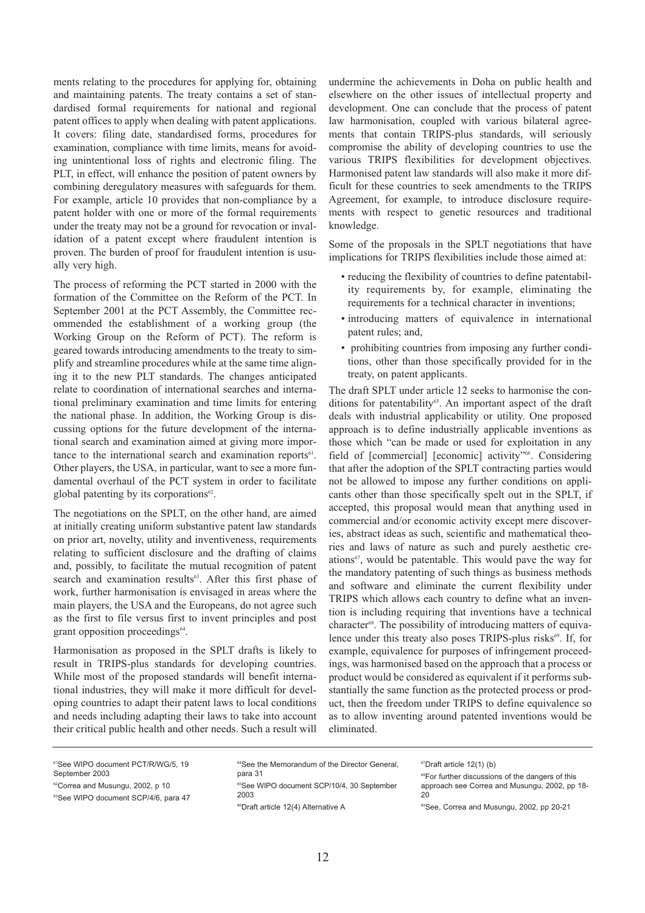ments relating to the procedures for applying for, obtaining and maintaining patents. The treaty contains a set of standardised formal requirements for national and regional patent offices to apply when dealing with patent applications. It covers: filing date, standardised forms, procedures for examination, compliance with time limits, means for avoiding unintentional loss of rights and electronic filing. The PLT, in effect, will enhance the position of patent owners by combining deregulatory measures with safeguards for them. For example, article 10 provides that non-compliance by a patent holder with one or more of the formal requirements under the treaty may not be a ground for revocation or invalidation of a patent except where fraudulent intention is proven. The burden of proof for fraudulent intention is usually very high.

The process of reforming the PCT started in 2000 with the formation of the Committee on the Reform of the PCT. In September 2001 at the PCT Assembly, the Committee recommended the establishment of a working group (the Working Group on the Reform of PCT). The reform is geared towards introducing amendments to the treaty to simplify and streamline procedures while at the same time aligning it to the new PLT standards. The changes anticipated relate to coordination of international searches and international preliminary examination and time limits for entering the national phase. In addition, the Working Group is discussing options for the future development of the international search and examination aimed at giving more importance to the international search and examination reports[61]. Other players, the USA, in particular, want to see a more fundamental overhaul of the PCT system in order to facilitate global patenting by its corporations[62].

The negotiations on the SPLT, on the other hand, are aimed at initially creating uniform substantive patent law standards on prior art, novelty, utility and inventiveness, requirements relating to sufficient disclosure and the drafting of claims and, possibly, to facilitate the mutual recognition of patent search and examination results[63]. After this first phase of work, further harmonisation is envisaged in areas where the main players, the USA and the Europeans, do not agree such as the first to file versus first to invent principles and post grant opposition proceedings[64].

Harmonisation as proposed in the SPLT drafts is likely to result in TRIPS-plus standards for developing countries. While most of the proposed standards will benefit international industries, they will make it more difficult for developing countries to adapt their patent laws to local conditions and needs including adapting their laws to take into account their critical public health and other needs. Such a result will undermine the achievements in Doha on public health and elsewhere on the other issues of intellectual property and development. One can conclude that the process of patent law harmonisation, coupled with various bilateral agreements that contain TRIPS-plus standards, will seriously compromise the ability of developing countries to use the various TRIPS flexibilities for development objectives. Harmonised patent law standards will also make it more difficult for these countries to seek amendments to the TRIPS Agreement, for example, to introduce disclosure requirements with respect to genetic resources and traditional knowledge.

Some of the proposals in the SPLT negotiations that have implications for TRIPS flexibilities include those aimed at:

- reducing the flexibility of countries to define patentability requirements by, for example, eliminating the requirements for a technical character in inventions;
- introducing matters of equivalence in international patent rules; and,
- prohibiting countries from imposing any further conditions, other than those specifically provided for in the treaty, on patent applicants.

The draft SPLT under article 12 seeks to harmonise the conditions for patentability[65]. An important aspect of the draft deals with industrial applicability or utility. One proposed approach is to define industrially applicable inventions as those which "can be made or used for exploitation in any field of [commercial] [economic] activity"[66]. Considering that after the adoption of the SPLT contracting parties would not be allowed to impose any further conditions on applicants other than those specifically spelt out in the SPLT, if accepted, this proposal would mean that anything used in commercial and/or economic activity except mere discoveries, abstract ideas as such, scientific and mathematical theories and laws of nature as such and purely aesthetic creations[67], would be patentable. This would pave the way for the mandatory patenting of such things as business methods and software and eliminate the current flexibility under TRIPS which allows each country to define what an invention is including requiring that inventions have a technical character[68]. The possibility of introducing matters of equivalence under this treaty also poses TRIPS-plus risks[69]. If, for example, equivalence for purposes of infringement proceedings, was harmonised based on the approach that a process or product would be considered as equivalent if it performs substantially the same function as the protected process or product, then the freedom under TRIPS to define equivalence so as to allow inventing around patented inventions would be eliminated.

---

[61] See WIPO document PCT/R/WG/5, 19 September 2003

[62] Correa and Musungu, 2002, p 10

[63] See WIPO document SCP/4/6, para 47

[64] See the Memorandum of the Director General, para 31

[65] See WIPO document SCP/10/4, 30 September 2003

[66] Draft article 12(4) Alternative A

[67] Draft article 12(1) (b)

[68] For further discussions of the dangers of this approach see Correa and Musungu, 2002, pp 18-20

[69] See, Correa and Musungu, 2002, pp 20-21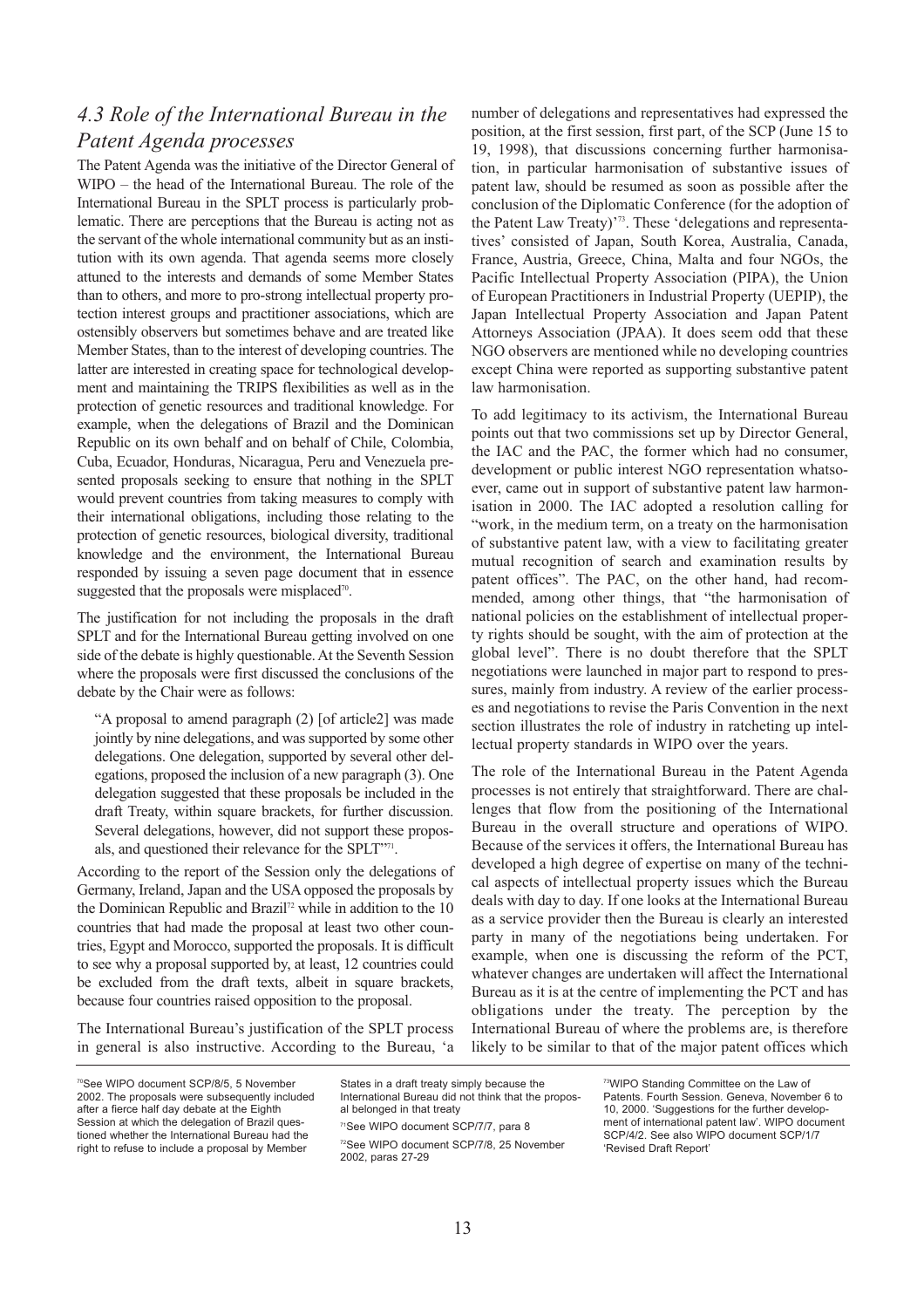## *4.3 Role of the International Bureau in the Patent Agenda processes*

The Patent Agenda was the initiative of the Director General of WIPO – the head of the International Bureau. The role of the International Bureau in the SPLT process is particularly problematic. There are perceptions that the Bureau is acting not as the servant of the whole international community but as an institution with its own agenda. That agenda seems more closely attuned to the interests and demands of some Member States than to others, and more to pro-strong intellectual property protection interest groups and practitioner associations, which are ostensibly observers but sometimes behave and are treated like Member States, than to the interest of developing countries. The latter are interested in creating space for technological development and maintaining the TRIPS flexibilities as well as in the protection of genetic resources and traditional knowledge. For example, when the delegations of Brazil and the Dominican Republic on its own behalf and on behalf of Chile, Colombia, Cuba, Ecuador, Honduras, Nicaragua, Peru and Venezuela presented proposals seeking to ensure that nothing in the SPLT would prevent countries from taking measures to comply with their international obligations, including those relating to the protection of genetic resources, biological diversity, traditional knowledge and the environment, the International Bureau responded by issuing a seven page document that in essence suggested that the proposals were misplaced[70].

The justification for not including the proposals in the draft SPLT and for the International Bureau getting involved on one side of the debate is highly questionable. At the Seventh Session where the proposals were first discussed the conclusions of the debate by the Chair were as follows:

> "A proposal to amend paragraph (2) [of article2] was made jointly by nine delegations, and was supported by some other delegations. One delegation, supported by several other delegations, proposed the inclusion of a new paragraph (3). One delegation suggested that these proposals be included in the draft Treaty, within square brackets, for further discussion. Several delegations, however, did not support these proposals, and questioned their relevance for the SPLT"[71].

According to the report of the Session only the delegations of Germany, Ireland, Japan and the USA opposed the proposals by the Dominican Republic and Brazil[72] while in addition to the 10 countries that had made the proposal at least two other countries, Egypt and Morocco, supported the proposals. It is difficult to see why a proposal supported by, at least, 12 countries could be excluded from the draft texts, albeit in square brackets, because four countries raised opposition to the proposal.

The International Bureau's justification of the SPLT process in general is also instructive. According to the Bureau, 'a number of delegations and representatives had expressed the position, at the first session, first part, of the SCP (June 15 to 19, 1998), that discussions concerning further harmonisation, in particular harmonisation of substantive issues of patent law, should be resumed as soon as possible after the conclusion of the Diplomatic Conference (for the adoption of the Patent Law Treaty)'[73]. These 'delegations and representatives' consisted of Japan, South Korea, Australia, Canada, France, Austria, Greece, China, Malta and four NGOs, the Pacific Intellectual Property Association (PIPA), the Union of European Practitioners in Industrial Property (UEPIP), the Japan Intellectual Property Association and Japan Patent Attorneys Association (JPAA). It does seem odd that these NGO observers are mentioned while no developing countries except China were reported as supporting substantive patent law harmonisation.

To add legitimacy to its activism, the International Bureau points out that two commissions set up by Director General, the IAC and the PAC, the former which had no consumer, development or public interest NGO representation whatsoever, came out in support of substantive patent law harmonisation in 2000. The IAC adopted a resolution calling for "work, in the medium term, on a treaty on the harmonisation of substantive patent law, with a view to facilitating greater mutual recognition of search and examination results by patent offices". The PAC, on the other hand, had recommended, among other things, that "the harmonisation of national policies on the establishment of intellectual property rights should be sought, with the aim of protection at the global level". There is no doubt therefore that the SPLT negotiations were launched in major part to respond to pressures, mainly from industry. A review of the earlier processes and negotiations to revise the Paris Convention in the next section illustrates the role of industry in ratcheting up intellectual property standards in WIPO over the years.

The role of the International Bureau in the Patent Agenda processes is not entirely that straightforward. There are challenges that flow from the positioning of the International Bureau in the overall structure and operations of WIPO. Because of the services it offers, the International Bureau has developed a high degree of expertise on many of the technical aspects of intellectual property issues which the Bureau deals with day to day. If one looks at the International Bureau as a service provider then the Bureau is clearly an interested party in many of the negotiations being undertaken. For example, when one is discussing the reform of the PCT, whatever changes are undertaken will affect the International Bureau as it is at the centre of implementing the PCT and has obligations under the treaty. The perception by the International Bureau of where the problems are, is therefore likely to be similar to that of the major patent offices which

---

[70] See WIPO document SCP/8/5, 5 November 2002. The proposals were subsequently included after a fierce half day debate at the Eighth Session at which the delegation of Brazil questioned whether the International Bureau had the right to refuse to include a proposal by Member States in a draft treaty simply because the International Bureau did not think that the proposal belonged in that treaty

[71] See WIPO document SCP/7/7, para 8

[72] See WIPO document SCP/7/8, 25 November 2002, paras 27-29

[73] WIPO Standing Committee on the Law of Patents. Fourth Session. Geneva, November 6 to 10, 2000. 'Suggestions for the further development of international patent law'. WIPO document SCP/4/2. See also WIPO document SCP/1/7 'Revised Draft Report'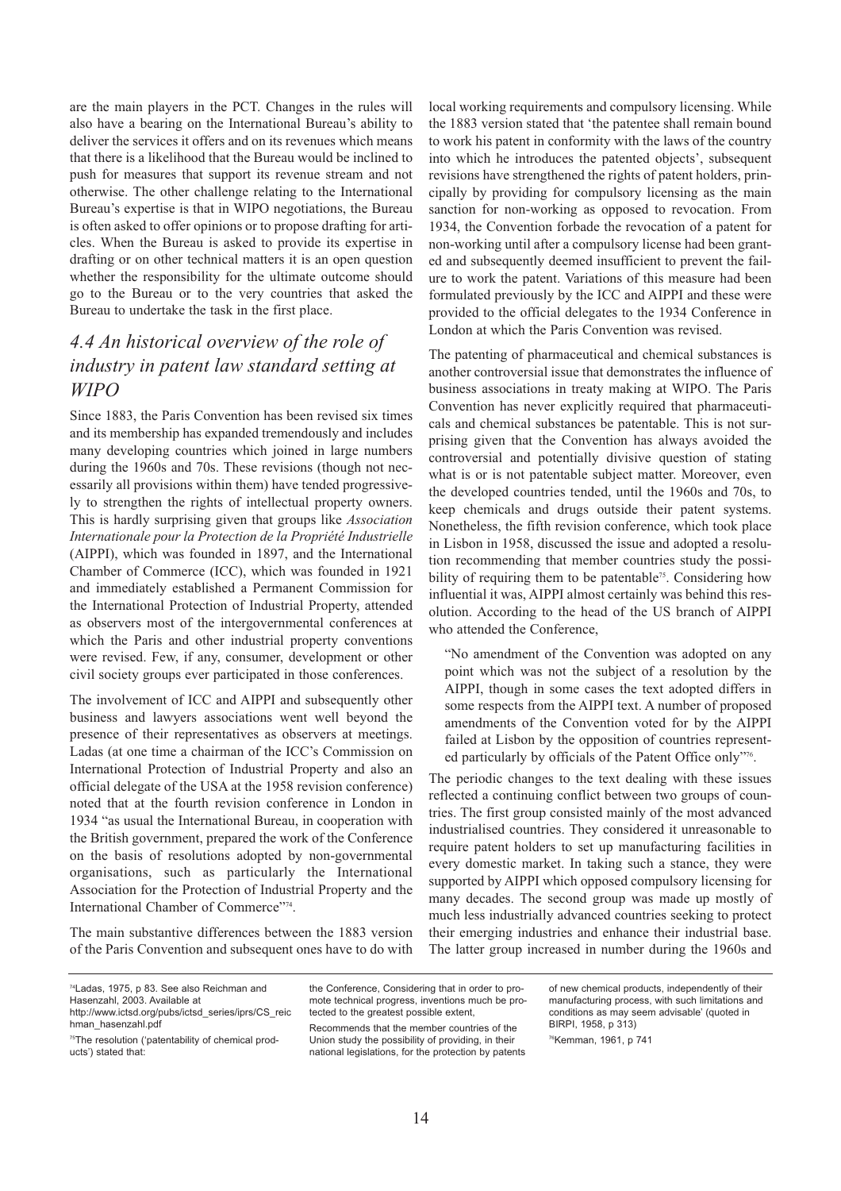are the main players in the PCT. Changes in the rules will also have a bearing on the International Bureau's ability to deliver the services it offers and on its revenues which means that there is a likelihood that the Bureau would be inclined to push for measures that support its revenue stream and not otherwise. The other challenge relating to the International Bureau's expertise is that in WIPO negotiations, the Bureau is often asked to offer opinions or to propose drafting for articles. When the Bureau is asked to provide its expertise in drafting or on other technical matters it is an open question whether the responsibility for the ultimate outcome should go to the Bureau or to the very countries that asked the Bureau to undertake the task in the first place.

## *4.4 An historical overview of the role of industry in patent law standard setting at WIPO*

Since 1883, the Paris Convention has been revised six times and its membership has expanded tremendously and includes many developing countries which joined in large numbers during the 1960s and 70s. These revisions (though not necessarily all provisions within them) have tended progressively to strengthen the rights of intellectual property owners. This is hardly surprising given that groups like *Association Internationale pour la Protection de la Propriété Industrielle* (AIPPI), which was founded in 1897, and the International Chamber of Commerce (ICC), which was founded in 1921 and immediately established a Permanent Commission for the International Protection of Industrial Property, attended as observers most of the intergovernmental conferences at which the Paris and other industrial property conventions were revised. Few, if any, consumer, development or other civil society groups ever participated in those conferences.

The involvement of ICC and AIPPI and subsequently other business and lawyers associations went well beyond the presence of their representatives as observers at meetings. Ladas (at one time a chairman of the ICC's Commission on International Protection of Industrial Property and also an official delegate of the USA at the 1958 revision conference) noted that at the fourth revision conference in London in 1934 "as usual the International Bureau, in cooperation with the British government, prepared the work of the Conference on the basis of resolutions adopted by non-governmental organisations, such as particularly the International Association for the Protection of Industrial Property and the International Chamber of Commerce"[74].

The main substantive differences between the 1883 version of the Paris Convention and subsequent ones have to do with local working requirements and compulsory licensing. While the 1883 version stated that 'the patentee shall remain bound to work his patent in conformity with the laws of the country into which he introduces the patented objects', subsequent revisions have strengthened the rights of patent holders, principally by providing for compulsory licensing as the main sanction for non-working as opposed to revocation. From 1934, the Convention forbade the revocation of a patent for non-working until after a compulsory license had been granted and subsequently deemed insufficient to prevent the failure to work the patent. Variations of this measure had been formulated previously by the ICC and AIPPI and these were provided to the official delegates to the 1934 Conference in London at which the Paris Convention was revised.

The patenting of pharmaceutical and chemical substances is another controversial issue that demonstrates the influence of business associations in treaty making at WIPO. The Paris Convention has never explicitly required that pharmaceuticals and chemical substances be patentable. This is not surprising given that the Convention has always avoided the controversial and potentially divisive question of stating what is or is not patentable subject matter. Moreover, even the developed countries tended, until the 1960s and 70s, to keep chemicals and drugs outside their patent systems. Nonetheless, the fifth revision conference, which took place in Lisbon in 1958, discussed the issue and adopted a resolution recommending that member countries study the possibility of requiring them to be patentable[75]. Considering how influential it was, AIPPI almost certainly was behind this resolution. According to the head of the US branch of AIPPI who attended the Conference,

> "No amendment of the Convention was adopted on any point which was not the subject of a resolution by the AIPPI, though in some cases the text adopted differs in some respects from the AIPPI text. A number of proposed amendments of the Convention voted for by the AIPPI failed at Lisbon by the opposition of countries represented particularly by officials of the Patent Office only"[76].

The periodic changes to the text dealing with these issues reflected a continuing conflict between two groups of countries. The first group consisted mainly of the most advanced industrialised countries. They considered it unreasonable to require patent holders to set up manufacturing facilities in every domestic market. In taking such a stance, they were supported by AIPPI which opposed compulsory licensing for many decades. The second group was made up mostly of much less industrially advanced countries seeking to protect their emerging industries and enhance their industrial base. The latter group increased in number during the 1960s and

---

[74] Ladas, 1975, p 83. See also Reichman and Hasenzahl, 2003. Available at http://www.ictsd.org/pubs/ictsd_series/iprs/CS_reichman_hasenzahl.pdf

[75] The resolution ('patentability of chemical products') stated that: the Conference, Considering that in order to promote technical progress, inventions much be protected to the greatest possible extent, Recommends that the member countries of the Union study the possibility of providing, in their national legislations, for the protection by patents of new chemical products, independently of their manufacturing process, with such limitations and conditions as may seem advisable' (quoted in BIRPI, 1958, p 313)

[76] Kemman, 1961, p 741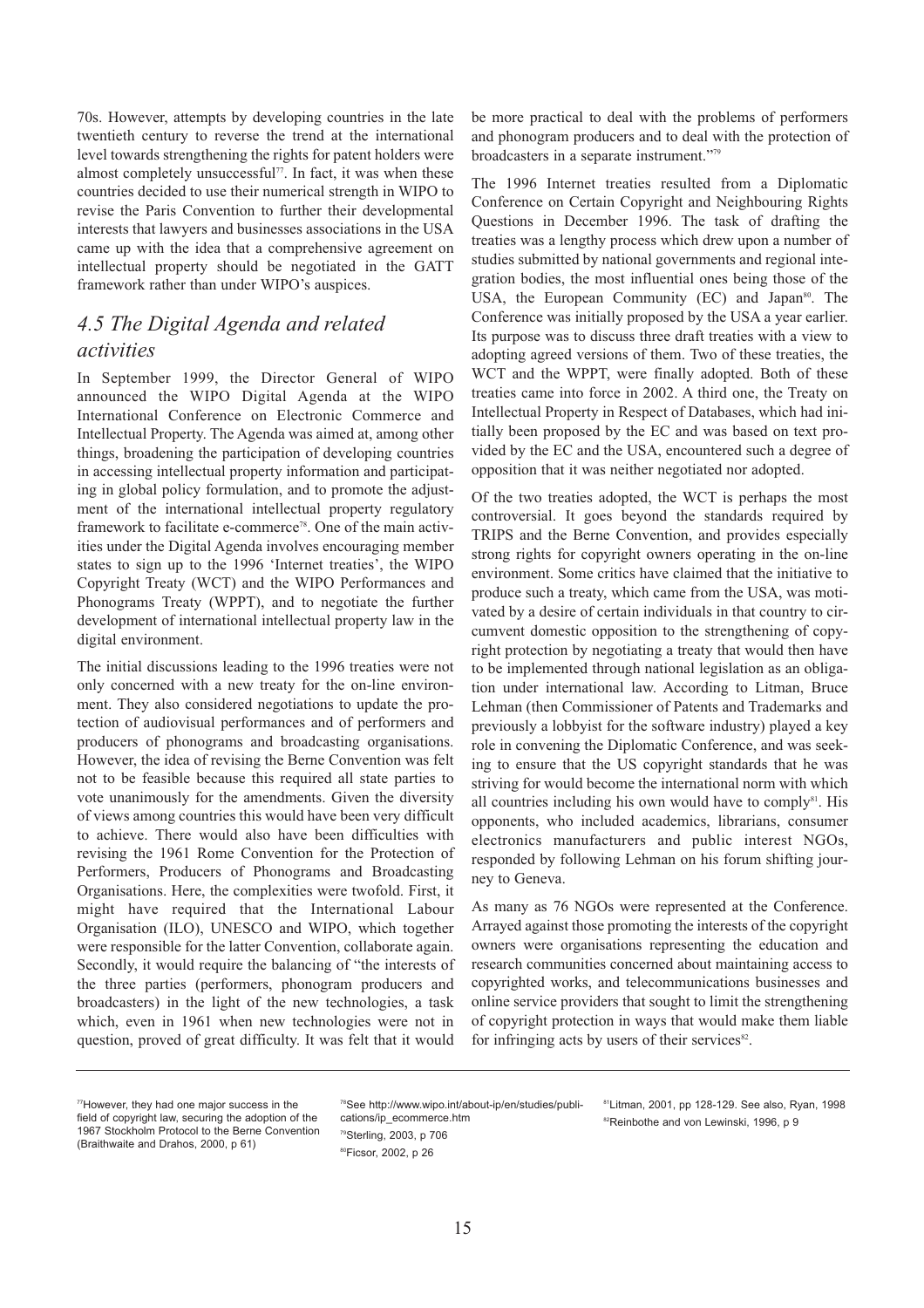70s. However, attempts by developing countries in the late twentieth century to reverse the trend at the international level towards strengthening the rights for patent holders were almost completely unsuccessful[77]. In fact, it was when these countries decided to use their numerical strength in WIPO to revise the Paris Convention to further their developmental interests that lawyers and businesses associations in the USA came up with the idea that a comprehensive agreement on intellectual property should be negotiated in the GATT framework rather than under WIPO's auspices.

## *4.5 The Digital Agenda and related activities*

In September 1999, the Director General of WIPO announced the WIPO Digital Agenda at the WIPO International Conference on Electronic Commerce and Intellectual Property. The Agenda was aimed at, among other things, broadening the participation of developing countries in accessing intellectual property information and participating in global policy formulation, and to promote the adjustment of the international intellectual property regulatory framework to facilitate e-commerce[78]. One of the main activities under the Digital Agenda involves encouraging member states to sign up to the 1996 'Internet treaties', the WIPO Copyright Treaty (WCT) and the WIPO Performances and Phonograms Treaty (WPPT), and to negotiate the further development of international intellectual property law in the digital environment.

The initial discussions leading to the 1996 treaties were not only concerned with a new treaty for the on-line environment. They also considered negotiations to update the protection of audiovisual performances and of performers and producers of phonograms and broadcasting organisations. However, the idea of revising the Berne Convention was felt not to be feasible because this required all state parties to vote unanimously for the amendments. Given the diversity of views among countries this would have been very difficult to achieve. There would also have been difficulties with revising the 1961 Rome Convention for the Protection of Performers, Producers of Phonograms and Broadcasting Organisations. Here, the complexities were twofold. First, it might have required that the International Labour Organisation (ILO), UNESCO and WIPO, which together were responsible for the latter Convention, collaborate again. Secondly, it would require the balancing of "the interests of the three parties (performers, phonogram producers and broadcasters) in the light of the new technologies, a task which, even in 1961 when new technologies were not in question, proved of great difficulty. It was felt that it would be more practical to deal with the problems of performers and phonogram producers and to deal with the protection of broadcasters in a separate instrument."[79]

The 1996 Internet treaties resulted from a Diplomatic Conference on Certain Copyright and Neighbouring Rights Questions in December 1996. The task of drafting the treaties was a lengthy process which drew upon a number of studies submitted by national governments and regional integration bodies, the most influential ones being those of the USA, the European Community (EC) and Japan[80]. The Conference was initially proposed by the USA a year earlier. Its purpose was to discuss three draft treaties with a view to adopting agreed versions of them. Two of these treaties, the WCT and the WPPT, were finally adopted. Both of these treaties came into force in 2002. A third one, the Treaty on Intellectual Property in Respect of Databases, which had initially been proposed by the EC and was based on text provided by the EC and the USA, encountered such a degree of opposition that it was neither negotiated nor adopted.

Of the two treaties adopted, the WCT is perhaps the most controversial. It goes beyond the standards required by TRIPS and the Berne Convention, and provides especially strong rights for copyright owners operating in the on-line environment. Some critics have claimed that the initiative to produce such a treaty, which came from the USA, was motivated by a desire of certain individuals in that country to circumvent domestic opposition to the strengthening of copyright protection by negotiating a treaty that would then have to be implemented through national legislation as an obligation under international law. According to Litman, Bruce Lehman (then Commissioner of Patents and Trademarks and previously a lobbyist for the software industry) played a key role in convening the Diplomatic Conference, and was seeking to ensure that the US copyright standards that he was striving for would become the international norm with which all countries including his own would have to comply[81]. His opponents, who included academics, librarians, consumer electronics manufacturers and public interest NGOs, responded by following Lehman on his forum shifting journey to Geneva.

As many as 76 NGOs were represented at the Conference. Arrayed against those promoting the interests of the copyright owners were organisations representing the education and research communities concerned about maintaining access to copyrighted works, and telecommunications businesses and online service providers that sought to limit the strengthening of copyright protection in ways that would make them liable for infringing acts by users of their services[82].

---

[77] However, they had one major success in the field of copyright law, securing the adoption of the 1967 Stockholm Protocol to the Berne Convention (Braithwaite and Drahos, 2000, p 61)

[78] See http://www.wipo.int/about-ip/en/studies/publications/ip_ecommerce.htm

[79] Sterling, 2003, p 706

[80] Ficsor, 2002, p 26

[81] Litman, 2001, pp 128-129. See also, Ryan, 1998

[82] Reinbothe and von Lewinski, 1996, p 9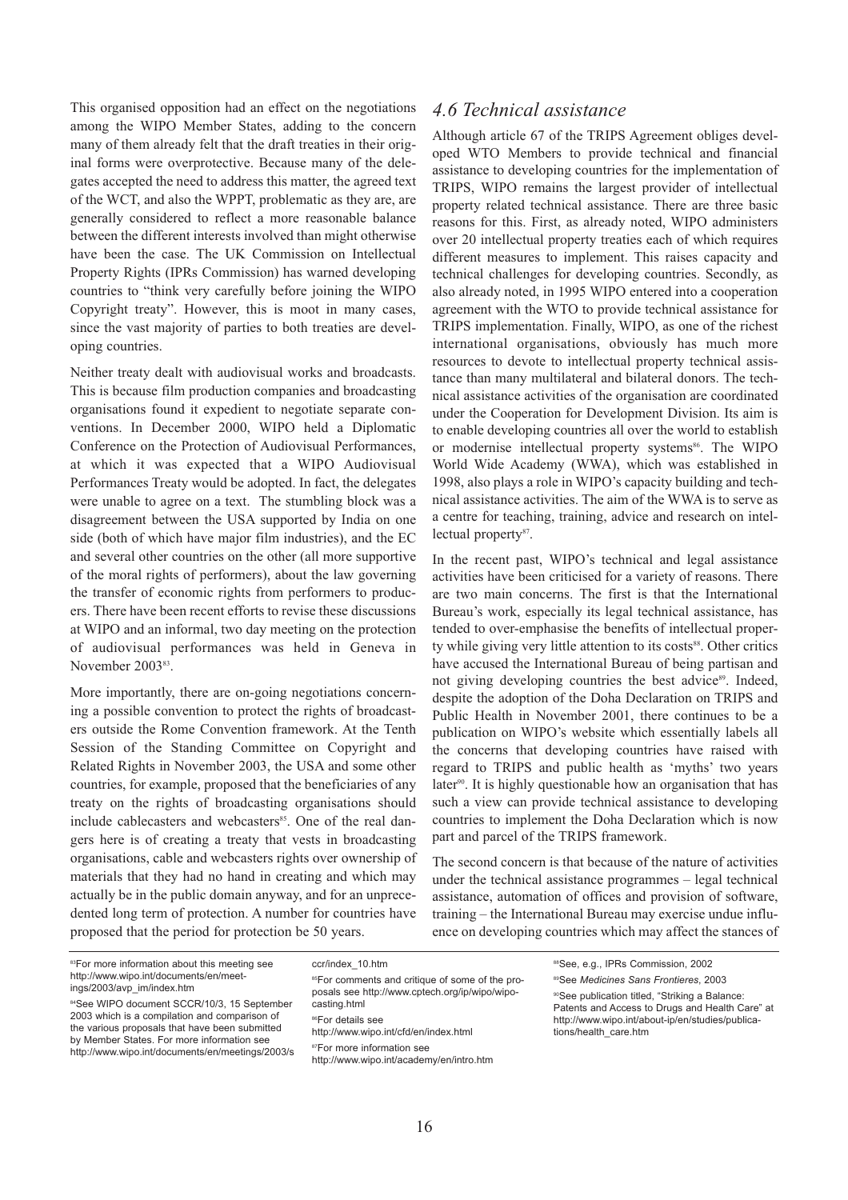This organised opposition had an effect on the negotiations among the WIPO Member States, adding to the concern many of them already felt that the draft treaties in their original forms were overprotective. Because many of the delegates accepted the need to address this matter, the agreed text of the WCT, and also the WPPT, problematic as they are, are generally considered to reflect a more reasonable balance between the different interests involved than might otherwise have been the case. The UK Commission on Intellectual Property Rights (IPRs Commission) has warned developing countries to "think very carefully before joining the WIPO Copyright treaty". However, this is moot in many cases, since the vast majority of parties to both treaties are developing countries.

Neither treaty dealt with audiovisual works and broadcasts. This is because film production companies and broadcasting organisations found it expedient to negotiate separate conventions. In December 2000, WIPO held a Diplomatic Conference on the Protection of Audiovisual Performances, at which it was expected that a WIPO Audiovisual Performances Treaty would be adopted. In fact, the delegates were unable to agree on a text. The stumbling block was a disagreement between the USA supported by India on one side (both of which have major film industries), and the EC and several other countries on the other (all more supportive of the moral rights of performers), about the law governing the transfer of economic rights from performers to producers. There have been recent efforts to revise these discussions at WIPO and an informal, two day meeting on the protection of audiovisual performances was held in Geneva in November 2003[83].

More importantly, there are on-going negotiations concerning a possible convention to protect the rights of broadcasters outside the Rome Convention framework. At the Tenth Session of the Standing Committee on Copyright and Related Rights in November 2003, the USA and some other countries, for example, proposed that the beneficiaries of any treaty on the rights of broadcasting organisations should include cablecasters and webcasters[85]. One of the real dangers here is of creating a treaty that vests in broadcasting organisations, cable and webcasters rights over ownership of materials that they had no hand in creating and which may actually be in the public domain anyway, and for an unprecedented long term of protection. A number for countries have proposed that the period for protection be 50 years.

## *4.6 Technical assistance*

Although article 67 of the TRIPS Agreement obliges developed WTO Members to provide technical and financial assistance to developing countries for the implementation of TRIPS, WIPO remains the largest provider of intellectual property related technical assistance. There are three basic reasons for this. First, as already noted, WIPO administers over 20 intellectual property treaties each of which requires different measures to implement. This raises capacity and technical challenges for developing countries. Secondly, as also already noted, in 1995 WIPO entered into a cooperation agreement with the WTO to provide technical assistance for TRIPS implementation. Finally, WIPO, as one of the richest international organisations, obviously has much more resources to devote to intellectual property technical assistance than many multilateral and bilateral donors. The technical assistance activities of the organisation are coordinated under the Cooperation for Development Division. Its aim is to enable developing countries all over the world to establish or modernise intellectual property systems[86]. The WIPO World Wide Academy (WWA), which was established in 1998, also plays a role in WIPO's capacity building and technical assistance activities. The aim of the WWA is to serve as a centre for teaching, training, advice and research on intellectual property[87].

In the recent past, WIPO's technical and legal assistance activities have been criticised for a variety of reasons. There are two main concerns. The first is that the International Bureau's work, especially its legal technical assistance, has tended to over-emphasise the benefits of intellectual property while giving very little attention to its costs[88]. Other critics have accused the International Bureau of being partisan and not giving developing countries the best advice[89]. Indeed, despite the adoption of the Doha Declaration on TRIPS and Public Health in November 2001, there continues to be a publication on WIPO's website which essentially labels all the concerns that developing countries have raised with regard to TRIPS and public health as 'myths' two years later[90]. It is highly questionable how an organisation that has such a view can provide technical assistance to developing countries to implement the Doha Declaration which is now part and parcel of the TRIPS framework.

The second concern is that because of the nature of activities under the technical assistance programmes – legal technical assistance, automation of offices and provision of software, training – the International Bureau may exercise undue influence on developing countries which may affect the stances of

---

[83] For more information about this meeting see http://www.wipo.int/documents/en/meetings/2003/avp_im/index.htm

[84] See WIPO document SCCR/10/3, 15 September 2003 which is a compilation and comparison of the various proposals that have been submitted by Member States. For more information see http://www.wipo.int/documents/en/meetings/2003/sccr/index_10.htm

[85] For comments and critique of some of the proposals see http://www.cptech.org/ip/wipo/wipo-casting.html

[86] For details see http://www.wipo.int/cfd/en/index.html

[87] For more information see http://www.wipo.int/academy/en/intro.htm

[88] See, e.g., IPRs Commission, 2002

[89] See *Medicines Sans Frontieres*, 2003

[90] See publication titled, "Striking a Balance: Patents and Access to Drugs and Health Care" at http://www.wipo.int/about-ip/en/studies/publications/health_care.htm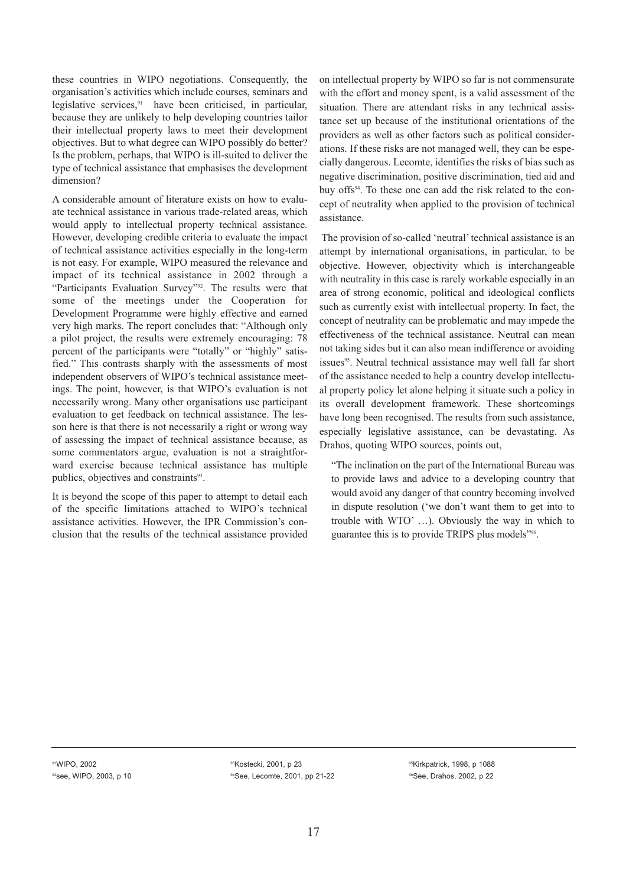these countries in WIPO negotiations. Consequently, the organisation's activities which include courses, seminars and legislative services,[91] have been criticised, in particular, because they are unlikely to help developing countries tailor their intellectual property laws to meet their development objectives. But to what degree can WIPO possibly do better? Is the problem, perhaps, that WIPO is ill-suited to deliver the type of technical assistance that emphasises the development dimension?

A considerable amount of literature exists on how to evaluate technical assistance in various trade-related areas, which would apply to intellectual property technical assistance. However, developing credible criteria to evaluate the impact of technical assistance activities especially in the long-term is not easy. For example, WIPO measured the relevance and impact of its technical assistance in 2002 through a "Participants Evaluation Survey"[92]. The results were that some of the meetings under the Cooperation for Development Programme were highly effective and earned very high marks. The report concludes that: "Although only a pilot project, the results were extremely encouraging: 78 percent of the participants were "totally" or "highly" satisfied." This contrasts sharply with the assessments of most independent observers of WIPO's technical assistance meetings. The point, however, is that WIPO's evaluation is not necessarily wrong. Many other organisations use participant evaluation to get feedback on technical assistance. The lesson here is that there is not necessarily a right or wrong way of assessing the impact of technical assistance because, as some commentators argue, evaluation is not a straightforward exercise because technical assistance has multiple publics, objectives and constraints[93].

It is beyond the scope of this paper to attempt to detail each of the specific limitations attached to WIPO's technical assistance activities. However, the IPR Commission's conclusion that the results of the technical assistance provided on intellectual property by WIPO so far is not commensurate with the effort and money spent, is a valid assessment of the situation. There are attendant risks in any technical assistance set up because of the institutional orientations of the providers as well as other factors such as political considerations. If these risks are not managed well, they can be especially dangerous. Lecomte, identifies the risks of bias such as negative discrimination, positive discrimination, tied aid and buy offs[94]. To these one can add the risk related to the concept of neutrality when applied to the provision of technical assistance.

The provision of so-called 'neutral' technical assistance is an attempt by international organisations, in particular, to be objective. However, objectivity which is interchangeable with neutrality in this case is rarely workable especially in an area of strong economic, political and ideological conflicts such as currently exist with intellectual property. In fact, the concept of neutrality can be problematic and may impede the effectiveness of the technical assistance. Neutral can mean not taking sides but it can also mean indifference or avoiding issues[95]. Neutral technical assistance may well fall far short of the assistance needed to help a country develop intellectual property policy let alone helping it situate such a policy in its overall development framework. These shortcomings have long been recognised. The results from such assistance, especially legislative assistance, can be devastating. As Drahos, quoting WIPO sources, points out,

> "The inclination on the part of the International Bureau was to provide laws and advice to a developing country that would avoid any danger of that country becoming involved in dispute resolution ('we don't want them to get into to trouble with WTO' …). Obviously the way in which to guarantee this is to provide TRIPS plus models"[96].

---

[91] WIPO, 2002

[92] see, WIPO, 2003, p 10

[93] Kostecki, 2001, p 23

[94] See, Lecomte, 2001, pp 21-22

[95] Kirkpatrick, 1998, p 1088

[96] See, Drahos, 2002, p 22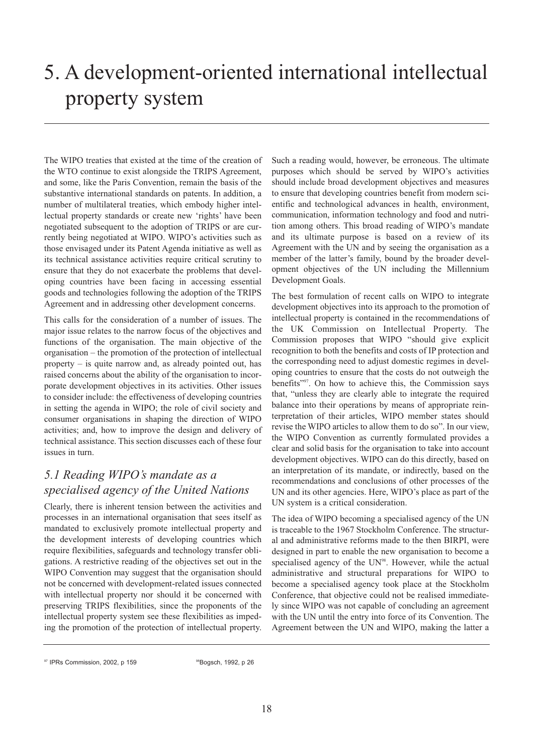# 5. A development-oriented international intellectual property system

The WIPO treaties that existed at the time of the creation of the WTO continue to exist alongside the TRIPS Agreement, and some, like the Paris Convention, remain the basis of the substantive international standards on patents. In addition, a number of multilateral treaties, which embody higher intellectual property standards or create new 'rights' have been negotiated subsequent to the adoption of TRIPS or are currently being negotiated at WIPO. WIPO's activities such as those envisaged under its Patent Agenda initiative as well as its technical assistance activities require critical scrutiny to ensure that they do not exacerbate the problems that developing countries have been facing in accessing essential goods and technologies following the adoption of the TRIPS Agreement and in addressing other development concerns.

This calls for the consideration of a number of issues. The major issue relates to the narrow focus of the objectives and functions of the organisation. The main objective of the organisation – the promotion of the protection of intellectual property – is quite narrow and, as already pointed out, has raised concerns about the ability of the organisation to incorporate development objectives in its activities. Other issues to consider include: the effectiveness of developing countries in setting the agenda in WIPO; the role of civil society and consumer organisations in shaping the direction of WIPO activities; and, how to improve the design and delivery of technical assistance. This section discusses each of these four issues in turn.

## *5.1 Reading WIPO's mandate as a specialised agency of the United Nations*

Clearly, there is inherent tension between the activities and processes in an international organisation that sees itself as mandated to exclusively promote intellectual property and the development interests of developing countries which require flexibilities, safeguards and technology transfer obligations. A restrictive reading of the objectives set out in the WIPO Convention may suggest that the organisation should not be concerned with development-related issues connected with intellectual property nor should it be concerned with preserving TRIPS flexibilities, since the proponents of the intellectual property system see these flexibilities as impeding the promotion of the protection of intellectual property. Such a reading would, however, be erroneous. The ultimate purposes which should be served by WIPO's activities should include broad development objectives and measures to ensure that developing countries benefit from modern scientific and technological advances in health, environment, communication, information technology and food and nutrition among others. This broad reading of WIPO's mandate and its ultimate purpose is based on a review of its Agreement with the UN and by seeing the organisation as a member of the latter's family, bound by the broader development objectives of the UN including the Millennium Development Goals.

The best formulation of recent calls on WIPO to integrate development objectives into its approach to the promotion of intellectual property is contained in the recommendations of the UK Commission on Intellectual Property. The Commission proposes that WIPO "should give explicit recognition to both the benefits and costs of IP protection and the corresponding need to adjust domestic regimes in developing countries to ensure that the costs do not outweigh the benefits"[97]. On how to achieve this, the Commission says that, "unless they are clearly able to integrate the required balance into their operations by means of appropriate reinterpretation of their articles, WIPO member states should revise the WIPO articles to allow them to do so". In our view, the WIPO Convention as currently formulated provides a clear and solid basis for the organisation to take into account development objectives. WIPO can do this directly, based on an interpretation of its mandate, or indirectly, based on the recommendations and conclusions of other processes of the UN and its other agencies. Here, WIPO's place as part of the UN system is a critical consideration.

The idea of WIPO becoming a specialised agency of the UN is traceable to the 1967 Stockholm Conference. The structural and administrative reforms made to the then BIRPI, were designed in part to enable the new organisation to become a specialised agency of the UN[98]. However, while the actual administrative and structural preparations for WIPO to become a specialised agency took place at the Stockholm Conference, that objective could not be realised immediately since WIPO was not capable of concluding an agreement with the UN until the entry into force of its Convention. The Agreement between the UN and WIPO, making the latter a

[97] IPRs Commission, 2002, p 159

[98] Bogsch, 1992, p 26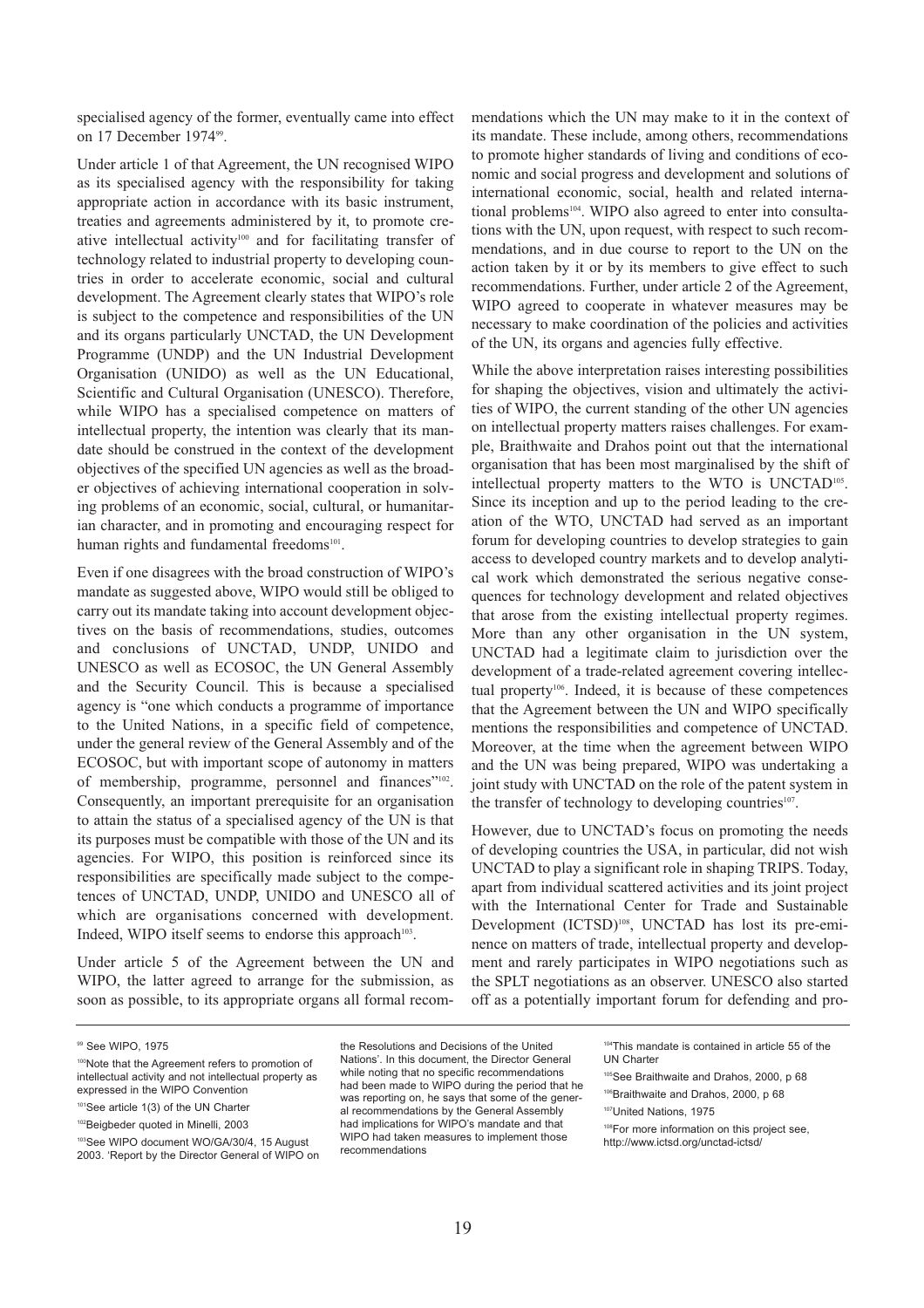specialised agency of the former, eventually came into effect on 17 December 1974[99].

Under article 1 of that Agreement, the UN recognised WIPO as its specialised agency with the responsibility for taking appropriate action in accordance with its basic instrument, treaties and agreements administered by it, to promote creative intellectual activity[100] and for facilitating transfer of technology related to industrial property to developing countries in order to accelerate economic, social and cultural development. The Agreement clearly states that WIPO's role is subject to the competence and responsibilities of the UN and its organs particularly UNCTAD, the UN Development Programme (UNDP) and the UN Industrial Development Organisation (UNIDO) as well as the UN Educational, Scientific and Cultural Organisation (UNESCO). Therefore, while WIPO has a specialised competence on matters of intellectual property, the intention was clearly that its mandate should be construed in the context of the development objectives of the specified UN agencies as well as the broader objectives of achieving international cooperation in solving problems of an economic, social, cultural, or humanitarian character, and in promoting and encouraging respect for human rights and fundamental freedoms[101].

Even if one disagrees with the broad construction of WIPO's mandate as suggested above, WIPO would still be obliged to carry out its mandate taking into account development objectives on the basis of recommendations, studies, outcomes and conclusions of UNCTAD, UNDP, UNIDO and UNESCO as well as ECOSOC, the UN General Assembly and the Security Council. This is because a specialised agency is "one which conducts a programme of importance to the United Nations, in a specific field of competence, under the general review of the General Assembly and of the ECOSOC, but with important scope of autonomy in matters of membership, programme, personnel and finances"[102]. Consequently, an important prerequisite for an organisation to attain the status of a specialised agency of the UN is that its purposes must be compatible with those of the UN and its agencies. For WIPO, this position is reinforced since its responsibilities are specifically made subject to the competences of UNCTAD, UNDP, UNIDO and UNESCO all of which are organisations concerned with development. Indeed, WIPO itself seems to endorse this approach[103].

Under article 5 of the Agreement between the UN and WIPO, the latter agreed to arrange for the submission, as soon as possible, to its appropriate organs all formal recommendations which the UN may make to it in the context of its mandate. These include, among others, recommendations to promote higher standards of living and conditions of economic and social progress and development and solutions of international economic, social, health and related international problems[104]. WIPO also agreed to enter into consultations with the UN, upon request, with respect to such recommendations, and in due course to report to the UN on the action taken by it or by its members to give effect to such recommendations. Further, under article 2 of the Agreement, WIPO agreed to cooperate in whatever measures may be necessary to make coordination of the policies and activities of the UN, its organs and agencies fully effective.

While the above interpretation raises interesting possibilities for shaping the objectives, vision and ultimately the activities of WIPO, the current standing of the other UN agencies on intellectual property matters raises challenges. For example, Braithwaite and Drahos point out that the international organisation that has been most marginalised by the shift of intellectual property matters to the WTO is UNCTAD[105]. Since its inception and up to the period leading to the creation of the WTO, UNCTAD had served as an important forum for developing countries to develop strategies to gain access to developed country markets and to develop analytical work which demonstrated the serious negative consequences for technology development and related objectives that arose from the existing intellectual property regimes. More than any other organisation in the UN system, UNCTAD had a legitimate claim to jurisdiction over the development of a trade-related agreement covering intellectual property[106]. Indeed, it is because of these competences that the Agreement between the UN and WIPO specifically mentions the responsibilities and competence of UNCTAD. Moreover, at the time when the agreement between WIPO and the UN was being prepared, WIPO was undertaking a joint study with UNCTAD on the role of the patent system in the transfer of technology to developing countries[107].

However, due to UNCTAD's focus on promoting the needs of developing countries the USA, in particular, did not wish UNCTAD to play a significant role in shaping TRIPS. Today, apart from individual scattered activities and its joint project with the International Center for Trade and Sustainable Development (ICTSD)[108], UNCTAD has lost its pre-eminence on matters of trade, intellectual property and development and rarely participates in WIPO negotiations such as the SPLT negotiations as an observer. UNESCO also started off as a potentially important forum for defending and pro-

---

[99] See WIPO, 1975

[100] Note that the Agreement refers to promotion of intellectual activity and not intellectual property as expressed in the WIPO Convention

[101] See article 1(3) of the UN Charter

[102] Beigbeder quoted in Minelli, 2003

[103] See WIPO document WO/GA/30/4, 15 August 2003. 'Report by the Director General of WIPO on the Resolutions and Decisions of the United Nations'. In this document, the Director General while noting that no specific recommendations had been made to WIPO during the period that he was reporting on, he says that some of the general recommendations by the General Assembly had implications for WIPO's mandate and that WIPO had taken measures to implement those recommendations

[104] This mandate is contained in article 55 of the UN Charter

[105] See Braithwaite and Drahos, 2000, p 68

[106] Braithwaite and Drahos, 2000, p 68

[107] United Nations, 1975

[108] For more information on this project see, http://www.ictsd.org/unctad-ictsd/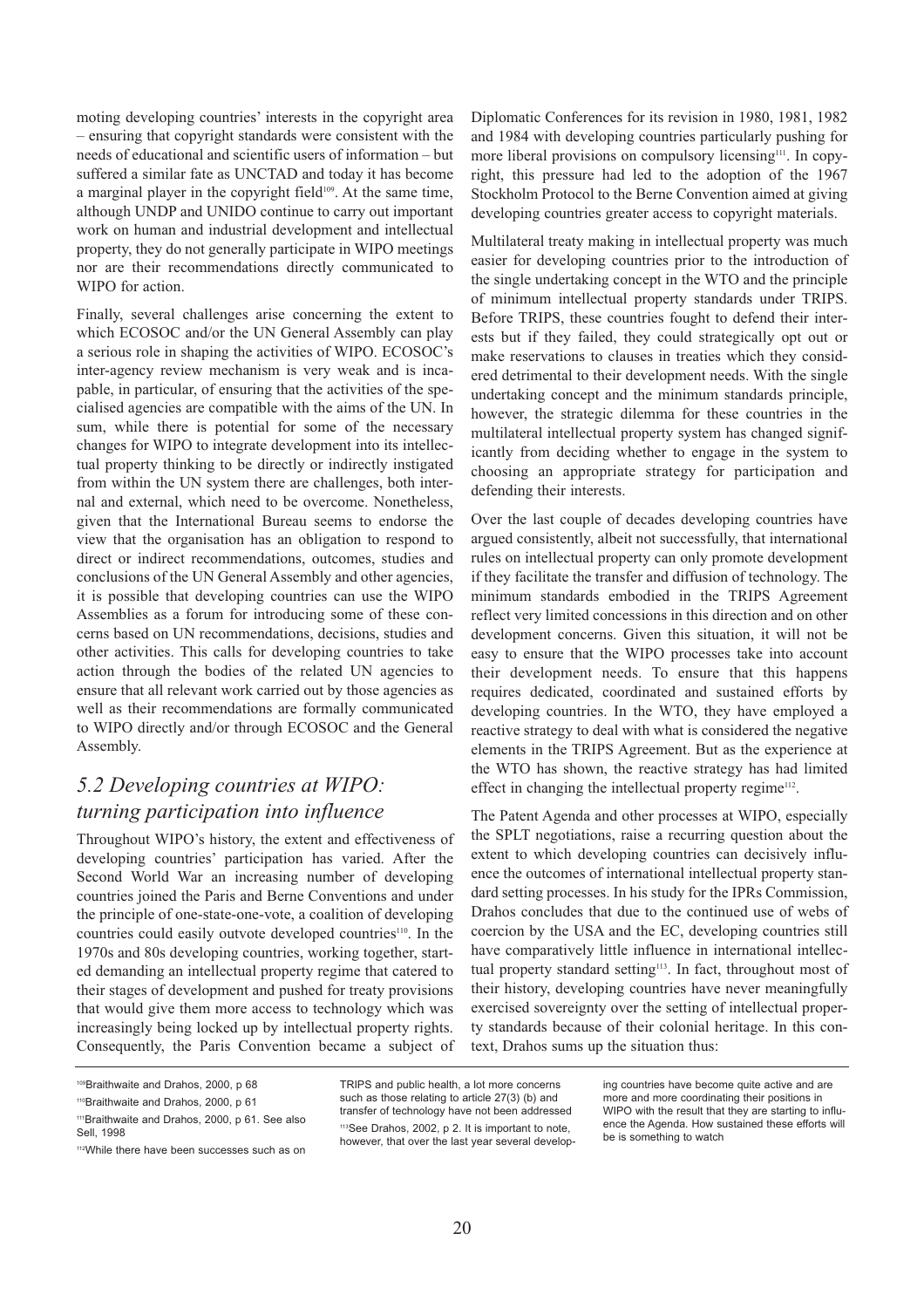moting developing countries' interests in the copyright area – ensuring that copyright standards were consistent with the needs of educational and scientific users of information – but suffered a similar fate as UNCTAD and today it has become a marginal player in the copyright field[109]. At the same time, although UNDP and UNIDO continue to carry out important work on human and industrial development and intellectual property, they do not generally participate in WIPO meetings nor are their recommendations directly communicated to WIPO for action.

Finally, several challenges arise concerning the extent to which ECOSOC and/or the UN General Assembly can play a serious role in shaping the activities of WIPO. ECOSOC's inter-agency review mechanism is very weak and is incapable, in particular, of ensuring that the activities of the specialised agencies are compatible with the aims of the UN. In sum, while there is potential for some of the necessary changes for WIPO to integrate development into its intellectual property thinking to be directly or indirectly instigated from within the UN system there are challenges, both internal and external, which need to be overcome. Nonetheless, given that the International Bureau seems to endorse the view that the organisation has an obligation to respond to direct or indirect recommendations, outcomes, studies and conclusions of the UN General Assembly and other agencies, it is possible that developing countries can use the WIPO Assemblies as a forum for introducing some of these concerns based on UN recommendations, decisions, studies and other activities. This calls for developing countries to take action through the bodies of the related UN agencies to ensure that all relevant work carried out by those agencies as well as their recommendations are formally communicated to WIPO directly and/or through ECOSOC and the General Assembly.

## *5.2 Developing countries at WIPO: turning participation into influence*

Throughout WIPO's history, the extent and effectiveness of developing countries' participation has varied. After the Second World War an increasing number of developing countries joined the Paris and Berne Conventions and under the principle of one-state-one-vote, a coalition of developing countries could easily outvote developed countries[110]. In the 1970s and 80s developing countries, working together, started demanding an intellectual property regime that catered to their stages of development and pushed for treaty provisions that would give them more access to technology which was increasingly being locked up by intellectual property rights. Consequently, the Paris Convention became a subject of Diplomatic Conferences for its revision in 1980, 1981, 1982 and 1984 with developing countries particularly pushing for more liberal provisions on compulsory licensing[111]. In copyright, this pressure had led to the adoption of the 1967 Stockholm Protocol to the Berne Convention aimed at giving developing countries greater access to copyright materials.

Multilateral treaty making in intellectual property was much easier for developing countries prior to the introduction of the single undertaking concept in the WTO and the principle of minimum intellectual property standards under TRIPS. Before TRIPS, these countries fought to defend their interests but if they failed, they could strategically opt out or make reservations to clauses in treaties which they considered detrimental to their development needs. With the single undertaking concept and the minimum standards principle, however, the strategic dilemma for these countries in the multilateral intellectual property system has changed significantly from deciding whether to engage in the system to choosing an appropriate strategy for participation and defending their interests.

Over the last couple of decades developing countries have argued consistently, albeit not successfully, that international rules on intellectual property can only promote development if they facilitate the transfer and diffusion of technology. The minimum standards embodied in the TRIPS Agreement reflect very limited concessions in this direction and on other development concerns. Given this situation, it will not be easy to ensure that the WIPO processes take into account their development needs. To ensure that this happens requires dedicated, coordinated and sustained efforts by developing countries. In the WTO, they have employed a reactive strategy to deal with what is considered the negative elements in the TRIPS Agreement. But as the experience at the WTO has shown, the reactive strategy has had limited effect in changing the intellectual property regime[112].

The Patent Agenda and other processes at WIPO, especially the SPLT negotiations, raise a recurring question about the extent to which developing countries can decisively influence the outcomes of international intellectual property standard setting processes. In his study for the IPRs Commission, Drahos concludes that due to the continued use of webs of coercion by the USA and the EC, developing countries still have comparatively little influence in international intellectual property standard setting[113]. In fact, throughout most of their history, developing countries have never meaningfully exercised sovereignty over the setting of intellectual property standards because of their colonial heritage. In this context, Drahos sums up the situation thus:

---

[109] Braithwaite and Drahos, 2000, p 68

[110] Braithwaite and Drahos, 2000, p 61

[111] Braithwaite and Drahos, 2000, p 61. See also Sell, 1998

[112] While there have been successes such as on TRIPS and public health, a lot more concerns such as those relating to article 27(3) (b) and transfer of technology have not been addressed

[113] See Drahos, 2002, p 2. It is important to note, however, that over the last year several developing countries have become quite active and are more and more coordinating their positions in WIPO with the result that they are starting to influence the Agenda. How sustained these efforts will be is something to watch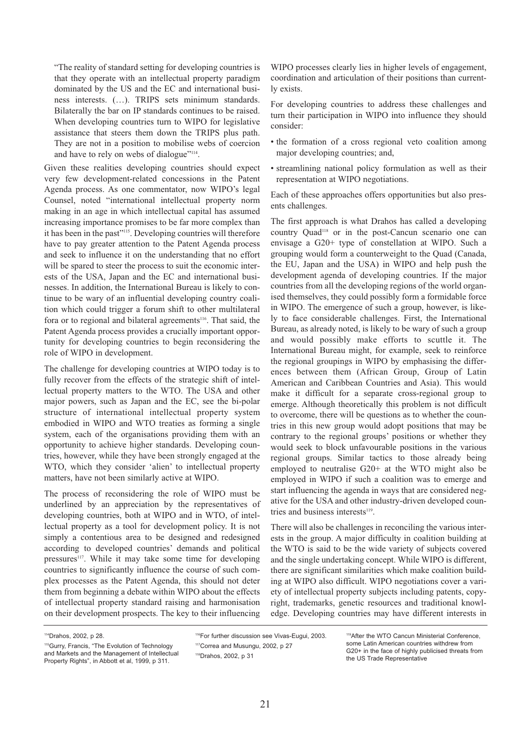"The reality of standard setting for developing countries is that they operate with an intellectual property paradigm dominated by the US and the EC and international business interests. (…). TRIPS sets minimum standards. Bilaterally the bar on IP standards continues to be raised. When developing countries turn to WIPO for legislative assistance that steers them down the TRIPS plus path. They are not in a position to mobilise webs of coercion and have to rely on webs of dialogue"[114].

Given these realities developing countries should expect very few development-related concessions in the Patent Agenda process. As one commentator, now WIPO's legal Counsel, noted "international intellectual property norm making in an age in which intellectual capital has assumed increasing importance promises to be far more complex than it has been in the past"[115]. Developing countries will therefore have to pay greater attention to the Patent Agenda process and seek to influence it on the understanding that no effort will be spared to steer the process to suit the economic interests of the USA, Japan and the EC and international businesses. In addition, the International Bureau is likely to continue to be wary of an influential developing country coalition which could trigger a forum shift to other multilateral fora or to regional and bilateral agreements[116]. That said, the Patent Agenda process provides a crucially important opportunity for developing countries to begin reconsidering the role of WIPO in development.

The challenge for developing countries at WIPO today is to fully recover from the effects of the strategic shift of intellectual property matters to the WTO. The USA and other major powers, such as Japan and the EC, see the bi-polar structure of international intellectual property system embodied in WIPO and WTO treaties as forming a single system, each of the organisations providing them with an opportunity to achieve higher standards. Developing countries, however, while they have been strongly engaged at the WTO, which they consider 'alien' to intellectual property matters, have not been similarly active at WIPO.

The process of reconsidering the role of WIPO must be underlined by an appreciation by the representatives of developing countries, both at WIPO and in WTO, of intellectual property as a tool for development policy. It is not simply a contentious area to be designed and redesigned according to developed countries' demands and political pressures[117]. While it may take some time for developing countries to significantly influence the course of such complex processes as the Patent Agenda, this should not deter them from beginning a debate within WIPO about the effects of intellectual property standard raising and harmonisation on their development prospects. The key to their influencing WIPO processes clearly lies in higher levels of engagement, coordination and articulation of their positions than currently exists.

For developing countries to address these challenges and turn their participation in WIPO into influence they should consider:

- the formation of a cross regional veto coalition among major developing countries; and,
- streamlining national policy formulation as well as their representation at WIPO negotiations.

Each of these approaches offers opportunities but also presents challenges.

The first approach is what Drahos has called a developing country Quad[118] or in the post-Cancun scenario one can envisage a G20+ type of constellation at WIPO. Such a grouping would form a counterweight to the Quad (Canada, the EU, Japan and the USA) in WIPO and help push the development agenda of developing countries. If the major countries from all the developing regions of the world organised themselves, they could possibly form a formidable force in WIPO. The emergence of such a group, however, is likely to face considerable challenges. First, the International Bureau, as already noted, is likely to be wary of such a group and would possibly make efforts to scuttle it. The International Bureau might, for example, seek to reinforce the regional groupings in WIPO by emphasising the differences between them (African Group, Group of Latin American and Caribbean Countries and Asia). This would make it difficult for a separate cross-regional group to emerge. Although theoretically this problem is not difficult to overcome, there will be questions as to whether the countries in this new group would adopt positions that may be contrary to the regional groups' positions or whether they would seek to block unfavourable positions in the various regional groups. Similar tactics to those already being employed to neutralise G20+ at the WTO might also be employed in WIPO if such a coalition was to emerge and start influencing the agenda in ways that are considered negative for the USA and other industry-driven developed countries and business interests[119].

There will also be challenges in reconciling the various interests in the group. A major difficulty in coalition building at the WTO is said to be the wide variety of subjects covered and the single undertaking concept. While WIPO is different, there are significant similarities which make coalition building at WIPO also difficult. WIPO negotiations cover a variety of intellectual property subjects including patents, copyright, trademarks, genetic resources and traditional knowledge. Developing countries may have different interests in

---

[114] Drahos, 2002, p 28.

[115] Gurry, Francis, "The Evolution of Technology and Markets and the Management of Intellectual Property Rights", in Abbott et al, 1999, p 311.

[116] For further discussion see Vivas-Eugui, 2003.

[117] Correa and Musungu, 2002, p 27

[118] Drahos, 2002, p 31

[119] After the WTO Cancun Ministerial Conference, some Latin American countries withdrew from G20+ in the face of highly publicised threats from the US Trade Representative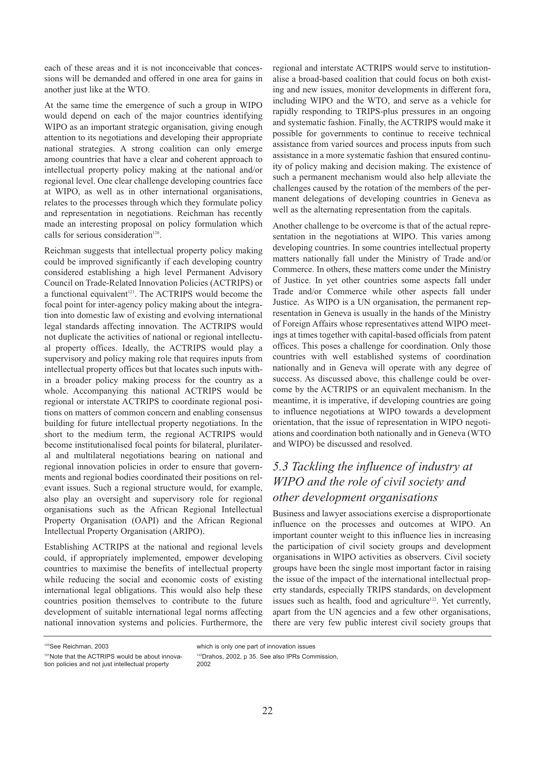each of these areas and it is not inconceivable that concessions will be demanded and offered in one area for gains in another just like at the WTO.

At the same time the emergence of such a group in WIPO would depend on each of the major countries identifying WIPO as an important strategic organisation, giving enough attention to its negotiations and developing their appropriate national strategies. A strong coalition can only emerge among countries that have a clear and coherent approach to intellectual property policy making at the national and/or regional level. One clear challenge developing countries face at WIPO, as well as in other international organisations, relates to the processes through which they formulate policy and representation in negotiations. Reichman has recently made an interesting proposal on policy formulation which calls for serious consideration[120].

Reichman suggests that intellectual property policy making could be improved significantly if each developing country considered establishing a high level Permanent Advisory Council on Trade-Related Innovation Policies (ACTRIPS) or a functional equivalent[121]. The ACTRIPS would become the focal point for inter-agency policy making about the integration into domestic law of existing and evolving international legal standards affecting innovation. The ACTRIPS would not duplicate the activities of national or regional intellectual property offices. Ideally, the ACTRIPS would play a supervisory and policy making role that requires inputs from intellectual property offices but that locates such inputs within a broader policy making process for the country as a whole. Accompanying this national ACTRIPS would be regional or interstate ACTRIPS to coordinate regional positions on matters of common concern and enabling consensus building for future intellectual property negotiations. In the short to the medium term, the regional ACTRIPS would become institutionalised focal points for bilateral, plurilateral and multilateral negotiations bearing on national and regional innovation policies in order to ensure that governments and regional bodies coordinated their positions on relevant issues. Such a regional structure would, for example, also play an oversight and supervisory role for regional organisations such as the African Regional Intellectual Property Organisation (OAPI) and the African Regional Intellectual Property Organisation (ARIPO).

Establishing ACTRIPS at the national and regional levels could, if appropriately implemented, empower developing countries to maximise the benefits of intellectual property while reducing the social and economic costs of existing international legal obligations. This would also help these countries position themselves to contribute to the future development of suitable international legal norms affecting national innovation systems and policies. Furthermore, the regional and interstate ACTRIPS would serve to institutionalise a broad-based coalition that could focus on both existing and new issues, monitor developments in different fora, including WIPO and the WTO, and serve as a vehicle for rapidly responding to TRIPS-plus pressures in an ongoing and systematic fashion. Finally, the ACTRIPS would make it possible for governments to continue to receive technical assistance from varied sources and process inputs from such assistance in a more systematic fashion that ensured continuity of policy making and decision making. The existence of such a permanent mechanism would also help alleviate the challenges caused by the rotation of the members of the permanent delegations of developing countries in Geneva as well as the alternating representation from the capitals.

Another challenge to be overcome is that of the actual representation in the negotiations at WIPO. This varies among developing countries. In some countries intellectual property matters nationally fall under the Ministry of Trade and/or Commerce. In others, these matters come under the Ministry of Justice. In yet other countries some aspects fall under Trade and/or Commerce while other aspects fall under Justice. As WIPO is a UN organisation, the permanent representation in Geneva is usually in the hands of the Ministry of Foreign Affairs whose representatives attend WIPO meetings at times together with capital-based officials from patent offices. This poses a challenge for coordination. Only those countries with well established systems of coordination nationally and in Geneva will operate with any degree of success. As discussed above, this challenge could be overcome by the ACTRIPS or an equivalent mechanism. In the meantime, it is imperative, if developing countries are going to influence negotiations at WIPO towards a development orientation, that the issue of representation in WIPO negotiations and coordination both nationally and in Geneva (WTO and WIPO) be discussed and resolved.

## *5.3 Tackling the influence of industry at WIPO and the role of civil society and other development organisations*

Business and lawyer associations exercise a disproportionate influence on the processes and outcomes at WIPO. An important counter weight to this influence lies in increasing the participation of civil society groups and development organisations in WIPO activities as observers. Civil society groups have been the single most important factor in raising the issue of the impact of the international intellectual property standards, especially TRIPS standards, on development issues such as health, food and agriculture[122]. Yet currently, apart from the UN agencies and a few other organisations, there are very few public interest civil society groups that

---

[120] See Reichman, 2003

[121] Note that the ACTRIPS would be about innovation policies and not just intellectual property which is only one part of innovation issues

[122] Drahos, 2002, p 35. See also IPRs Commission, 2002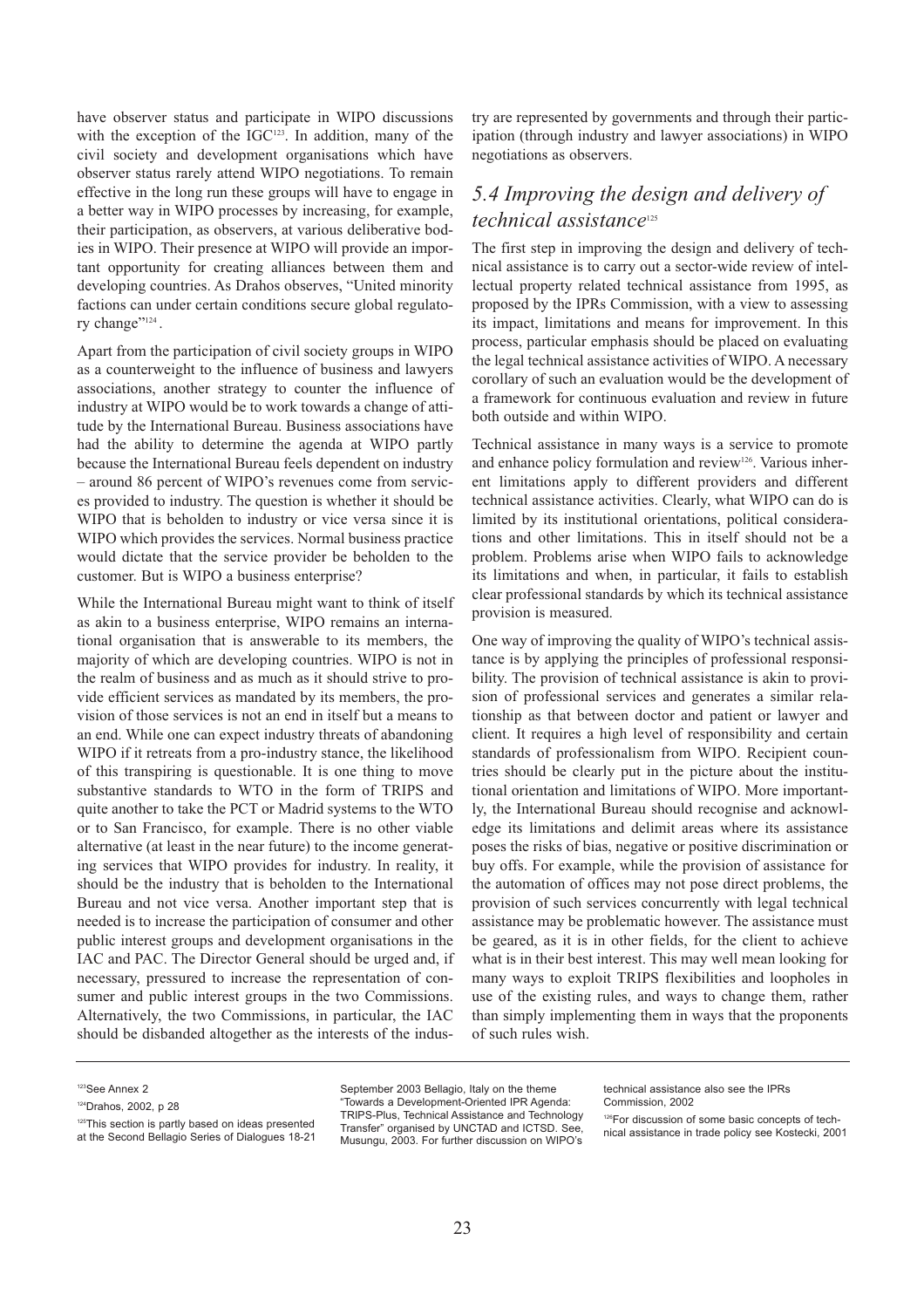have observer status and participate in WIPO discussions with the exception of the IGC[123]. In addition, many of the civil society and development organisations which have observer status rarely attend WIPO negotiations. To remain effective in the long run these groups will have to engage in a better way in WIPO processes by increasing, for example, their participation, as observers, at various deliberative bodies in WIPO. Their presence at WIPO will provide an important opportunity for creating alliances between them and developing countries. As Drahos observes, "United minority factions can under certain conditions secure global regulatory change"[124].

Apart from the participation of civil society groups in WIPO as a counterweight to the influence of business and lawyers associations, another strategy to counter the influence of industry at WIPO would be to work towards a change of attitude by the International Bureau. Business associations have had the ability to determine the agenda at WIPO partly because the International Bureau feels dependent on industry – around 86 percent of WIPO's revenues come from services provided to industry. The question is whether it should be WIPO that is beholden to industry or vice versa since it is WIPO which provides the services. Normal business practice would dictate that the service provider be beholden to the customer. But is WIPO a business enterprise?

While the International Bureau might want to think of itself as akin to a business enterprise, WIPO remains an international organisation that is answerable to its members, the majority of which are developing countries. WIPO is not in the realm of business and as much as it should strive to provide efficient services as mandated by its members, the provision of those services is not an end in itself but a means to an end. While one can expect industry threats of abandoning WIPO if it retreats from a pro-industry stance, the likelihood of this transpiring is questionable. It is one thing to move substantive standards to WTO in the form of TRIPS and quite another to take the PCT or Madrid systems to the WTO or to San Francisco, for example. There is no other viable alternative (at least in the near future) to the income generating services that WIPO provides for industry. In reality, it should be the industry that is beholden to the International Bureau and not vice versa. Another important step that is needed is to increase the participation of consumer and other public interest groups and development organisations in the IAC and PAC. The Director General should be urged and, if necessary, pressured to increase the representation of consumer and public interest groups in the two Commissions. Alternatively, the two Commissions, in particular, the IAC should be disbanded altogether as the interests of the industry are represented by governments and through their participation (through industry and lawyer associations) in WIPO negotiations as observers.

## *5.4 Improving the design and delivery of technical assistance*[125]

The first step in improving the design and delivery of technical assistance is to carry out a sector-wide review of intellectual property related technical assistance from 1995, as proposed by the IPRs Commission, with a view to assessing its impact, limitations and means for improvement. In this process, particular emphasis should be placed on evaluating the legal technical assistance activities of WIPO. A necessary corollary of such an evaluation would be the development of a framework for continuous evaluation and review in future both outside and within WIPO.

Technical assistance in many ways is a service to promote and enhance policy formulation and review[126]. Various inherent limitations apply to different providers and different technical assistance activities. Clearly, what WIPO can do is limited by its institutional orientations, political considerations and other limitations. This in itself should not be a problem. Problems arise when WIPO fails to acknowledge its limitations and when, in particular, it fails to establish clear professional standards by which its technical assistance provision is measured.

One way of improving the quality of WIPO's technical assistance is by applying the principles of professional responsibility. The provision of technical assistance is akin to provision of professional services and generates a similar relationship as that between doctor and patient or lawyer and client. It requires a high level of responsibility and certain standards of professionalism from WIPO. Recipient countries should be clearly put in the picture about the institutional orientation and limitations of WIPO. More importantly, the International Bureau should recognise and acknowledge its limitations and delimit areas where its assistance poses the risks of bias, negative or positive discrimination or buy offs. For example, while the provision of assistance for the automation of offices may not pose direct problems, the provision of such services concurrently with legal technical assistance may be problematic however. The assistance must be geared, as it is in other fields, for the client to achieve what is in their best interest. This may well mean looking for many ways to exploit TRIPS flexibilities and loopholes in use of the existing rules, and ways to change them, rather than simply implementing them in ways that the proponents of such rules wish.

---

[123] See Annex 2

[124] Drahos, 2002, p 28

[125] This section is partly based on ideas presented at the Second Bellagio Series of Dialogues 18-21 September 2003 Bellagio, Italy on the theme "Towards a Development-Oriented IPR Agenda: TRIPS-Plus, Technical Assistance and Technology Transfer" organised by UNCTAD and ICTSD. See, Musungu, 2003. For further discussion on WIPO's technical assistance also see the IPRs Commission, 2002

[126] For discussion of some basic concepts of technical assistance in trade policy see Kostecki, 2001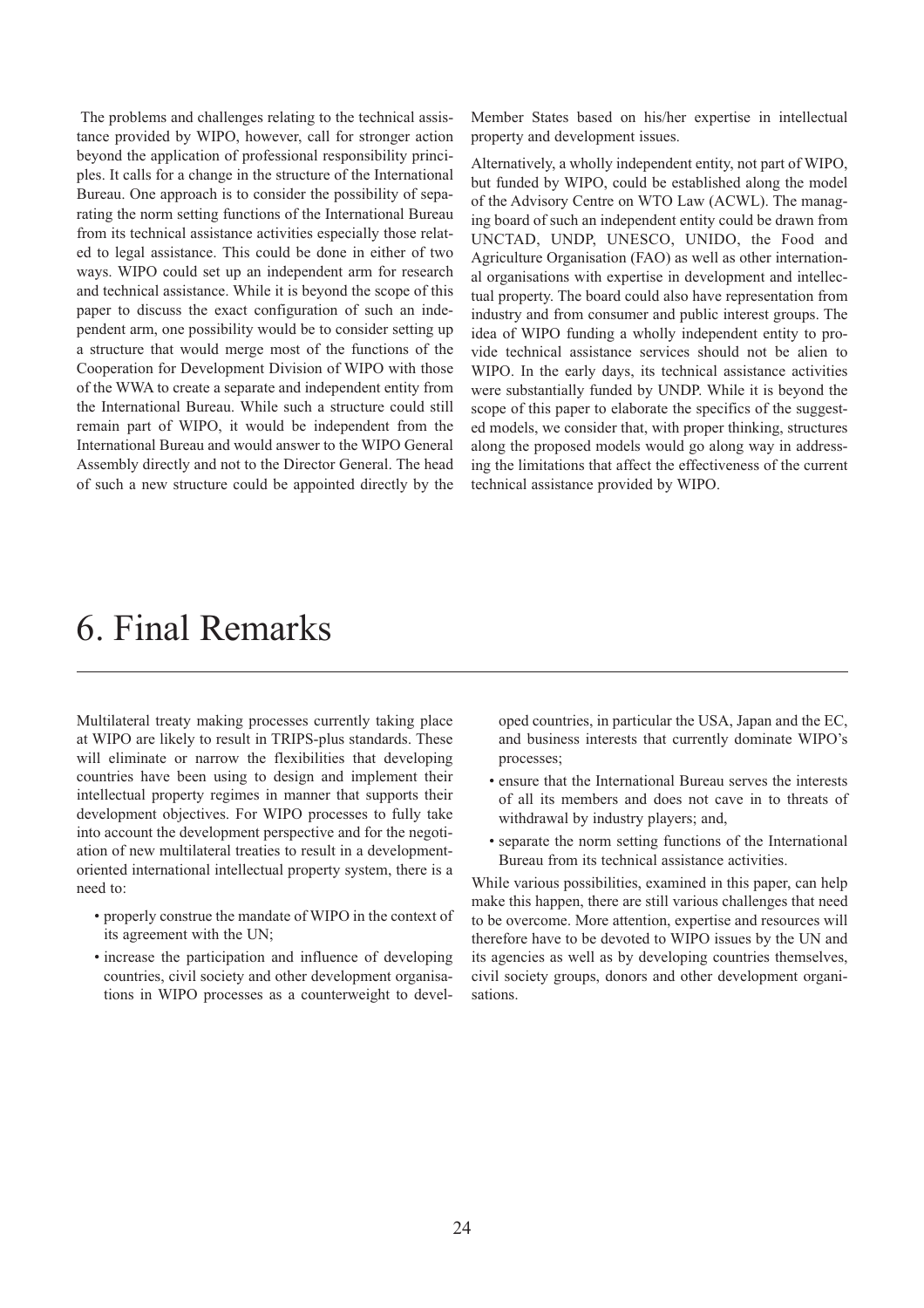The problems and challenges relating to the technical assistance provided by WIPO, however, call for stronger action beyond the application of professional responsibility principles. It calls for a change in the structure of the International Bureau. One approach is to consider the possibility of separating the norm setting functions of the International Bureau from its technical assistance activities especially those related to legal assistance. This could be done in either of two ways. WIPO could set up an independent arm for research and technical assistance. While it is beyond the scope of this paper to discuss the exact configuration of such an independent arm, one possibility would be to consider setting up a structure that would merge most of the functions of the Cooperation for Development Division of WIPO with those of the WWA to create a separate and independent entity from the International Bureau. While such a structure could still remain part of WIPO, it would be independent from the International Bureau and would answer to the WIPO General Assembly directly and not to the Director General. The head of such a new structure could be appointed directly by the Member States based on his/her expertise in intellectual property and development issues.

Alternatively, a wholly independent entity, not part of WIPO, but funded by WIPO, could be established along the model of the Advisory Centre on WTO Law (ACWL). The managing board of such an independent entity could be drawn from UNCTAD, UNDP, UNESCO, UNIDO, the Food and Agriculture Organisation (FAO) as well as other international organisations with expertise in development and intellectual property. The board could also have representation from industry and from consumer and public interest groups. The idea of WIPO funding a wholly independent entity to provide technical assistance services should not be alien to WIPO. In the early days, its technical assistance activities were substantially funded by UNDP. While it is beyond the scope of this paper to elaborate the specifics of the suggested models, we consider that, with proper thinking, structures along the proposed models would go along way in addressing the limitations that affect the effectiveness of the current technical assistance provided by WIPO.

# 6. Final Remarks

Multilateral treaty making processes currently taking place at WIPO are likely to result in TRIPS-plus standards. These will eliminate or narrow the flexibilities that developing countries have been using to design and implement their intellectual property regimes in manner that supports their development objectives. For WIPO processes to fully take into account the development perspective and for the negotiation of new multilateral treaties to result in a development-oriented international intellectual property system, there is a need to:

- properly construe the mandate of WIPO in the context of its agreement with the UN;
- increase the participation and influence of developing countries, civil society and other development organisations in WIPO processes as a counterweight to developed countries, in particular the USA, Japan and the EC, and business interests that currently dominate WIPO's processes;
- ensure that the International Bureau serves the interests of all its members and does not cave in to threats of withdrawal by industry players; and,
- separate the norm setting functions of the International Bureau from its technical assistance activities.

While various possibilities, examined in this paper, can help make this happen, there are still various challenges that need to be overcome. More attention, expertise and resources will therefore have to be devoted to WIPO issues by the UN and its agencies as well as by developing countries themselves, civil society groups, donors and other development organisations.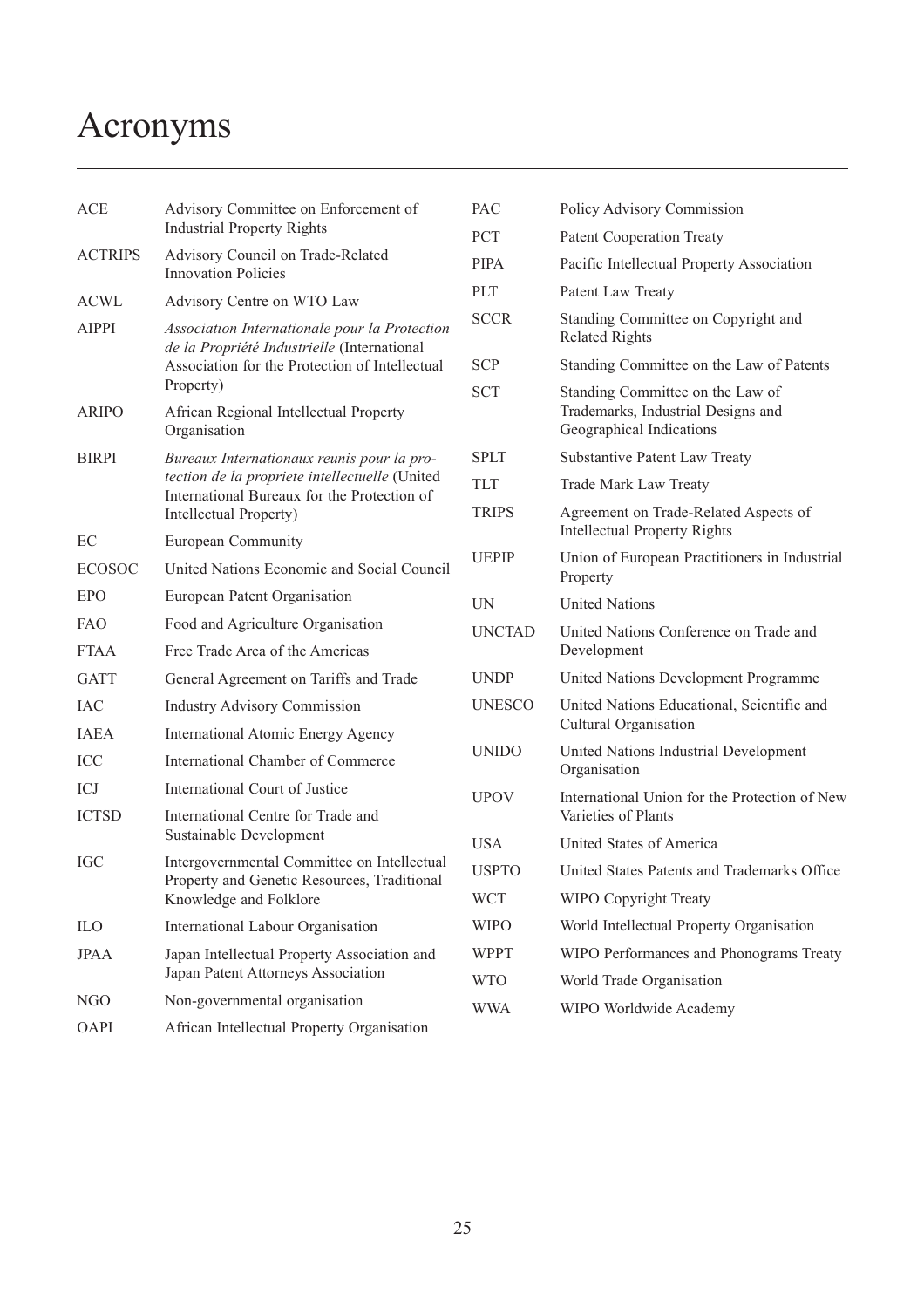# Acronyms

| | |
|---|---|
| ACE | Advisory Committee on Enforcement of Industrial Property Rights |
| ACTRIPS | Advisory Council on Trade-Related Innovation Policies |
| ACWL | Advisory Centre on WTO Law |
| AIPPI | *Association Internationale pour la Protection de la Propriété Industrielle* (International Association for the Protection of Intellectual Property) |
| ARIPO | African Regional Intellectual Property Organisation |
| BIRPI | *Bureaux Internationaux reunis pour la protection de la propriete intellectuelle* (United International Bureaux for the Protection of Intellectual Property) |
| EC | European Community |
| ECOSOC | United Nations Economic and Social Council |
| EPO | European Patent Organisation |
| FAO | Food and Agriculture Organisation |
| FTAA | Free Trade Area of the Americas |
| GATT | General Agreement on Tariffs and Trade |
| IAC | Industry Advisory Commission |
| IAEA | International Atomic Energy Agency |
| ICC | International Chamber of Commerce |
| ICJ | International Court of Justice |
| ICTSD | International Centre for Trade and Sustainable Development |
| IGC | Intergovernmental Committee on Intellectual Property and Genetic Resources, Traditional Knowledge and Folklore |
| ILO | International Labour Organisation |
| JPAA | Japan Intellectual Property Association and Japan Patent Attorneys Association |
| NGO | Non-governmental organisation |
| OAPI | African Intellectual Property Organisation |
| PAC | Policy Advisory Commission |
| PCT | Patent Cooperation Treaty |
| PIPA | Pacific Intellectual Property Association |
| PLT | Patent Law Treaty |
| SCCR | Standing Committee on Copyright and Related Rights |
| SCP | Standing Committee on the Law of Patents |
| SCT | Standing Committee on the Law of Trademarks, Industrial Designs and Geographical Indications |
| SPLT | Substantive Patent Law Treaty |
| TLT | Trade Mark Law Treaty |
| TRIPS | Agreement on Trade-Related Aspects of Intellectual Property Rights |
| UEPIP | Union of European Practitioners in Industrial Property |
| UN | United Nations |
| UNCTAD | United Nations Conference on Trade and Development |
| UNDP | United Nations Development Programme |
| UNESCO | United Nations Educational, Scientific and Cultural Organisation |
| UNIDO | United Nations Industrial Development Organisation |
| UPOV | International Union for the Protection of New Varieties of Plants |
| USA | United States of America |
| USPTO | United States Patents and Trademarks Office |
| WCT | WIPO Copyright Treaty |
| WIPO | World Intellectual Property Organisation |
| WPPT | WIPO Performances and Phonograms Treaty |
| WTO | World Trade Organisation |
| WWA | WIPO Worldwide Academy |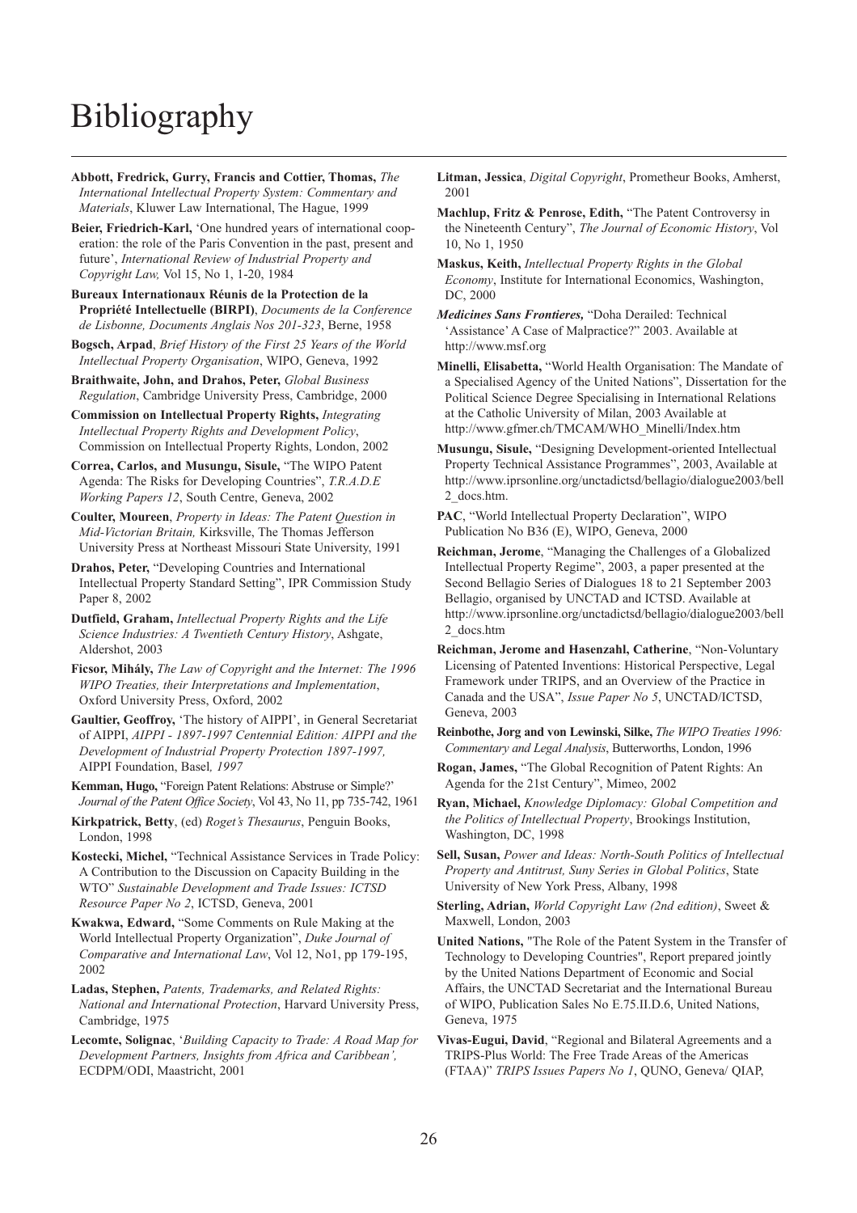# Bibliography

**Abbott, Fredrick, Gurry, Francis and Cottier, Thomas,** *The International Intellectual Property System: Commentary and Materials*, Kluwer Law International, The Hague, 1999

**Beier, Friedrich-Karl,** 'One hundred years of international cooperation: the role of the Paris Convention in the past, present and future', *International Review of Industrial Property and Copyright Law,* Vol 15, No 1, 1-20, 1984

**Bureaux Internationaux Réunis de la Protection de la Propriété Intellectuelle (BIRPI)**, *Documents de la Conference de Lisbonne, Documents Anglais Nos 201-323*, Berne, 1958

**Bogsch, Arpad**, *Brief History of the First 25 Years of the World Intellectual Property Organisation*, WIPO, Geneva, 1992

**Braithwaite, John, and Drahos, Peter,** *Global Business Regulation*, Cambridge University Press, Cambridge, 2000

**Commission on Intellectual Property Rights,** *Integrating Intellectual Property Rights and Development Policy*, Commission on Intellectual Property Rights, London, 2002

**Correa, Carlos, and Musungu, Sisule,** "The WIPO Patent Agenda: The Risks for Developing Countries", *T.R.A.D.E Working Papers 12*, South Centre, Geneva, 2002

**Coulter, Moureen**, *Property in Ideas: The Patent Question in Mid-Victorian Britain,* Kirksville, The Thomas Jefferson University Press at Northeast Missouri State University, 1991

**Drahos, Peter,** "Developing Countries and International Intellectual Property Standard Setting", IPR Commission Study Paper 8, 2002

**Dutfield, Graham,** *Intellectual Property Rights and the Life Science Industries: A Twentieth Century History*, Ashgate, Aldershot, 2003

**Ficsor, Mihály,** *The Law of Copyright and the Internet: The 1996 WIPO Treaties, their Interpretations and Implementation*, Oxford University Press, Oxford, 2002

**Gaultier, Geoffroy,** 'The history of AIPPI', in General Secretariat of AIPPI, *AIPPI - 1897-1997 Centennial Edition: AIPPI and the Development of Industrial Property Protection 1897-1997,* AIPPI Foundation, Basel*, 1997*

**Kemman, Hugo,** "Foreign Patent Relations: Abstruse or Simple?' *Journal of the Patent Office Society*, Vol 43, No 11, pp 735-742, 1961

**Kirkpatrick, Betty**, (ed) *Roget's Thesaurus*, Penguin Books, London, 1998

**Kostecki, Michel,** "Technical Assistance Services in Trade Policy: A Contribution to the Discussion on Capacity Building in the WTO" *Sustainable Development and Trade Issues: ICTSD Resource Paper No 2*, ICTSD, Geneva, 2001

**Kwakwa, Edward,** "Some Comments on Rule Making at the World Intellectual Property Organization", *Duke Journal of Comparative and International Law*, Vol 12, No1, pp 179-195, 2002

**Ladas, Stephen,** *Patents, Trademarks, and Related Rights: National and International Protection*, Harvard University Press, Cambridge, 1975

**Lecomte, Solignac**, '*Building Capacity to Trade: A Road Map for Development Partners, Insights from Africa and Caribbean',* ECDPM/ODI, Maastricht, 2001

**Litman, Jessica**, *Digital Copyright*, Prometheur Books, Amherst, 2001

**Machlup, Fritz & Penrose, Edith,** "The Patent Controversy in the Nineteenth Century", *The Journal of Economic History*, Vol 10, No 1, 1950

**Maskus, Keith,** *Intellectual Property Rights in the Global Economy*, Institute for International Economics, Washington, DC, 2000

***Medicines Sans Frontieres,*** "Doha Derailed: Technical 'Assistance' A Case of Malpractice?" 2003. Available at http://www.msf.org

**Minelli, Elisabetta,** "World Health Organisation: The Mandate of a Specialised Agency of the United Nations", Dissertation for the Political Science Degree Specialising in International Relations at the Catholic University of Milan, 2003 Available at http://www.gfmer.ch/TMCAM/WHO_Minelli/Index.htm

**Musungu, Sisule,** "Designing Development-oriented Intellectual Property Technical Assistance Programmes", 2003, Available at http://www.iprsonline.org/unctadictsd/bellagio/dialogue2003/bell2_docs.htm.

**PAC**, "World Intellectual Property Declaration", WIPO Publication No B36 (E), WIPO, Geneva, 2000

**Reichman, Jerome**, "Managing the Challenges of a Globalized Intellectual Property Regime", 2003, a paper presented at the Second Bellagio Series of Dialogues 18 to 21 September 2003 Bellagio, organised by UNCTAD and ICTSD. Available at http://www.iprsonline.org/unctadictsd/bellagio/dialogue2003/bell2_docs.htm

**Reichman, Jerome and Hasenzahl, Catherine**, "Non-Voluntary Licensing of Patented Inventions: Historical Perspective, Legal Framework under TRIPS, and an Overview of the Practice in Canada and the USA", *Issue Paper No 5*, UNCTAD/ICTSD, Geneva, 2003

**Reinbothe, Jorg and von Lewinski, Silke,** *The WIPO Treaties 1996: Commentary and Legal Analysis*, Butterworths, London, 1996

**Rogan, James,** "The Global Recognition of Patent Rights: An Agenda for the 21st Century", Mimeo, 2002

**Ryan, Michael,** *Knowledge Diplomacy: Global Competition and the Politics of Intellectual Property*, Brookings Institution, Washington, DC, 1998

**Sell, Susan,** *Power and Ideas: North-South Politics of Intellectual Property and Antitrust, Suny Series in Global Politics*, State University of New York Press, Albany, 1998

**Sterling, Adrian,** *World Copyright Law (2nd edition)*, Sweet & Maxwell, London, 2003

**United Nations,** "The Role of the Patent System in the Transfer of Technology to Developing Countries", Report prepared jointly by the United Nations Department of Economic and Social Affairs, the UNCTAD Secretariat and the International Bureau of WIPO, Publication Sales No E.75.II.D.6, United Nations, Geneva, 1975

**Vivas-Eugui, David**, "Regional and Bilateral Agreements and a TRIPS-Plus World: The Free Trade Areas of the Americas (FTAA)" *TRIPS Issues Papers No 1*, QUNO, Geneva/ QIAP,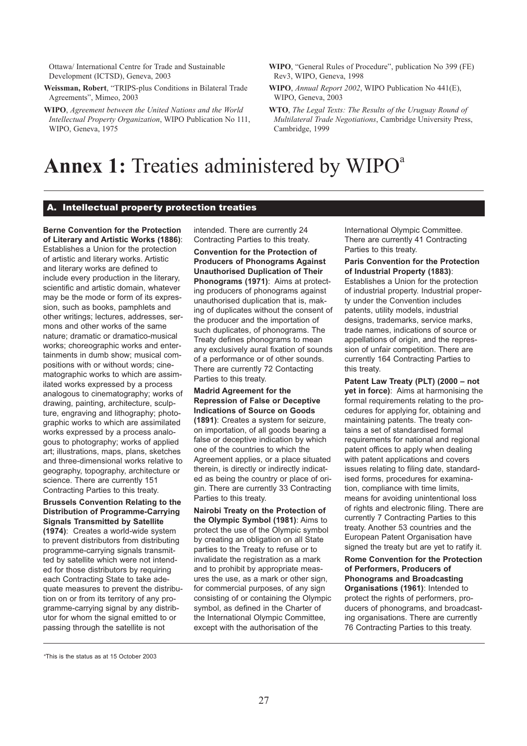Ottawa/ International Centre for Trade and Sustainable Development (ICTSD), Geneva, 2003

**Weissman, Robert**, "TRIPS-plus Conditions in Bilateral Trade Agreements", Mimeo, 2003

**WIPO**, *Agreement between the United Nations and the World Intellectual Property Organization*, WIPO Publication No 111, WIPO, Geneva, 1975

**WIPO**, "General Rules of Procedure", publication No 399 (FE) Rev3, WIPO, Geneva, 1998

**WIPO**, *Annual Report 2002*, WIPO Publication No 441(E), WIPO, Geneva, 2003

**WTO**, *The Legal Texts: The Results of the Uruguay Round of Multilateral Trade Negotiations*, Cambridge University Press, Cambridge, 1999

# Annex 1: Treaties administered by WIPO[a]

## A. Intellectual property protection treaties

**Berne Convention for the Protection of Literary and Artistic Works (1886)**: Establishes a Union for the protection of artistic and literary works. Artistic and literary works are defined to include every production in the literary, scientific and artistic domain, whatever may be the mode or form of its expression, such as books, pamphlets and other writings; lectures, addresses, sermons and other works of the same nature; dramatic or dramatico-musical works; choreographic works and entertainments in dumb show; musical compositions with or without words; cinematographic works to which are assimilated works expressed by a process analogous to cinematography; works of drawing, painting, architecture, sculpture, engraving and lithography; photographic works to which are assimilated works expressed by a process analogous to photography; works of applied art; illustrations, maps, plans, sketches and three-dimensional works relative to geography, topography, architecture or science. There are currently 151 Contracting Parties to this treaty.

**Brussels Convention Relating to the Distribution of Programme-Carrying Signals Transmitted by Satellite (1974)**: Creates a world-wide system to prevent distributors from distributing programme-carrying signals transmitted by satellite which were not intended for those distributors by requiring each Contracting State to take adequate measures to prevent the distribution on or from its territory of any programme-carrying signal by any distributor for whom the signal emitted to or passing through the satellite is not intended. There are currently 24 Contracting Parties to this treaty.

**Convention for the Protection of Producers of Phonograms Against Unauthorised Duplication of Their Phonograms (1971)**: Aims at protecting producers of phonograms against unauthorised duplication that is, making of duplicates without the consent of the producer and the importation of such duplicates, of phonograms. The Treaty defines phonograms to mean any exclusively aural fixation of sounds of a performance or of other sounds. There are currently 72 Contacting Parties to this treaty.

**Madrid Agreement for the Repression of False or Deceptive Indications of Source on Goods (1891)**: Creates a system for seizure, on importation, of all goods bearing a false or deceptive indication by which one of the countries to which the Agreement applies, or a place situated therein, is directly or indirectly indicated as being the country or place of origin. There are currently 33 Contracting Parties to this treaty.

**Nairobi Treaty on the Protection of the Olympic Symbol (1981)**: Aims to protect the use of the Olympic symbol by creating an obligation on all State parties to the Treaty to refuse or to invalidate the registration as a mark and to prohibit by appropriate measures the use, as a mark or other sign, for commercial purposes, of any sign consisting of or containing the Olympic symbol, as defined in the Charter of the International Olympic Committee, except with the authorisation of the International Olympic Committee. There are currently 41 Contracting Parties to this treaty.

**Paris Convention for the Protection of Industrial Property (1883)**: Establishes a Union for the protection of industrial property. Industrial property under the Convention includes patents, utility models, industrial designs, trademarks, service marks, trade names, indications of source or appellations of origin, and the repression of unfair competition. There are currently 164 Contracting Parties to this treaty.

**Patent Law Treaty (PLT) (2000 – not yet in force)**: Aims at harmonising the formal requirements relating to the procedures for applying for, obtaining and maintaining patents. The treaty contains a set of standardised formal requirements for national and regional patent offices to apply when dealing with patent applications and covers issues relating to filing date, standardised forms, procedures for examination, compliance with time limits, means for avoiding unintentional loss of rights and electronic filing. There are currently 7 Contracting Parties to this treaty. Another 53 countries and the European Patent Organisation have signed the treaty but are yet to ratify it.

**Rome Convention for the Protection of Performers, Producers of Phonograms and Broadcasting Organisations (1961)**: Intended to protect the rights of performers, producers of phonograms, and broadcasting organisations. There are currently 76 Contracting Parties to this treaty.

[a] This is the status as at 15 October 2003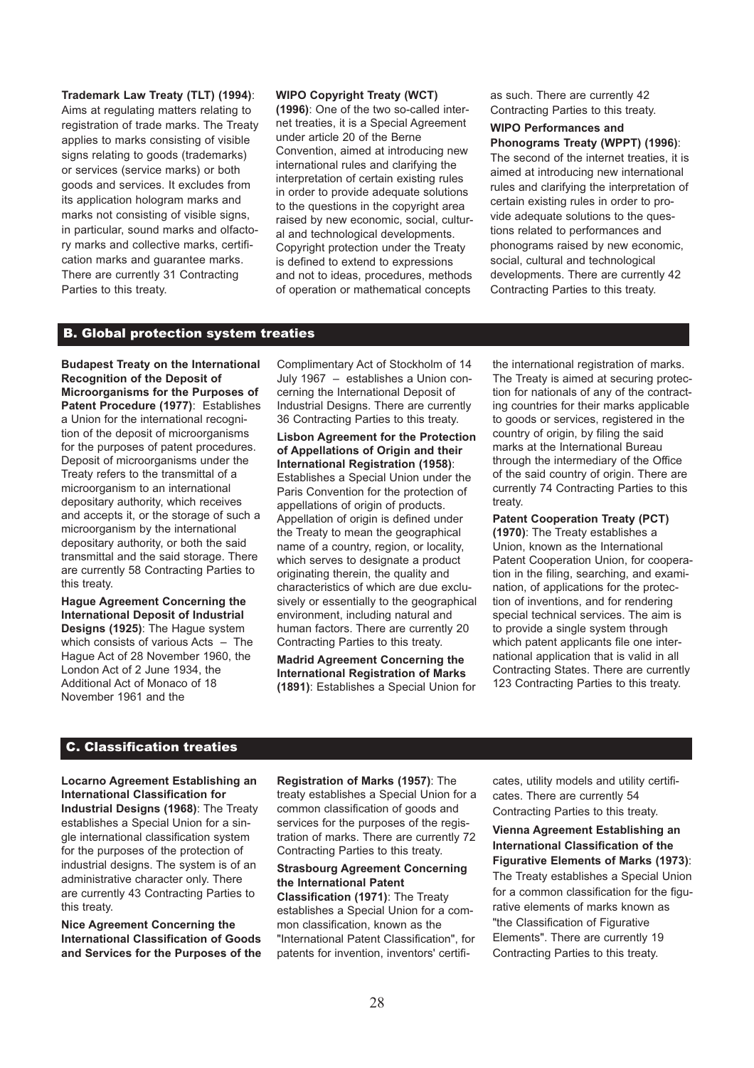**Trademark Law Treaty (TLT) (1994)**: Aims at regulating matters relating to registration of trade marks. The Treaty applies to marks consisting of visible signs relating to goods (trademarks) or services (service marks) or both goods and services. It excludes from its application hologram marks and marks not consisting of visible signs, in particular, sound marks and olfactory marks and collective marks, certification marks and guarantee marks. There are currently 31 Contracting Parties to this treaty.

**WIPO Copyright Treaty (WCT) (1996)**: One of the two so-called internet treaties, it is a Special Agreement under article 20 of the Berne Convention, aimed at introducing new international rules and clarifying the interpretation of certain existing rules in order to provide adequate solutions to the questions in the copyright area raised by new economic, social, cultural and technological developments. Copyright protection under the Treaty is defined to extend to expressions and not to ideas, procedures, methods of operation or mathematical concepts as such. There are currently 42 Contracting Parties to this treaty.

**WIPO Performances and Phonograms Treaty (WPPT) (1996)**: The second of the internet treaties, it is aimed at introducing new international rules and clarifying the interpretation of certain existing rules in order to provide adequate solutions to the questions related to performances and phonograms raised by new economic, social, cultural and technological developments. There are currently 42 Contracting Parties to this treaty.

## B. Global protection system treaties

**Budapest Treaty on the International Recognition of the Deposit of Microorganisms for the Purposes of Patent Procedure (1977)**: Establishes a Union for the international recognition of the deposit of microorganisms for the purposes of patent procedures. Deposit of microorganisms under the Treaty refers to the transmittal of a microorganism to an international depositary authority, which receives and accepts it, or the storage of such a microorganism by the international depositary authority, or both the said transmittal and the said storage. There are currently 58 Contracting Parties to this treaty.

**Hague Agreement Concerning the International Deposit of Industrial Designs (1925)**: The Hague system which consists of various Acts – The Hague Act of 28 November 1960, the London Act of 2 June 1934, the Additional Act of Monaco of 18 November 1961 and the Complimentary Act of Stockholm of 14 July 1967 – establishes a Union concerning the International Deposit of Industrial Designs. There are currently 36 Contracting Parties to this treaty.

**Lisbon Agreement for the Protection of Appellations of Origin and their International Registration (1958)**: Establishes a Special Union under the Paris Convention for the protection of appellations of origin of products. Appellation of origin is defined under the Treaty to mean the geographical name of a country, region, or locality, which serves to designate a product originating therein, the quality and characteristics of which are due exclusively or essentially to the geographical environment, including natural and human factors. There are currently 20 Contracting Parties to this treaty.

**Madrid Agreement Concerning the International Registration of Marks (1891)**: Establishes a Special Union for the international registration of marks. The Treaty is aimed at securing protection for nationals of any of the contracting countries for their marks applicable to goods or services, registered in the country of origin, by filing the said marks at the International Bureau through the intermediary of the Office of the said country of origin. There are currently 74 Contracting Parties to this treaty.

**Patent Cooperation Treaty (PCT) (1970)**: The Treaty establishes a Union, known as the International Patent Cooperation Union, for cooperation in the filing, searching, and examination, of applications for the protection of inventions, and for rendering special technical services. The aim is to provide a single system through which patent applicants file one international application that is valid in all Contracting States. There are currently 123 Contracting Parties to this treaty.

## C. Classification treaties

**Locarno Agreement Establishing an International Classification for Industrial Designs (1968)**: The Treaty establishes a Special Union for a single international classification system for the purposes of the protection of industrial designs. The system is of an administrative character only. There are currently 43 Contracting Parties to this treaty.

**Nice Agreement Concerning the International Classification of Goods and Services for the Purposes of the Registration of Marks (1957)**: The treaty establishes a Special Union for a common classification of goods and services for the purposes of the registration of marks. There are currently 72 Contracting Parties to this treaty.

**Strasbourg Agreement Concerning the International Patent Classification (1971)**: The Treaty establishes a Special Union for a common classification, known as the "International Patent Classification", for patents for invention, inventors' certificates, utility models and utility certificates. There are currently 54 Contracting Parties to this treaty.

**Vienna Agreement Establishing an International Classification of the Figurative Elements of Marks (1973)**: The Treaty establishes a Special Union for a common classification for the figurative elements of marks known as "the Classification of Figurative Elements". There are currently 19 Contracting Parties to this treaty.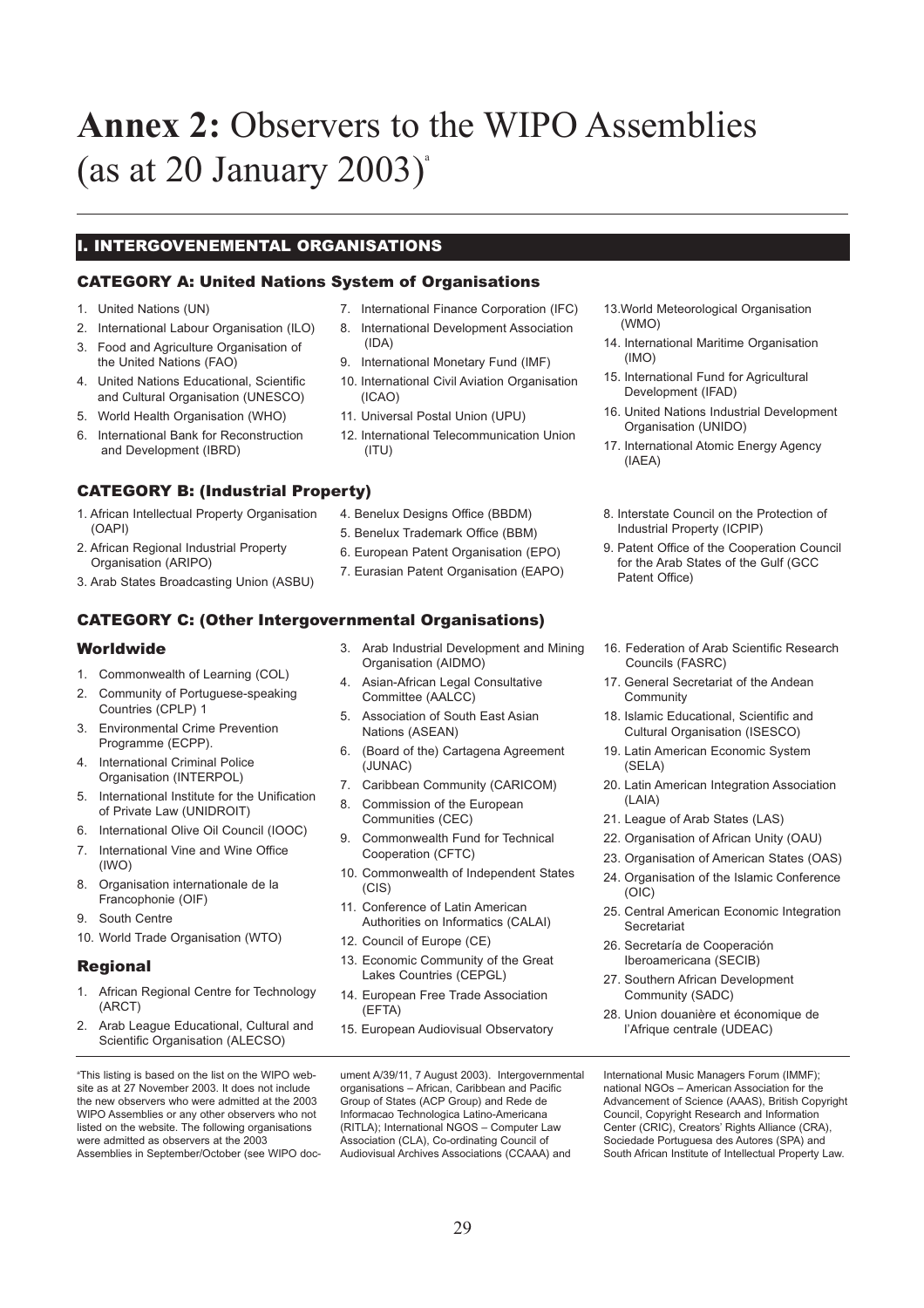# **Annex 2:** Observers to the WIPO Assemblies (as at 20 January 2003)[a]

## I. INTERGOVENEMENTAL ORGANISATIONS

### CATEGORY A: United Nations System of Organisations

1. United Nations (UN)
2. International Labour Organisation (ILO)
3. Food and Agriculture Organisation of the United Nations (FAO)
4. United Nations Educational, Scientific and Cultural Organisation (UNESCO)
5. World Health Organisation (WHO)
6. International Bank for Reconstruction and Development (IBRD)
7. International Finance Corporation (IFC)
8. International Development Association (IDA)
9. International Monetary Fund (IMF)
10. International Civil Aviation Organisation (ICAO)
11. Universal Postal Union (UPU)
12. International Telecommunication Union (ITU)
13. World Meteorological Organisation (WMO)
14. International Maritime Organisation (IMO)
15. International Fund for Agricultural Development (IFAD)
16. United Nations Industrial Development Organisation (UNIDO)
17. International Atomic Energy Agency (IAEA)

### CATEGORY B: (Industrial Property)

1. African Intellectual Property Organisation (OAPI)
2. African Regional Industrial Property Organisation (ARIPO)
3. Arab States Broadcasting Union (ASBU)
4. Benelux Designs Office (BBDM)
5. Benelux Trademark Office (BBM)
6. European Patent Organisation (EPO)
7. Eurasian Patent Organisation (EAPO)
8. Interstate Council on the Protection of Industrial Property (ICPIP)
9. Patent Office of the Cooperation Council for the Arab States of the Gulf (GCC Patent Office)

### CATEGORY C: (Other Intergovernmental Organisations)

#### Worldwide

1. Commonwealth of Learning (COL)
2. Community of Portuguese-speaking Countries (CPLP) 1
3. Environmental Crime Prevention Programme (ECPP).
4. International Criminal Police Organisation (INTERPOL)
5. International Institute for the Unification of Private Law (UNIDROIT)
6. International Olive Oil Council (IOOC)
7. International Vine and Wine Office (IWO)
8. Organisation internationale de la Francophonie (OIF)
9. South Centre
10. World Trade Organisation (WTO)

#### Regional

1. African Regional Centre for Technology (ARCT)
2. Arab League Educational, Cultural and Scientific Organisation (ALECSO)
3. Arab Industrial Development and Mining Organisation (AIDMO)
4. Asian-African Legal Consultative Committee (AALCC)
5. Association of South East Asian Nations (ASEAN)
6. (Board of the) Cartagena Agreement (JUNAC)
7. Caribbean Community (CARICOM)
8. Commission of the European Communities (CEC)
9. Commonwealth Fund for Technical Cooperation (CFTC)
10. Commonwealth of Independent States (CIS)
11. Conference of Latin American Authorities on Informatics (CALAI)
12. Council of Europe (CE)
13. Economic Community of the Great Lakes Countries (CEPGL)
14. European Free Trade Association (EFTA)
15. European Audiovisual Observatory
16. Federation of Arab Scientific Research Councils (FASRC)
17. General Secretariat of the Andean Community
18. Islamic Educational, Scientific and Cultural Organisation (ISESCO)
19. Latin American Economic System (SELA)
20. Latin American Integration Association (LAIA)
21. League of Arab States (LAS)
22. Organisation of African Unity (OAU)
23. Organisation of American States (OAS)
24. Organisation of the Islamic Conference (OIC)
25. Central American Economic Integration Secretariat
26. Secretaría de Cooperación Iberoamericana (SECIB)
27. Southern African Development Community (SADC)
28. Union douanière et économique de l'Afrique centrale (UDEAC)

[a]This listing is based on the list on the WIPO website as at 27 November 2003. It does not include the new observers who were admitted at the 2003 WIPO Assemblies or any other observers who not listed on the website. The following organisations were admitted as observers at the 2003 Assemblies in September/October (see WIPO document A/39/11, 7 August 2003). Intergovernmental organisations – African, Caribbean and Pacific Group of States (ACP Group) and Rede de Informacao Technologica Latino-Americana (RITLA); International NGOS – Computer Law Association (CLA), Co-ordinating Council of Audiovisual Archives Associations (CCAAA) and International Music Managers Forum (IMMF); national NGOs – American Association for the Advancement of Science (AAAS), British Copyright Council, Copyright Research and Information Center (CRIC), Creators' Rights Alliance (CRA), Sociedade Portuguesa des Autores (SPA) and South African Institute of Intellectual Property Law.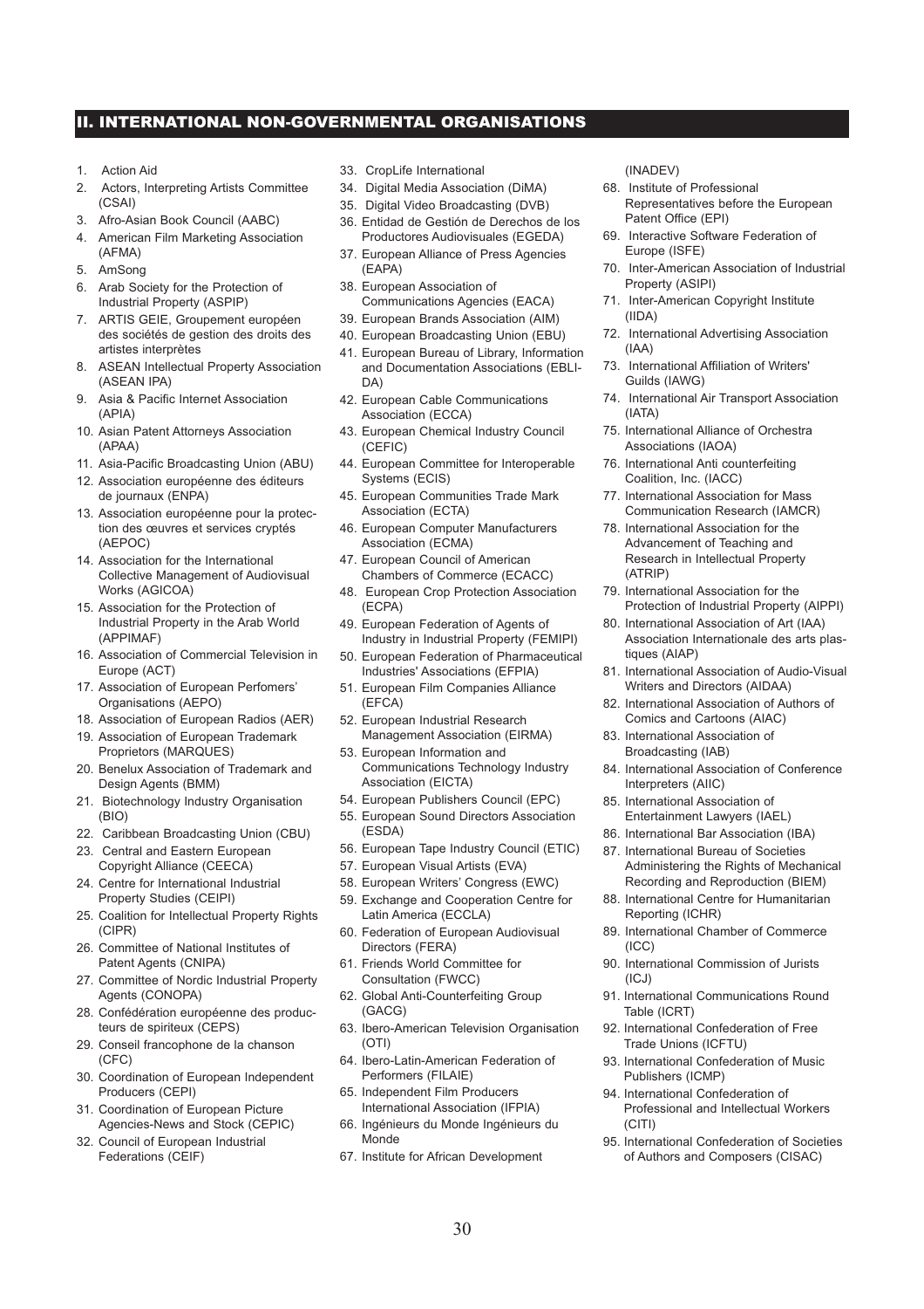## II. INTERNATIONAL NON-GOVERNMENTAL ORGANISATIONS

1. Action Aid
2. Actors, Interpreting Artists Committee (CSAI)
3. Afro-Asian Book Council (AABC)
4. American Film Marketing Association (AFMA)
5. AmSong
6. Arab Society for the Protection of Industrial Property (ASPIP)
7. ARTIS GEIE, Groupement européen des sociétés de gestion des droits des artistes interprètes
8. ASEAN Intellectual Property Association (ASEAN IPA)
9. Asia & Pacific Internet Association (APIA)
10. Asian Patent Attorneys Association (APAA)
11. Asia-Pacific Broadcasting Union (ABU)
12. Association européenne des éditeurs de journaux (ENPA)
13. Association européenne pour la protection des œuvres et services cryptés (AEPOC)
14. Association for the International Collective Management of Audiovisual Works (AGICOA)
15. Association for the Protection of Industrial Property in the Arab World (APPIMAF)
16. Association of Commercial Television in Europe (ACT)
17. Association of European Perfomers' Organisations (AEPO)
18. Association of European Radios (AER)
19. Association of European Trademark Proprietors (MARQUES)
20. Benelux Association of Trademark and Design Agents (BMM)
21. Biotechnology Industry Organisation (BIO)
22. Caribbean Broadcasting Union (CBU)
23. Central and Eastern European Copyright Alliance (CEECA)
24. Centre for International Industrial Property Studies (CEIPI)
25. Coalition for Intellectual Property Rights (CIPR)
26. Committee of National Institutes of Patent Agents (CNIPA)
27. Committee of Nordic Industrial Property Agents (CONOPA)
28. Confédération européenne des producteurs de spiriteux (CEPS)
29. Conseil francophone de la chanson (CFC)
30. Coordination of European Independent Producers (CEPI)
31. Coordination of European Picture Agencies-News and Stock (CEPIC)
32. Council of European Industrial Federations (CEIF)
33. CropLife International
34. Digital Media Association (DiMA)
35. Digital Video Broadcasting (DVB)
36. Entidad de Gestión de Derechos de los Productores Audiovisuales (EGEDA)
37. European Alliance of Press Agencies (EAPA)
38. European Association of Communications Agencies (EACA)
39. European Brands Association (AIM)
40. European Broadcasting Union (EBU)
41. European Bureau of Library, Information and Documentation Associations (EBLIDA)
42. European Cable Communications Association (ECCA)
43. European Chemical Industry Council (CEFIC)
44. European Committee for Interoperable Systems (ECIS)
45. European Communities Trade Mark Association (ECTA)
46. European Computer Manufacturers Association (ECMA)
47. European Council of American Chambers of Commerce (ECACC)
48. European Crop Protection Association (ECPA)
49. European Federation of Agents of Industry in Industrial Property (FEMIPI)
50. European Federation of Pharmaceutical Industries' Associations (EFPIA)
51. European Film Companies Alliance (EFCA)
52. European Industrial Research Management Association (EIRMA)
53. European Information and Communications Technology Industry Association (EICTA)
54. European Publishers Council (EPC)
55. European Sound Directors Association (ESDA)
56. European Tape Industry Council (ETIC)
57. European Visual Artists (EVA)
58. European Writers' Congress (EWC)
59. Exchange and Cooperation Centre for Latin America (ECCLA)
60. Federation of European Audiovisual Directors (FERA)
61. Friends World Committee for Consultation (FWCC)
62. Global Anti-Counterfeiting Group (GACG)
63. Ibero-American Television Organisation (OTI)
64. Ibero-Latin-American Federation of Performers (FILAIE)
65. Independent Film Producers International Association (IFPIA)
66. Ingénieurs du Monde Ingénieurs du Monde
67. Institute for African Development (INADEV)
68. Institute of Professional Representatives before the European Patent Office (EPI)
69. Interactive Software Federation of Europe (ISFE)
70. Inter-American Association of Industrial Property (ASIPI)
71. Inter-American Copyright Institute (IIDA)
72. International Advertising Association (IAA)
73. International Affiliation of Writers' Guilds (IAWG)
74. International Air Transport Association (IATA)
75. International Alliance of Orchestra Associations (IAOA)
76. International Anti counterfeiting Coalition, Inc. (IACC)
77. International Association for Mass Communication Research (IAMCR)
78. International Association for the Advancement of Teaching and Research in Intellectual Property (ATRIP)
79. International Association for the Protection of Industrial Property (AIPPI)
80. International Association of Art (IAA) Association Internationale des arts plastiques (AIAP)
81. International Association of Audio-Visual Writers and Directors (AIDAA)
82. International Association of Authors of Comics and Cartoons (AIAC)
83. International Association of Broadcasting (IAB)
84. International Association of Conference Interpreters (AIIC)
85. International Association of Entertainment Lawyers (IAEL)
86. International Bar Association (IBA)
87. International Bureau of Societies Administering the Rights of Mechanical Recording and Reproduction (BIEM)
88. International Centre for Humanitarian Reporting (ICHR)
89. International Chamber of Commerce (ICC)
90. International Commission of Jurists (ICJ)
91. International Communications Round Table (ICRT)
92. International Confederation of Free Trade Unions (ICFTU)
93. International Confederation of Music Publishers (ICMP)
94. International Confederation of Professional and Intellectual Workers (CITI)
95. International Confederation of Societies of Authors and Composers (CISAC)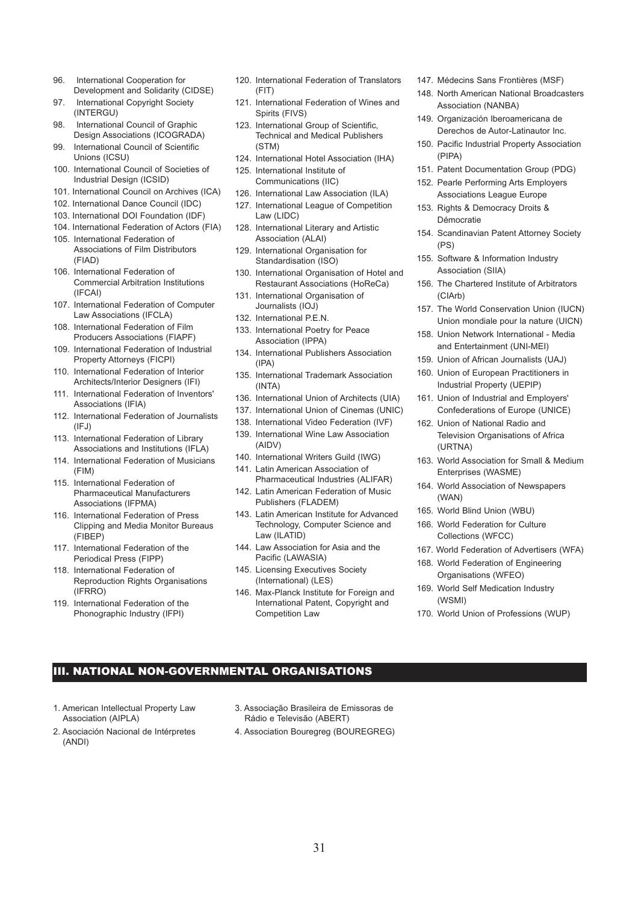96. International Cooperation for Development and Solidarity (CIDSE)
97. International Copyright Society (INTERGU)
98. International Council of Graphic Design Associations (ICOGRADA)
99. International Council of Scientific Unions (ICSU)
100. International Council of Societies of Industrial Design (ICSID)
101. International Council on Archives (ICA)
102. International Dance Council (IDC)
103. International DOI Foundation (IDF)
104. International Federation of Actors (FIA)
105. International Federation of Associations of Film Distributors (FIAD)
106. International Federation of Commercial Arbitration Institutions (IFCAI)
107. International Federation of Computer Law Associations (IFCLA)
108. International Federation of Film Producers Associations (FIAPF)
109. International Federation of Industrial Property Attorneys (FICPI)
110. International Federation of Interior Architects/Interior Designers (IFI)
111. International Federation of Inventors' Associations (IFIA)
112. International Federation of Journalists (IFJ)
113. International Federation of Library Associations and Institutions (IFLA)
114. International Federation of Musicians (FIM)
115. International Federation of Pharmaceutical Manufacturers Associations (IFPMA)
116. International Federation of Press Clipping and Media Monitor Bureaus (FIBEP)
117. International Federation of the Periodical Press (FIPP)
118. International Federation of Reproduction Rights Organisations (IFRRO)
119. International Federation of the Phonographic Industry (IFPI)
120. International Federation of Translators (FIT)
121. International Federation of Wines and Spirits (FIVS)
123. International Group of Scientific, Technical and Medical Publishers (STM)
124. International Hotel Association (IHA)
125. International Institute of Communications (IIC)
126. International Law Association (ILA)
127. International League of Competition Law (LIDC)
128. International Literary and Artistic Association (ALAI)
129. International Organisation for Standardisation (ISO)
130. International Organisation of Hotel and Restaurant Associations (HoReCa)
131. International Organisation of Journalists (IOJ)
132. International P.E.N.
133. International Poetry for Peace Association (IPPA)
134. International Publishers Association (IPA)
135. International Trademark Association (INTA)
136. International Union of Architects (UIA)
137. International Union of Cinemas (UNIC)
138. International Video Federation (IVF)
139. International Wine Law Association (AIDV)
140. International Writers Guild (IWG)
141. Latin American Association of Pharmaceutical Industries (ALIFAR)
142. Latin American Federation of Music Publishers (FLADEM)
143. Latin American Institute for Advanced Technology, Computer Science and Law (ILATID)
144. Law Association for Asia and the Pacific (LAWASIA)
145. Licensing Executives Society (International) (LES)
146. Max-Planck Institute for Foreign and International Patent, Copyright and Competition Law
147. Médecins Sans Frontières (MSF)
148. North American National Broadcasters Association (NANBA)
149. Organización Iberoamericana de Derechos de Autor-Latinautor Inc.
150. Pacific Industrial Property Association (PIPA)
151. Patent Documentation Group (PDG)
152. Pearle Performing Arts Employers Associations League Europe
153. Rights & Democracy Droits & Démocratie
154. Scandinavian Patent Attorney Society (PS)
155. Software & Information Industry Association (SIIA)
156. The Chartered Institute of Arbitrators (CIArb)
157. The World Conservation Union (IUCN) Union mondiale pour la nature (UICN)
158. Union Network International - Media and Entertainment (UNI-MEI)
159. Union of African Journalists (UAJ)
160. Union of European Practitioners in Industrial Property (UEPIP)
161. Union of Industrial and Employers' Confederations of Europe (UNICE)
162. Union of National Radio and Television Organisations of Africa (URTNA)
163. World Association for Small & Medium Enterprises (WASME)
164. World Association of Newspapers (WAN)
165. World Blind Union (WBU)
166. World Federation for Culture Collections (WFCC)
167. World Federation of Advertisers (WFA)
168. World Federation of Engineering Organisations (WFEO)
169. World Self Medication Industry (WSMI)
170. World Union of Professions (WUP)

## III. NATIONAL NON-GOVERNMENTAL ORGANISATIONS

1. American Intellectual Property Law Association (AIPLA)
2. Asociación Nacional de Intérpretes (ANDI)
3. Associação Brasileira de Emissoras de Rádio e Televisão (ABERT)
4. Association Bouregreg (BOUREGREG)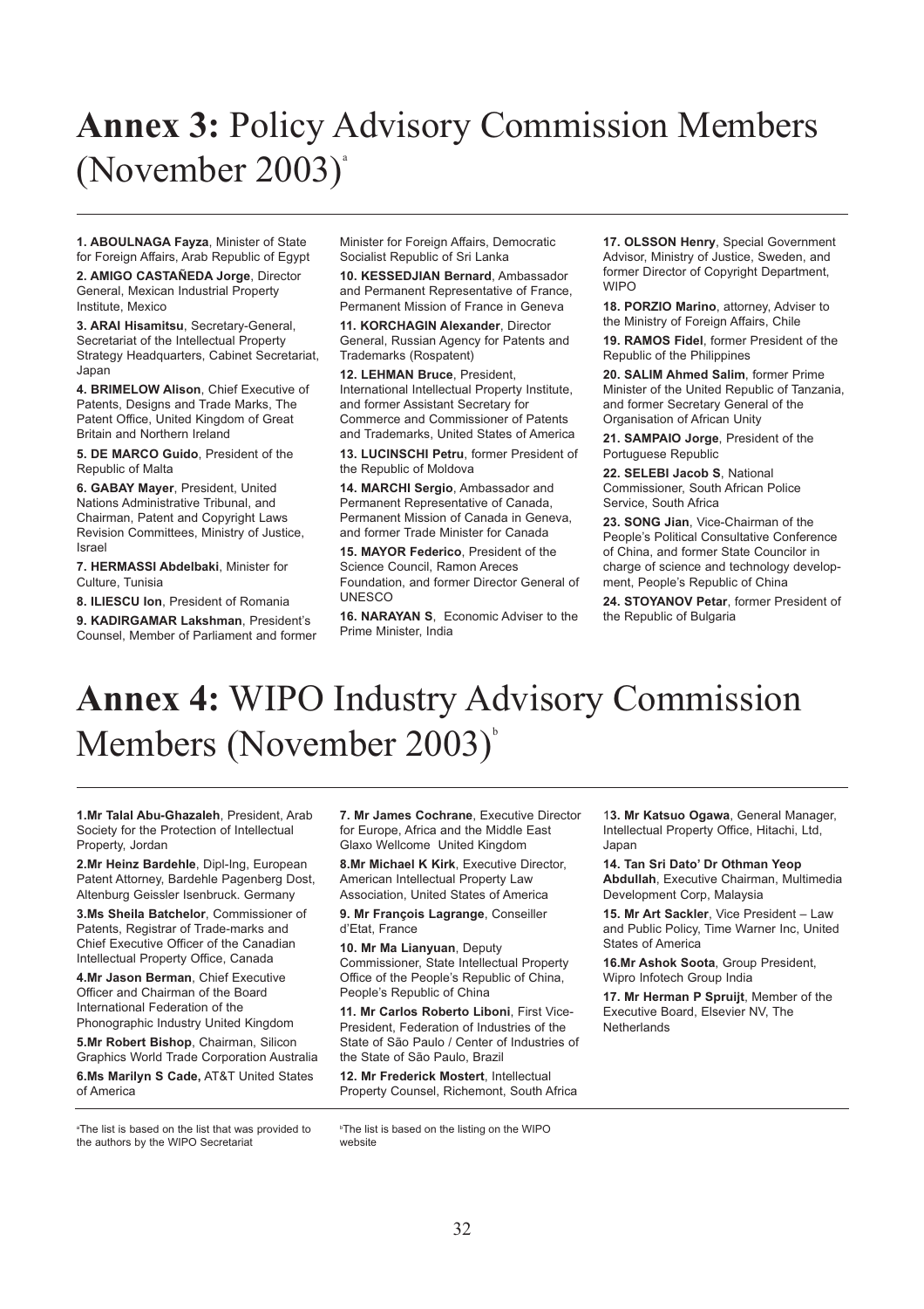# **Annex 3:** Policy Advisory Commission Members (November 2003)[a]

**1. ABOULNAGA Fayza**, Minister of State for Foreign Affairs, Arab Republic of Egypt

**2. AMIGO CASTAÑEDA Jorge**, Director General, Mexican Industrial Property Institute, Mexico

**3. ARAI Hisamitsu**, Secretary-General, Secretariat of the Intellectual Property Strategy Headquarters, Cabinet Secretariat, Japan

**4. BRIMELOW Alison**, Chief Executive of Patents, Designs and Trade Marks, The Patent Office, United Kingdom of Great Britain and Northern Ireland

**5. DE MARCO Guido**, President of the Republic of Malta

**6. GABAY Mayer**, President, United Nations Administrative Tribunal, and Chairman, Patent and Copyright Laws Revision Committees, Ministry of Justice, Israel

**7. HERMASSI Abdelbaki**, Minister for Culture, Tunisia

**8. ILIESCU Ion**, President of Romania

**9. KADIRGAMAR Lakshman**, President's Counsel, Member of Parliament and former Minister for Foreign Affairs, Democratic Socialist Republic of Sri Lanka

**10. KESSEDJIAN Bernard**, Ambassador and Permanent Representative of France, Permanent Mission of France in Geneva

**11. KORCHAGIN Alexander**, Director General, Russian Agency for Patents and Trademarks (Rospatent)

**12. LEHMAN Bruce**, President, International Intellectual Property Institute, and former Assistant Secretary for Commerce and Commissioner of Patents and Trademarks, United States of America

**13. LUCINSCHI Petru**, former President of the Republic of Moldova

**14. MARCHI Sergio**, Ambassador and Permanent Representative of Canada, Permanent Mission of Canada in Geneva, and former Trade Minister for Canada

**15. MAYOR Federico**, President of the Science Council, Ramon Areces Foundation, and former Director General of UNESCO

**16. NARAYAN S**, Economic Adviser to the Prime Minister, India

**17. OLSSON Henry**, Special Government Advisor, Ministry of Justice, Sweden, and former Director of Copyright Department, WIPO

**18. PORZIO Marino**, attorney, Adviser to the Ministry of Foreign Affairs, Chile

**19. RAMOS Fidel**, former President of the Republic of the Philippines

**20. SALIM Ahmed Salim**, former Prime Minister of the United Republic of Tanzania, and former Secretary General of the Organisation of African Unity

**21. SAMPAIO Jorge**, President of the Portuguese Republic

**22. SELEBI Jacob S**, National Commissioner, South African Police Service, South Africa

**23. SONG Jian**, Vice-Chairman of the People's Political Consultative Conference of China, and former State Councilor in charge of science and technology development, People's Republic of China

**24. STOYANOV Petar**, former President of the Republic of Bulgaria

# **Annex 4:** WIPO Industry Advisory Commission Members (November 2003)[b]

**1.Mr Talal Abu-Ghazaleh**, President, Arab Society for the Protection of Intellectual Property, Jordan

**2.Mr Heinz Bardehle**, Dipl-Ing, European Patent Attorney, Bardehle Pagenberg Dost, Altenburg Geissler Isenbruck. Germany

**3.Ms Sheila Batchelor**, Commissioner of Patents, Registrar of Trade-marks and Chief Executive Officer of the Canadian Intellectual Property Office, Canada

**4.Mr Jason Berman**, Chief Executive Officer and Chairman of the Board International Federation of the Phonographic Industry United Kingdom

**5.Mr Robert Bishop**, Chairman, Silicon Graphics World Trade Corporation Australia

**6.Ms Marilyn S Cade,** AT&T United States of America

**7. Mr James Cochrane**, Executive Director for Europe, Africa and the Middle East Glaxo Wellcome United Kingdom

**8.Mr Michael K Kirk**, Executive Director, American Intellectual Property Law Association, United States of America

**9. Mr François Lagrange**, Conseiller d'Etat, France

**10. Mr Ma Lianyuan**, Deputy Commissioner, State Intellectual Property Office of the People's Republic of China, People's Republic of China

**11. Mr Carlos Roberto Liboni**, First Vice-President, Federation of Industries of the State of São Paulo / Center of Industries of the State of São Paulo, Brazil

**12. Mr Frederick Mostert**, Intellectual Property Counsel, Richemont, South Africa

**13. Mr Katsuo Ogawa**, General Manager, Intellectual Property Office, Hitachi, Ltd, Japan

**14. Tan Sri Dato' Dr Othman Yeop Abdullah**, Executive Chairman, Multimedia Development Corp, Malaysia

**15. Mr Art Sackler**, Vice President – Law and Public Policy, Time Warner Inc, United States of America

**16.Mr Ashok Soota**, Group President, Wipro Infotech Group India

**17. Mr Herman P Spruijt**, Member of the Executive Board, Elsevier NV, The Netherlands

[a]The list is based on the list that was provided to the authors by the WIPO Secretariat

[b]The list is based on the listing on the WIPO website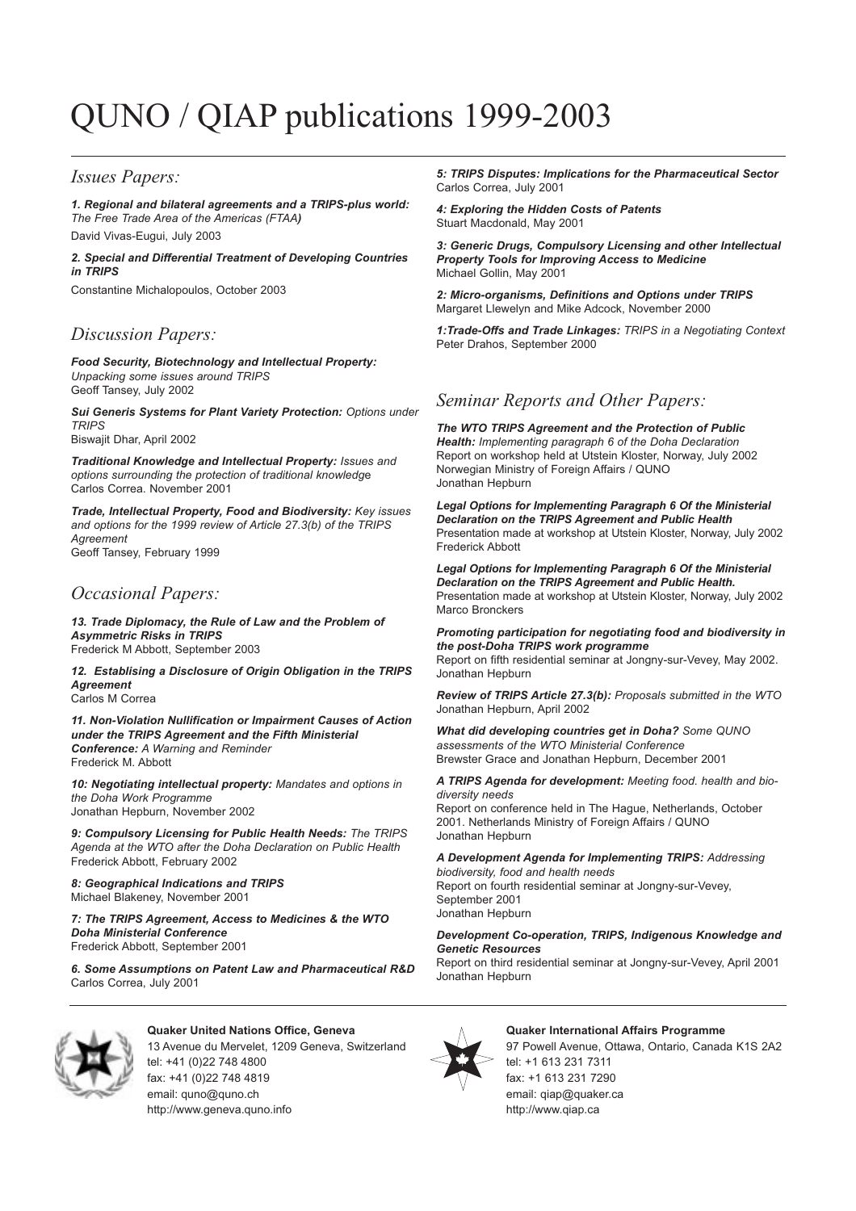# QUNO / QIAP publications 1999-2003

## *Issues Papers:*

***1. Regional and bilateral agreements and a TRIPS-plus world:*** *The Free Trade Area of the Americas (FTAA)*
David Vivas-Eugui, July 2003

***2. Special and Differential Treatment of Developing Countries in TRIPS***
Constantine Michalopoulos, October 2003

## *Discussion Papers:*

***Food Security, Biotechnology and Intellectual Property:*** *Unpacking some issues around TRIPS*
Geoff Tansey, July 2002

***Sui Generis Systems for Plant Variety Protection:*** *Options under TRIPS*
Biswajit Dhar, April 2002

***Traditional Knowledge and Intellectual Property:*** *Issues and options surrounding the protection of traditional knowledge*
Carlos Correa. November 2001

***Trade, Intellectual Property, Food and Biodiversity:*** *Key issues and options for the 1999 review of Article 27.3(b) of the TRIPS Agreement*
Geoff Tansey, February 1999

## *Occasional Papers:*

***13. Trade Diplomacy, the Rule of Law and the Problem of Asymmetric Risks in TRIPS***
Frederick M Abbott, September 2003

***12. Establising a Disclosure of Origin Obligation in the TRIPS Agreement***
Carlos M Correa

***11. Non-Violation Nullification or Impairment Causes of Action under the TRIPS Agreement and the Fifth Ministerial Conference:*** *A Warning and Reminder*
Frederick M. Abbott

***10: Negotiating intellectual property:*** *Mandates and options in the Doha Work Programme*
Jonathan Hepburn, November 2002

***9: Compulsory Licensing for Public Health Needs:*** *The TRIPS Agenda at the WTO after the Doha Declaration on Public Health*
Frederick Abbott, February 2002

***8: Geographical Indications and TRIPS***
Michael Blakeney, November 2001

***7: The TRIPS Agreement, Access to Medicines & the WTO Doha Ministerial Conference***
Frederick Abbott, September 2001

***6. Some Assumptions on Patent Law and Pharmaceutical R&D***
Carlos Correa, July 2001

***5: TRIPS Disputes: Implications for the Pharmaceutical Sector***
Carlos Correa, July 2001

***4: Exploring the Hidden Costs of Patents***
Stuart Macdonald, May 2001

***3: Generic Drugs, Compulsory Licensing and other Intellectual Property Tools for Improving Access to Medicine***
Michael Gollin, May 2001

***2: Micro-organisms, Definitions and Options under TRIPS***
Margaret Llewelyn and Mike Adcock, November 2000

***1:Trade-Offs and Trade Linkages:*** *TRIPS in a Negotiating Context*
Peter Drahos, September 2000

## *Seminar Reports and Other Papers:*

***The WTO TRIPS Agreement and the Protection of Public Health:*** *Implementing paragraph 6 of the Doha Declaration*
Report on workshop held at Utstein Kloster, Norway, July 2002
Norwegian Ministry of Foreign Affairs / QUNO
Jonathan Hepburn

***Legal Options for Implementing Paragraph 6 Of the Ministerial Declaration on the TRIPS Agreement and Public Health***
Presentation made at workshop at Utstein Kloster, Norway, July 2002
Frederick Abbott

***Legal Options for Implementing Paragraph 6 Of the Ministerial Declaration on the TRIPS Agreement and Public Health.***
Presentation made at workshop at Utstein Kloster, Norway, July 2002
Marco Bronckers

***Promoting participation for negotiating food and biodiversity in the post-Doha TRIPS work programme***
Report on fifth residential seminar at Jongny-sur-Vevey, May 2002.
Jonathan Hepburn

***Review of TRIPS Article 27.3(b):*** *Proposals submitted in the WTO*
Jonathan Hepburn, April 2002

***What did developing countries get in Doha?*** *Some QUNO assessments of the WTO Ministerial Conference*
Brewster Grace and Jonathan Hepburn, December 2001

***A TRIPS Agenda for development:*** *Meeting food. health and bio-diversity needs*
Report on conference held in The Hague, Netherlands, October 2001. Netherlands Ministry of Foreign Affairs / QUNO
Jonathan Hepburn

***A Development Agenda for Implementing TRIPS:*** *Addressing biodiversity, food and health needs*
Report on fourth residential seminar at Jongny-sur-Vevey, September 2001
Jonathan Hepburn

***Development Co-operation, TRIPS, Indigenous Knowledge and Genetic Resources***
Report on third residential seminar at Jongny-sur-Vevey, April 2001
Jonathan Hepburn

---

**Quaker United Nations Office, Geneva**
13 Avenue du Mervelet, 1209 Geneva, Switzerland
tel: +41 (0)22 748 4800
fax: +41 (0)22 748 4819
email: quno@quno.ch
http://www.geneva.quno.info

**Quaker International Affairs Programme**
97 Powell Avenue, Ottawa, Ontario, Canada K1S 2A2
tel: +1 613 231 7311
fax: +1 613 231 7290
email: qiap@quaker.ca
http://www.qiap.ca